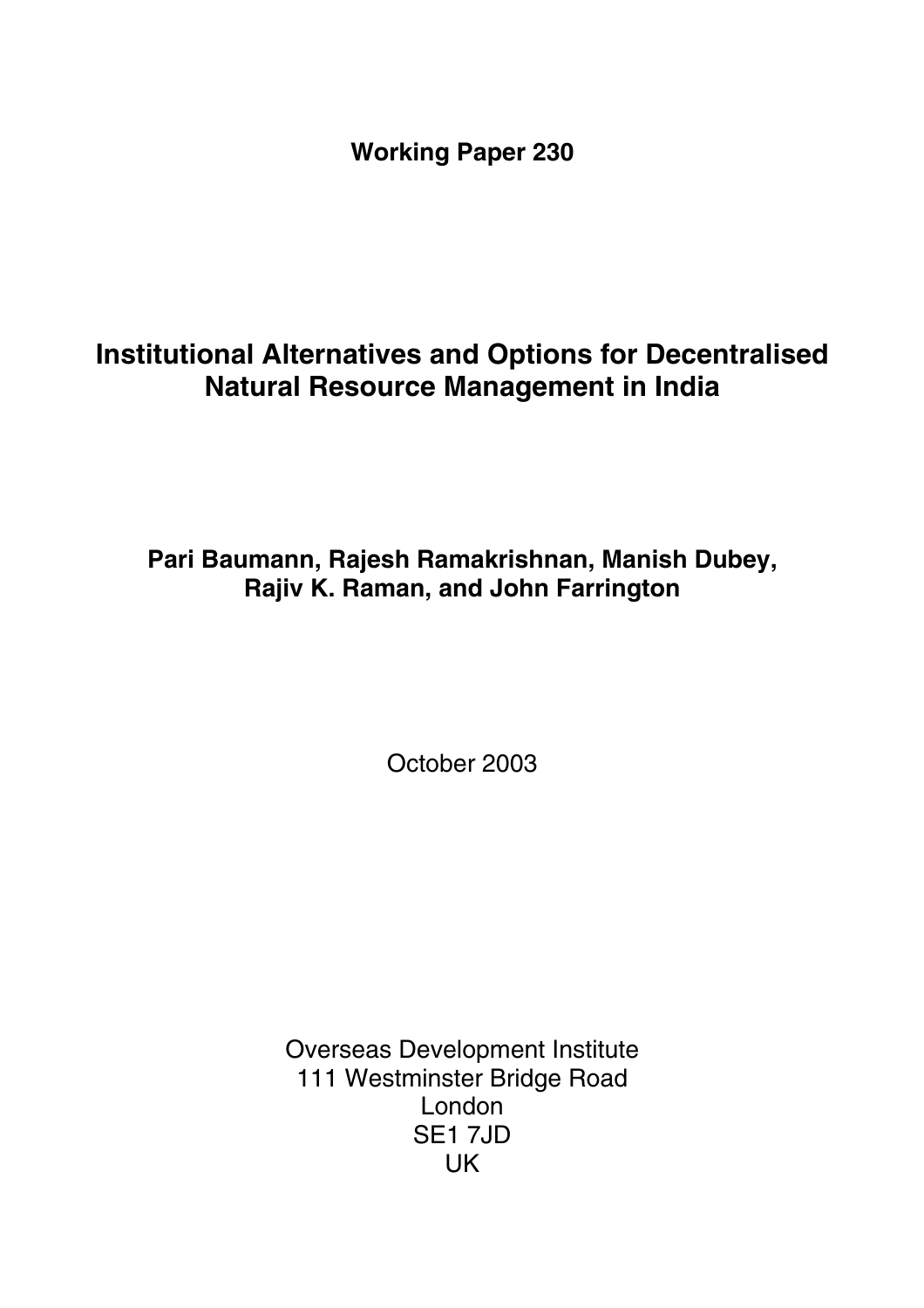**Working Paper 230**

# Institutional Alternatives and Options for Decentralised Natural Resource Management in India

**Pari Baumann, Rajesh Ramakrishnan, Manish Dubey, Rajiv K. Raman, and John Farrington**

October 2003

Overseas Development Institute
111 Westminster Bridge Road
London
SE1 7JD
UK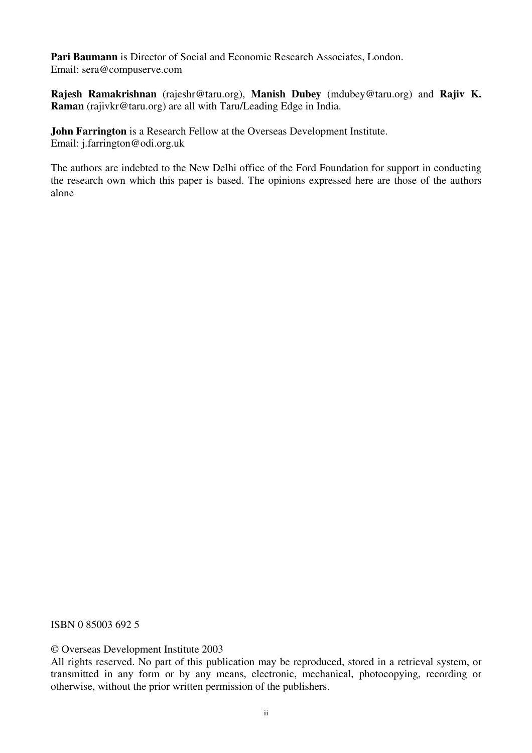**Pari Baumann** is Director of Social and Economic Research Associates, London.
Email: sera@compuserve.com

**Rajesh Ramakrishnan** (rajeshr@taru.org), **Manish Dubey** (mdubey@taru.org) and **Rajiv K. Raman** (rajivkr@taru.org) are all with Taru/Leading Edge in India.

**John Farrington** is a Research Fellow at the Overseas Development Institute.
Email: j.farrington@odi.org.uk

The authors are indebted to the New Delhi office of the Ford Foundation for support in conducting the research own which this paper is based. The opinions expressed here are those of the authors alone

ISBN 0 85003 692 5

© Overseas Development Institute 2003
All rights reserved. No part of this publication may be reproduced, stored in a retrieval system, or transmitted in any form or by any means, electronic, mechanical, photocopying, recording or otherwise, without the prior written permission of the publishers.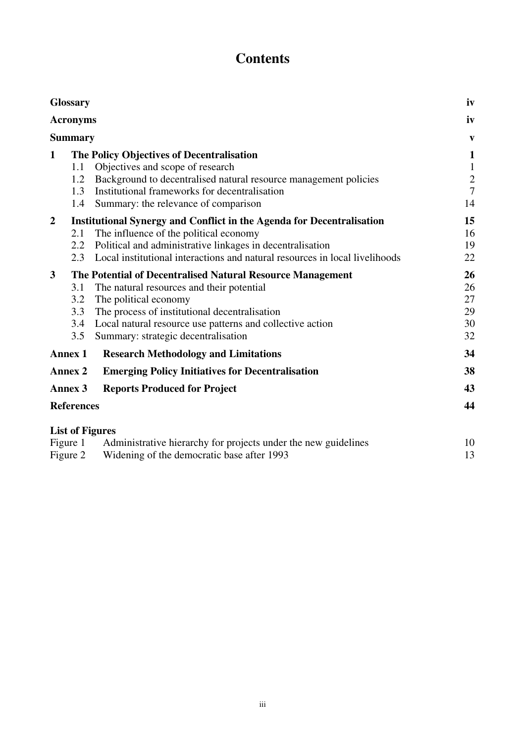# Contents

| | | |
|---|---|---|
| **Glossary** | | **iv** |
| **Acronyms** | | **iv** |
| **Summary** | | **v** |
| **1** | **The Policy Objectives of Decentralisation** | **1** |
| 1.1 | Objectives and scope of research | 1 |
| 1.2 | Background to decentralised natural resource management policies | 2 |
| 1.3 | Institutional frameworks for decentralisation | 7 |
| 1.4 | Summary: the relevance of comparison | 14 |
| **2** | **Institutional Synergy and Conflict in the Agenda for Decentralisation** | **15** |
| 2.1 | The influence of the political economy | 16 |
| 2.2 | Political and administrative linkages in decentralisation | 19 |
| 2.3 | Local institutional interactions and natural resources in local livelihoods | 22 |
| **3** | **The Potential of Decentralised Natural Resource Management** | **26** |
| 3.1 | The natural resources and their potential | 26 |
| 3.2 | The political economy | 27 |
| 3.3 | The process of institutional decentralisation | 29 |
| 3.4 | Local natural resource use patterns and collective action | 30 |
| 3.5 | Summary: strategic decentralisation | 32 |
| **Annex 1** | **Research Methodology and Limitations** | **34** |
| **Annex 2** | **Emerging Policy Initiatives for Decentralisation** | **38** |
| **Annex 3** | **Reports Produced for Project** | **43** |
| **References** | | **44** |

**List of Figures**

| | | |
|---|---|---|
| Figure 1 | Administrative hierarchy for projects under the new guidelines | 10 |
| Figure 2 | Widening of the democratic base after 1993 | 13 |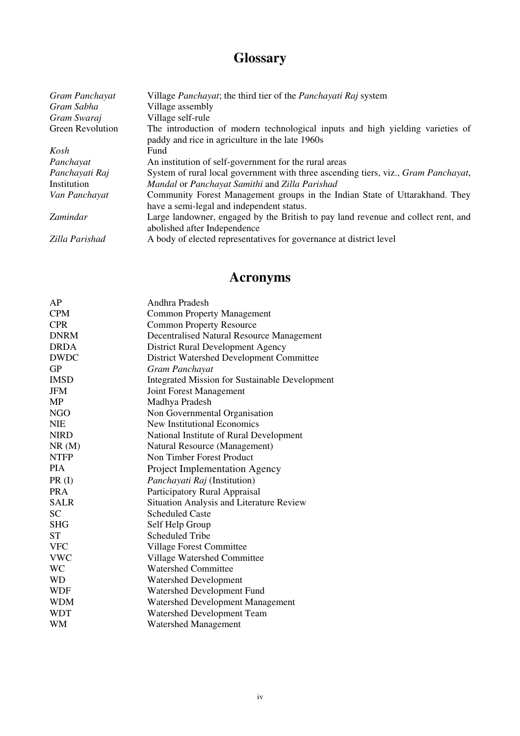# Glossary

| | |
|---|---|
| *Gram Panchayat* | Village *Panchayat*; the third tier of the *Panchayati Raj* system |
| *Gram Sabha* | Village assembly |
| *Gram Swaraj* | Village self-rule |
| Green Revolution | The introduction of modern technological inputs and high yielding varieties of paddy and rice in agriculture in the late 1960s |
| *Kosh* | Fund |
| *Panchayat* | An institution of self-government for the rural areas |
| *Panchayati Raj* Institution | System of rural local government with three ascending tiers, viz., *Gram Panchayat*, *Mandal* or *Panchayat Samithi* and *Zilla Parishad* |
| *Van Panchayat* | Community Forest Management groups in the Indian State of Uttarakhand. They have a semi-legal and independent status. |
| *Zamindar* | Large landowner, engaged by the British to pay land revenue and collect rent, and abolished after Independence |
| *Zilla Parishad* | A body of elected representatives for governance at district level |

# Acronyms

| | |
|---|---|
| AP | Andhra Pradesh |
| CPM | Common Property Management |
| CPR | Common Property Resource |
| DNRM | Decentralised Natural Resource Management |
| DRDA | District Rural Development Agency |
| DWDC | District Watershed Development Committee |
| GP | *Gram Panchayat* |
| IMSD | Integrated Mission for Sustainable Development |
| JFM | Joint Forest Management |
| MP | Madhya Pradesh |
| NGO | Non Governmental Organisation |
| NIE | New Institutional Economics |
| NIRD | National Institute of Rural Development |
| NR (M) | Natural Resource (Management) |
| NTFP | Non Timber Forest Product |
| PIA | Project Implementation Agency |
| PR (I) | *Panchayati Raj* (Institution) |
| PRA | Participatory Rural Appraisal |
| SALR | Situation Analysis and Literature Review |
| SC | Scheduled Caste |
| SHG | Self Help Group |
| ST | Scheduled Tribe |
| VFC | Village Forest Committee |
| VWC | Village Watershed Committee |
| WC | Watershed Committee |
| WD | Watershed Development |
| WDF | Watershed Development Fund |
| WDM | Watershed Development Management |
| WDT | Watershed Development Team |
| WM | Watershed Management |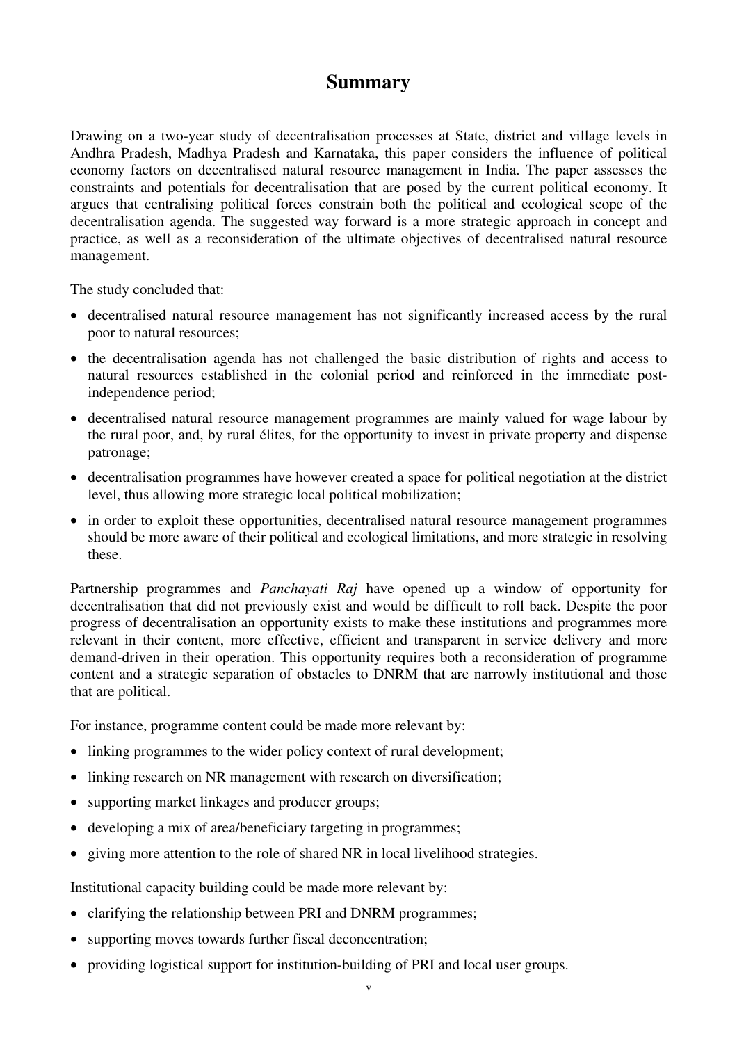# Summary

Drawing on a two-year study of decentralisation processes at State, district and village levels in Andhra Pradesh, Madhya Pradesh and Karnataka, this paper considers the influence of political economy factors on decentralised natural resource management in India. The paper assesses the constraints and potentials for decentralisation that are posed by the current political economy. It argues that centralising political forces constrain both the political and ecological scope of the decentralisation agenda. The suggested way forward is a more strategic approach in concept and practice, as well as a reconsideration of the ultimate objectives of decentralised natural resource management.

The study concluded that:

- decentralised natural resource management has not significantly increased access by the rural poor to natural resources;
- the decentralisation agenda has not challenged the basic distribution of rights and access to natural resources established in the colonial period and reinforced in the immediate post-independence period;
- decentralised natural resource management programmes are mainly valued for wage labour by the rural poor, and, by rural élites, for the opportunity to invest in private property and dispense patronage;
- decentralisation programmes have however created a space for political negotiation at the district level, thus allowing more strategic local political mobilization;
- in order to exploit these opportunities, decentralised natural resource management programmes should be more aware of their political and ecological limitations, and more strategic in resolving these.

Partnership programmes and *Panchayati Raj* have opened up a window of opportunity for decentralisation that did not previously exist and would be difficult to roll back. Despite the poor progress of decentralisation an opportunity exists to make these institutions and programmes more relevant in their content, more effective, efficient and transparent in service delivery and more demand-driven in their operation. This opportunity requires both a reconsideration of programme content and a strategic separation of obstacles to DNRM that are narrowly institutional and those that are political.

For instance, programme content could be made more relevant by:

- linking programmes to the wider policy context of rural development;
- linking research on NR management with research on diversification;
- supporting market linkages and producer groups;
- developing a mix of area/beneficiary targeting in programmes;
- giving more attention to the role of shared NR in local livelihood strategies.

Institutional capacity building could be made more relevant by:

- clarifying the relationship between PRI and DNRM programmes;
- supporting moves towards further fiscal deconcentration;
- providing logistical support for institution-building of PRI and local user groups.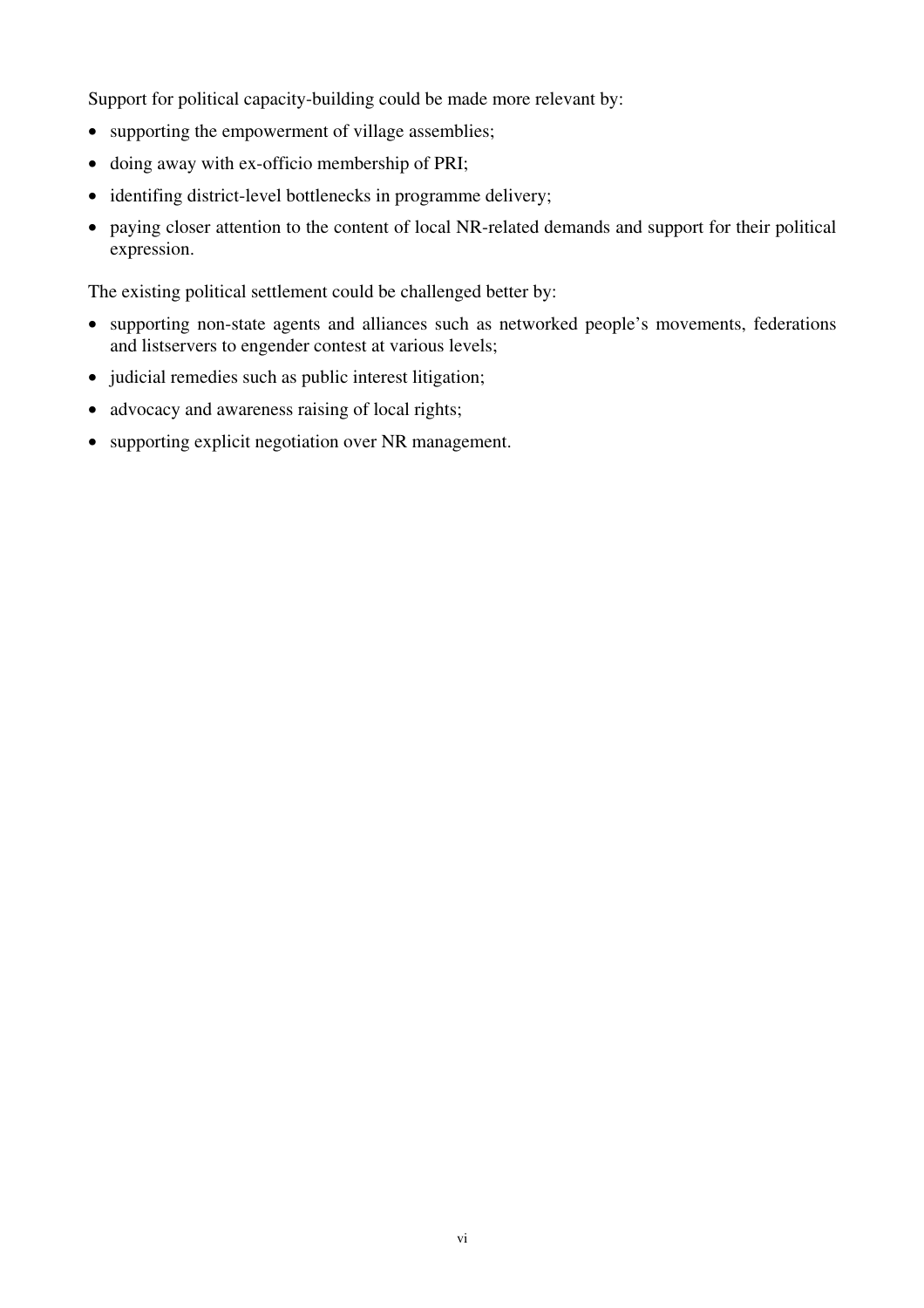Support for political capacity-building could be made more relevant by:

- supporting the empowerment of village assemblies;
- doing away with ex-officio membership of PRI;
- identifing district-level bottlenecks in programme delivery;
- paying closer attention to the content of local NR-related demands and support for their political expression.

The existing political settlement could be challenged better by:

- supporting non-state agents and alliances such as networked people's movements, federations and listservers to engender contest at various levels;
- judicial remedies such as public interest litigation;
- advocacy and awareness raising of local rights;
- supporting explicit negotiation over NR management.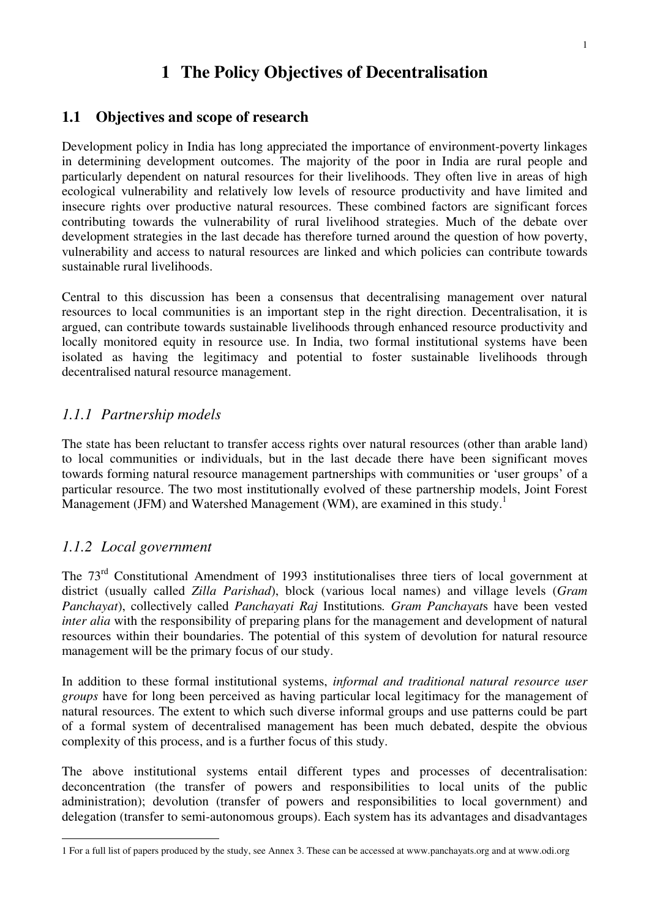# 1 The Policy Objectives of Decentralisation

## 1.1 Objectives and scope of research

Development policy in India has long appreciated the importance of environment-poverty linkages in determining development outcomes. The majority of the poor in India are rural people and particularly dependent on natural resources for their livelihoods. They often live in areas of high ecological vulnerability and relatively low levels of resource productivity and have limited and insecure rights over productive natural resources. These combined factors are significant forces contributing towards the vulnerability of rural livelihood strategies. Much of the debate over development strategies in the last decade has therefore turned around the question of how poverty, vulnerability and access to natural resources are linked and which policies can contribute towards sustainable rural livelihoods.

Central to this discussion has been a consensus that decentralising management over natural resources to local communities is an important step in the right direction. Decentralisation, it is argued, can contribute towards sustainable livelihoods through enhanced resource productivity and locally monitored equity in resource use. In India, two formal institutional systems have been isolated as having the legitimacy and potential to foster sustainable livelihoods through decentralised natural resource management.

### *1.1.1 Partnership models*

The state has been reluctant to transfer access rights over natural resources (other than arable land) to local communities or individuals, but in the last decade there have been significant moves towards forming natural resource management partnerships with communities or 'user groups' of a particular resource. The two most institutionally evolved of these partnership models, Joint Forest Management (JFM) and Watershed Management (WM), are examined in this study.[1]

### *1.1.2 Local government*

The 73rd Constitutional Amendment of 1993 institutionalises three tiers of local government at district (usually called *Zilla Parishad*), block (various local names) and village levels (*Gram Panchayat*), collectively called *Panchayati Raj* Institutions. *Gram Panchayat*s have been vested *inter alia* with the responsibility of preparing plans for the management and development of natural resources within their boundaries. The potential of this system of devolution for natural resource management will be the primary focus of our study.

In addition to these formal institutional systems, *informal and traditional natural resource user groups* have for long been perceived as having particular local legitimacy for the management of natural resources. The extent to which such diverse informal groups and use patterns could be part of a formal system of decentralised management has been much debated, despite the obvious complexity of this process, and is a further focus of this study.

The above institutional systems entail different types and processes of decentralisation: deconcentration (the transfer of powers and responsibilities to local units of the public administration); devolution (transfer of powers and responsibilities to local government) and delegation (transfer to semi-autonomous groups). Each system has its advantages and disadvantages

---

1 For a full list of papers produced by the study, see Annex 3. These can be accessed at www.panchayats.org and at www.odi.org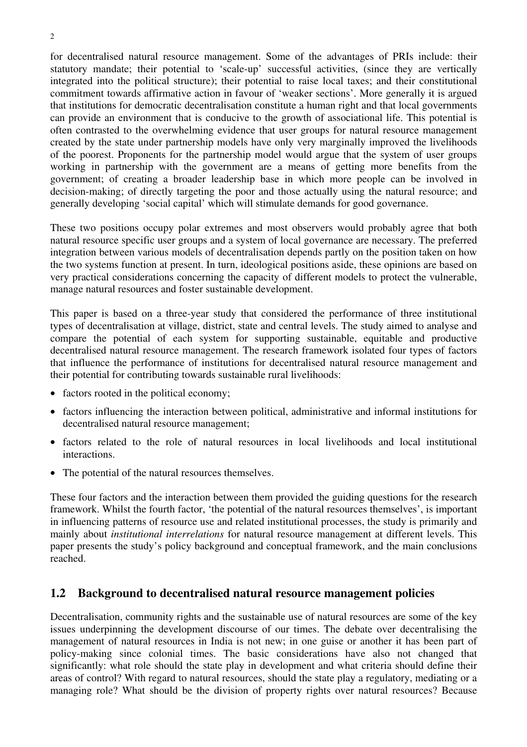for decentralised natural resource management. Some of the advantages of PRIs include: their statutory mandate; their potential to 'scale-up' successful activities, (since they are vertically integrated into the political structure); their potential to raise local taxes; and their constitutional commitment towards affirmative action in favour of 'weaker sections'. More generally it is argued that institutions for democratic decentralisation constitute a human right and that local governments can provide an environment that is conducive to the growth of associational life. This potential is often contrasted to the overwhelming evidence that user groups for natural resource management created by the state under partnership models have only very marginally improved the livelihoods of the poorest. Proponents for the partnership model would argue that the system of user groups working in partnership with the government are a means of getting more benefits from the government; of creating a broader leadership base in which more people can be involved in decision-making; of directly targeting the poor and those actually using the natural resource; and generally developing 'social capital' which will stimulate demands for good governance.

These two positions occupy polar extremes and most observers would probably agree that both natural resource specific user groups and a system of local governance are necessary. The preferred integration between various models of decentralisation depends partly on the position taken on how the two systems function at present. In turn, ideological positions aside, these opinions are based on very practical considerations concerning the capacity of different models to protect the vulnerable, manage natural resources and foster sustainable development.

This paper is based on a three-year study that considered the performance of three institutional types of decentralisation at village, district, state and central levels. The study aimed to analyse and compare the potential of each system for supporting sustainable, equitable and productive decentralised natural resource management. The research framework isolated four types of factors that influence the performance of institutions for decentralised natural resource management and their potential for contributing towards sustainable rural livelihoods:

- factors rooted in the political economy;
- factors influencing the interaction between political, administrative and informal institutions for decentralised natural resource management;
- factors related to the role of natural resources in local livelihoods and local institutional interactions.
- The potential of the natural resources themselves.

These four factors and the interaction between them provided the guiding questions for the research framework. Whilst the fourth factor, 'the potential of the natural resources themselves', is important in influencing patterns of resource use and related institutional processes, the study is primarily and mainly about *institutional interrelations* for natural resource management at different levels. This paper presents the study's policy background and conceptual framework, and the main conclusions reached.

## 1.2 Background to decentralised natural resource management policies

Decentralisation, community rights and the sustainable use of natural resources are some of the key issues underpinning the development discourse of our times. The debate over decentralising the management of natural resources in India is not new; in one guise or another it has been part of policy-making since colonial times. The basic considerations have also not changed that significantly: what role should the state play in development and what criteria should define their areas of control? With regard to natural resources, should the state play a regulatory, mediating or a managing role? What should be the division of property rights over natural resources? Because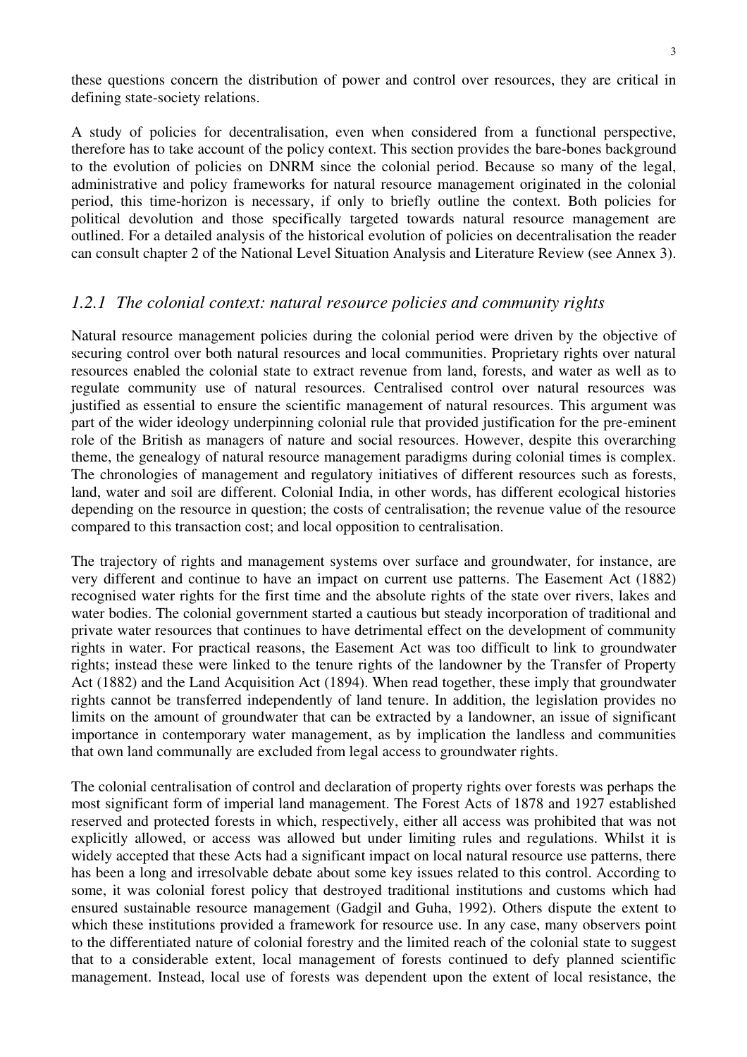these questions concern the distribution of power and control over resources, they are critical in defining state-society relations.

A study of policies for decentralisation, even when considered from a functional perspective, therefore has to take account of the policy context. This section provides the bare-bones background to the evolution of policies on DNRM since the colonial period. Because so many of the legal, administrative and policy frameworks for natural resource management originated in the colonial period, this time-horizon is necessary, if only to briefly outline the context. Both policies for political devolution and those specifically targeted towards natural resource management are outlined. For a detailed analysis of the historical evolution of policies on decentralisation the reader can consult chapter 2 of the National Level Situation Analysis and Literature Review (see Annex 3).

### *1.2.1 The colonial context: natural resource policies and community rights*

Natural resource management policies during the colonial period were driven by the objective of securing control over both natural resources and local communities. Proprietary rights over natural resources enabled the colonial state to extract revenue from land, forests, and water as well as to regulate community use of natural resources. Centralised control over natural resources was justified as essential to ensure the scientific management of natural resources. This argument was part of the wider ideology underpinning colonial rule that provided justification for the pre-eminent role of the British as managers of nature and social resources. However, despite this overarching theme, the genealogy of natural resource management paradigms during colonial times is complex. The chronologies of management and regulatory initiatives of different resources such as forests, land, water and soil are different. Colonial India, in other words, has different ecological histories depending on the resource in question; the costs of centralisation; the revenue value of the resource compared to this transaction cost; and local opposition to centralisation.

The trajectory of rights and management systems over surface and groundwater, for instance, are very different and continue to have an impact on current use patterns. The Easement Act (1882) recognised water rights for the first time and the absolute rights of the state over rivers, lakes and water bodies. The colonial government started a cautious but steady incorporation of traditional and private water resources that continues to have detrimental effect on the development of community rights in water. For practical reasons, the Easement Act was too difficult to link to groundwater rights; instead these were linked to the tenure rights of the landowner by the Transfer of Property Act (1882) and the Land Acquisition Act (1894). When read together, these imply that groundwater rights cannot be transferred independently of land tenure. In addition, the legislation provides no limits on the amount of groundwater that can be extracted by a landowner, an issue of significant importance in contemporary water management, as by implication the landless and communities that own land communally are excluded from legal access to groundwater rights.

The colonial centralisation of control and declaration of property rights over forests was perhaps the most significant form of imperial land management. The Forest Acts of 1878 and 1927 established reserved and protected forests in which, respectively, either all access was prohibited that was not explicitly allowed, or access was allowed but under limiting rules and regulations. Whilst it is widely accepted that these Acts had a significant impact on local natural resource use patterns, there has been a long and irresolvable debate about some key issues related to this control. According to some, it was colonial forest policy that destroyed traditional institutions and customs which had ensured sustainable resource management (Gadgil and Guha, 1992). Others dispute the extent to which these institutions provided a framework for resource use. In any case, many observers point to the differentiated nature of colonial forestry and the limited reach of the colonial state to suggest that to a considerable extent, local management of forests continued to defy planned scientific management. Instead, local use of forests was dependent upon the extent of local resistance, the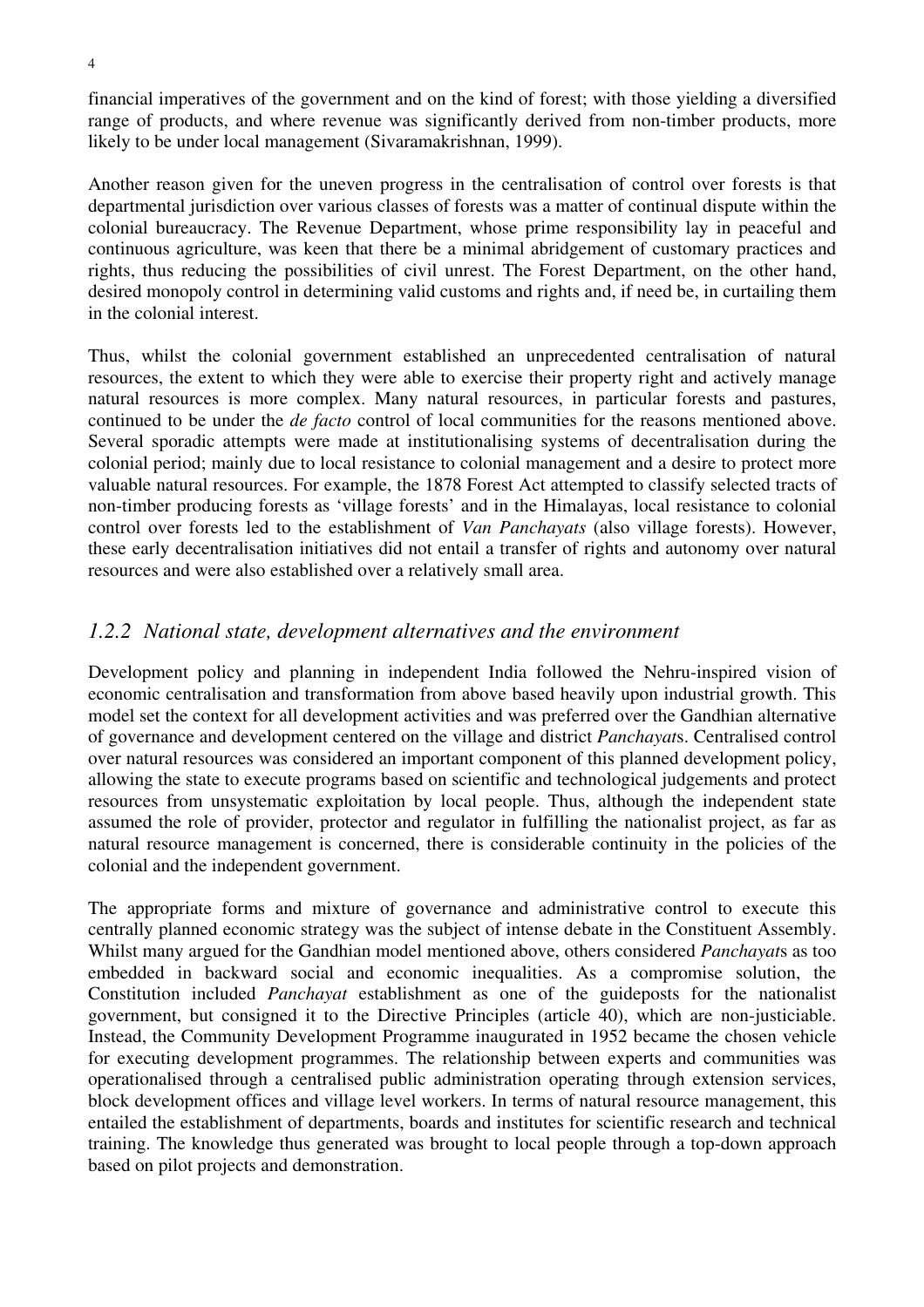financial imperatives of the government and on the kind of forest; with those yielding a diversified range of products, and where revenue was significantly derived from non-timber products, more likely to be under local management (Sivaramakrishnan, 1999).

Another reason given for the uneven progress in the centralisation of control over forests is that departmental jurisdiction over various classes of forests was a matter of continual dispute within the colonial bureaucracy. The Revenue Department, whose prime responsibility lay in peaceful and continuous agriculture, was keen that there be a minimal abridgement of customary practices and rights, thus reducing the possibilities of civil unrest. The Forest Department, on the other hand, desired monopoly control in determining valid customs and rights and, if need be, in curtailing them in the colonial interest.

Thus, whilst the colonial government established an unprecedented centralisation of natural resources, the extent to which they were able to exercise their property right and actively manage natural resources is more complex. Many natural resources, in particular forests and pastures, continued to be under the *de facto* control of local communities for the reasons mentioned above. Several sporadic attempts were made at institutionalising systems of decentralisation during the colonial period; mainly due to local resistance to colonial management and a desire to protect more valuable natural resources. For example, the 1878 Forest Act attempted to classify selected tracts of non-timber producing forests as 'village forests' and in the Himalayas, local resistance to colonial control over forests led to the establishment of *Van Panchayats* (also village forests). However, these early decentralisation initiatives did not entail a transfer of rights and autonomy over natural resources and were also established over a relatively small area.

### *1.2.2 National state, development alternatives and the environment*

Development policy and planning in independent India followed the Nehru-inspired vision of economic centralisation and transformation from above based heavily upon industrial growth. This model set the context for all development activities and was preferred over the Gandhian alternative of governance and development centered on the village and district *Panchayat*s. Centralised control over natural resources was considered an important component of this planned development policy, allowing the state to execute programs based on scientific and technological judgements and protect resources from unsystematic exploitation by local people. Thus, although the independent state assumed the role of provider, protector and regulator in fulfilling the nationalist project, as far as natural resource management is concerned, there is considerable continuity in the policies of the colonial and the independent government.

The appropriate forms and mixture of governance and administrative control to execute this centrally planned economic strategy was the subject of intense debate in the Constituent Assembly. Whilst many argued for the Gandhian model mentioned above, others considered *Panchayat*s as too embedded in backward social and economic inequalities. As a compromise solution, the Constitution included *Panchayat* establishment as one of the guideposts for the nationalist government, but consigned it to the Directive Principles (article 40), which are non-justiciable. Instead, the Community Development Programme inaugurated in 1952 became the chosen vehicle for executing development programmes. The relationship between experts and communities was operationalised through a centralised public administration operating through extension services, block development offices and village level workers. In terms of natural resource management, this entailed the establishment of departments, boards and institutes for scientific research and technical training. The knowledge thus generated was brought to local people through a top-down approach based on pilot projects and demonstration.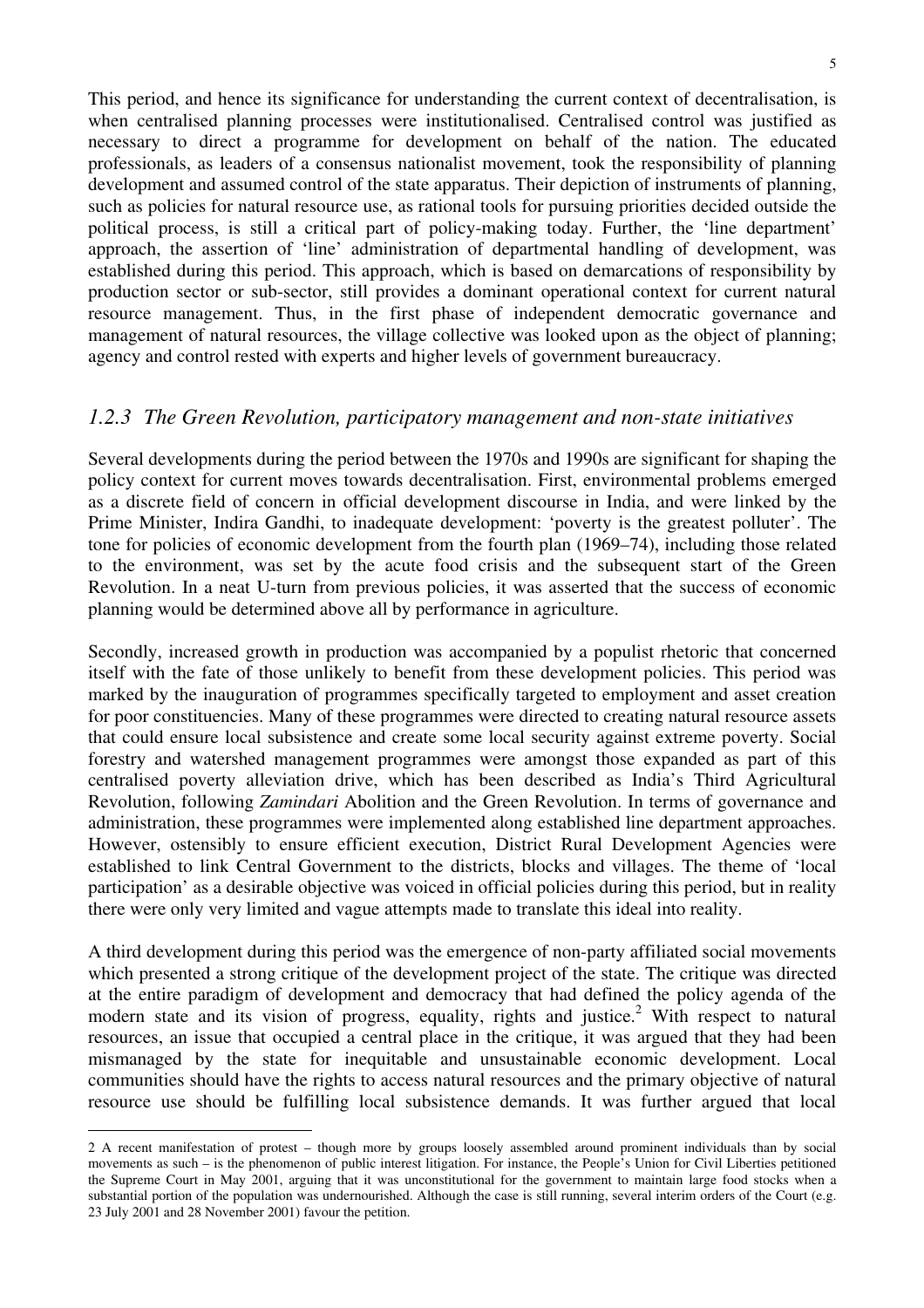This period, and hence its significance for understanding the current context of decentralisation, is when centralised planning processes were institutionalised. Centralised control was justified as necessary to direct a programme for development on behalf of the nation. The educated professionals, as leaders of a consensus nationalist movement, took the responsibility of planning development and assumed control of the state apparatus. Their depiction of instruments of planning, such as policies for natural resource use, as rational tools for pursuing priorities decided outside the political process, is still a critical part of policy-making today. Further, the 'line department' approach, the assertion of 'line' administration of departmental handling of development, was established during this period. This approach, which is based on demarcations of responsibility by production sector or sub-sector, still provides a dominant operational context for current natural resource management. Thus, in the first phase of independent democratic governance and management of natural resources, the village collective was looked upon as the object of planning; agency and control rested with experts and higher levels of government bureaucracy.

### *1.2.3 The Green Revolution, participatory management and non-state initiatives*

Several developments during the period between the 1970s and 1990s are significant for shaping the policy context for current moves towards decentralisation. First, environmental problems emerged as a discrete field of concern in official development discourse in India, and were linked by the Prime Minister, Indira Gandhi, to inadequate development: 'poverty is the greatest polluter'. The tone for policies of economic development from the fourth plan (1969–74), including those related to the environment, was set by the acute food crisis and the subsequent start of the Green Revolution. In a neat U-turn from previous policies, it was asserted that the success of economic planning would be determined above all by performance in agriculture.

Secondly, increased growth in production was accompanied by a populist rhetoric that concerned itself with the fate of those unlikely to benefit from these development policies. This period was marked by the inauguration of programmes specifically targeted to employment and asset creation for poor constituencies. Many of these programmes were directed to creating natural resource assets that could ensure local subsistence and create some local security against extreme poverty. Social forestry and watershed management programmes were amongst those expanded as part of this centralised poverty alleviation drive, which has been described as India's Third Agricultural Revolution, following *Zamindari* Abolition and the Green Revolution. In terms of governance and administration, these programmes were implemented along established line department approaches. However, ostensibly to ensure efficient execution, District Rural Development Agencies were established to link Central Government to the districts, blocks and villages. The theme of 'local participation' as a desirable objective was voiced in official policies during this period, but in reality there were only very limited and vague attempts made to translate this ideal into reality.

A third development during this period was the emergence of non-party affiliated social movements which presented a strong critique of the development project of the state. The critique was directed at the entire paradigm of development and democracy that had defined the policy agenda of the modern state and its vision of progress, equality, rights and justice.[2] With respect to natural resources, an issue that occupied a central place in the critique, it was argued that they had been mismanaged by the state for inequitable and unsustainable economic development. Local communities should have the rights to access natural resources and the primary objective of natural resource use should be fulfilling local subsistence demands. It was further argued that local

---

2 A recent manifestation of protest – though more by groups loosely assembled around prominent individuals than by social movements as such – is the phenomenon of public interest litigation. For instance, the People's Union for Civil Liberties petitioned the Supreme Court in May 2001, arguing that it was unconstitutional for the government to maintain large food stocks when a substantial portion of the population was undernourished. Although the case is still running, several interim orders of the Court (e.g. 23 July 2001 and 28 November 2001) favour the petition.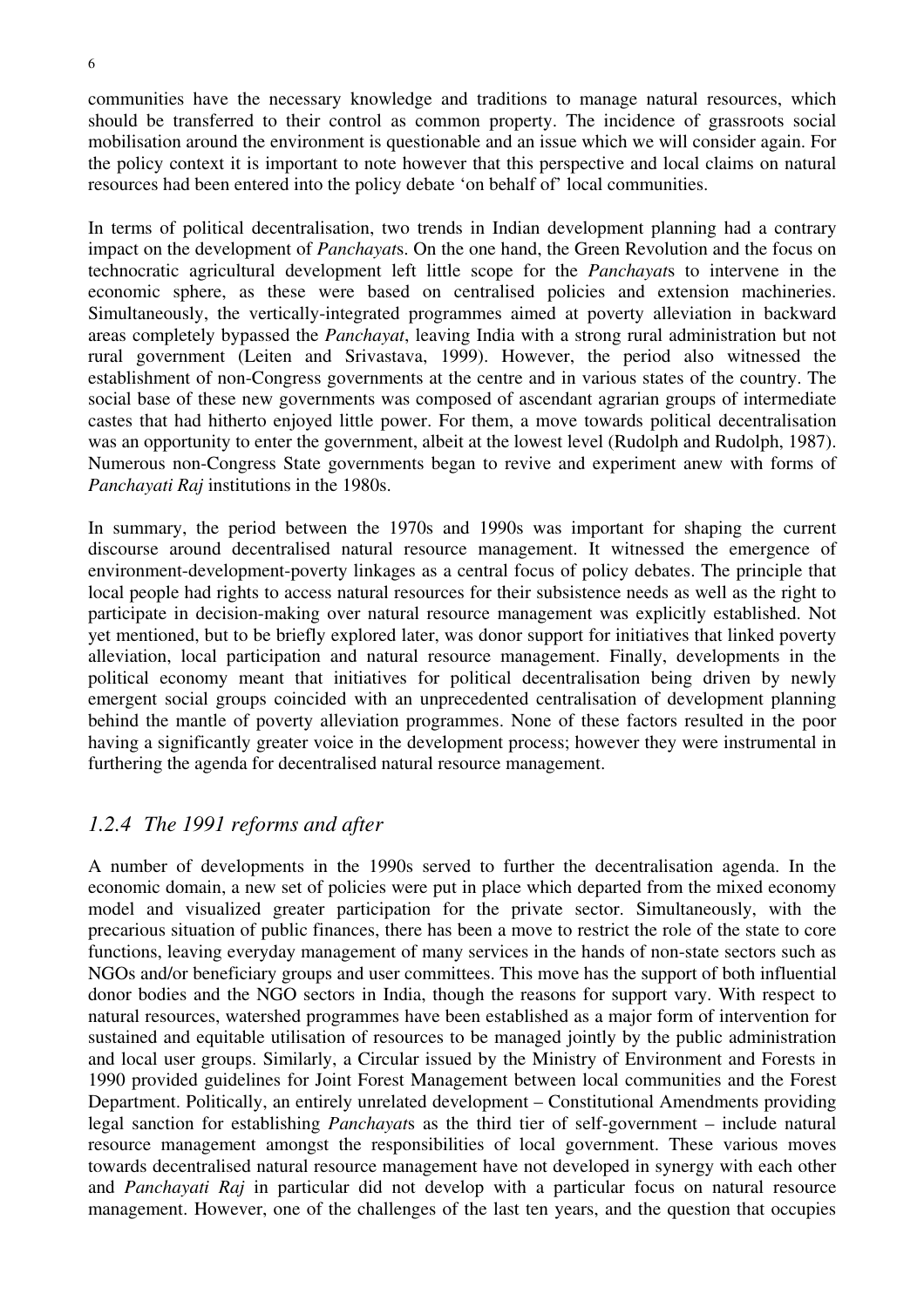communities have the necessary knowledge and traditions to manage natural resources, which should be transferred to their control as common property. The incidence of grassroots social mobilisation around the environment is questionable and an issue which we will consider again. For the policy context it is important to note however that this perspective and local claims on natural resources had been entered into the policy debate 'on behalf of' local communities.

In terms of political decentralisation, two trends in Indian development planning had a contrary impact on the development of *Panchayat*s. On the one hand, the Green Revolution and the focus on technocratic agricultural development left little scope for the *Panchayat*s to intervene in the economic sphere, as these were based on centralised policies and extension machineries. Simultaneously, the vertically-integrated programmes aimed at poverty alleviation in backward areas completely bypassed the *Panchayat*, leaving India with a strong rural administration but not rural government (Leiten and Srivastava, 1999). However, the period also witnessed the establishment of non-Congress governments at the centre and in various states of the country. The social base of these new governments was composed of ascendant agrarian groups of intermediate castes that had hitherto enjoyed little power. For them, a move towards political decentralisation was an opportunity to enter the government, albeit at the lowest level (Rudolph and Rudolph, 1987). Numerous non-Congress State governments began to revive and experiment anew with forms of *Panchayati Raj* institutions in the 1980s.

In summary, the period between the 1970s and 1990s was important for shaping the current discourse around decentralised natural resource management. It witnessed the emergence of environment-development-poverty linkages as a central focus of policy debates. The principle that local people had rights to access natural resources for their subsistence needs as well as the right to participate in decision-making over natural resource management was explicitly established. Not yet mentioned, but to be briefly explored later, was donor support for initiatives that linked poverty alleviation, local participation and natural resource management. Finally, developments in the political economy meant that initiatives for political decentralisation being driven by newly emergent social groups coincided with an unprecedented centralisation of development planning behind the mantle of poverty alleviation programmes. None of these factors resulted in the poor having a significantly greater voice in the development process; however they were instrumental in furthering the agenda for decentralised natural resource management.

### *1.2.4 The 1991 reforms and after*

A number of developments in the 1990s served to further the decentralisation agenda. In the economic domain, a new set of policies were put in place which departed from the mixed economy model and visualized greater participation for the private sector. Simultaneously, with the precarious situation of public finances, there has been a move to restrict the role of the state to core functions, leaving everyday management of many services in the hands of non-state sectors such as NGOs and/or beneficiary groups and user committees. This move has the support of both influential donor bodies and the NGO sectors in India, though the reasons for support vary. With respect to natural resources, watershed programmes have been established as a major form of intervention for sustained and equitable utilisation of resources to be managed jointly by the public administration and local user groups. Similarly, a Circular issued by the Ministry of Environment and Forests in 1990 provided guidelines for Joint Forest Management between local communities and the Forest Department. Politically, an entirely unrelated development – Constitutional Amendments providing legal sanction for establishing *Panchayat*s as the third tier of self-government – include natural resource management amongst the responsibilities of local government. These various moves towards decentralised natural resource management have not developed in synergy with each other and *Panchayati Raj* in particular did not develop with a particular focus on natural resource management. However, one of the challenges of the last ten years, and the question that occupies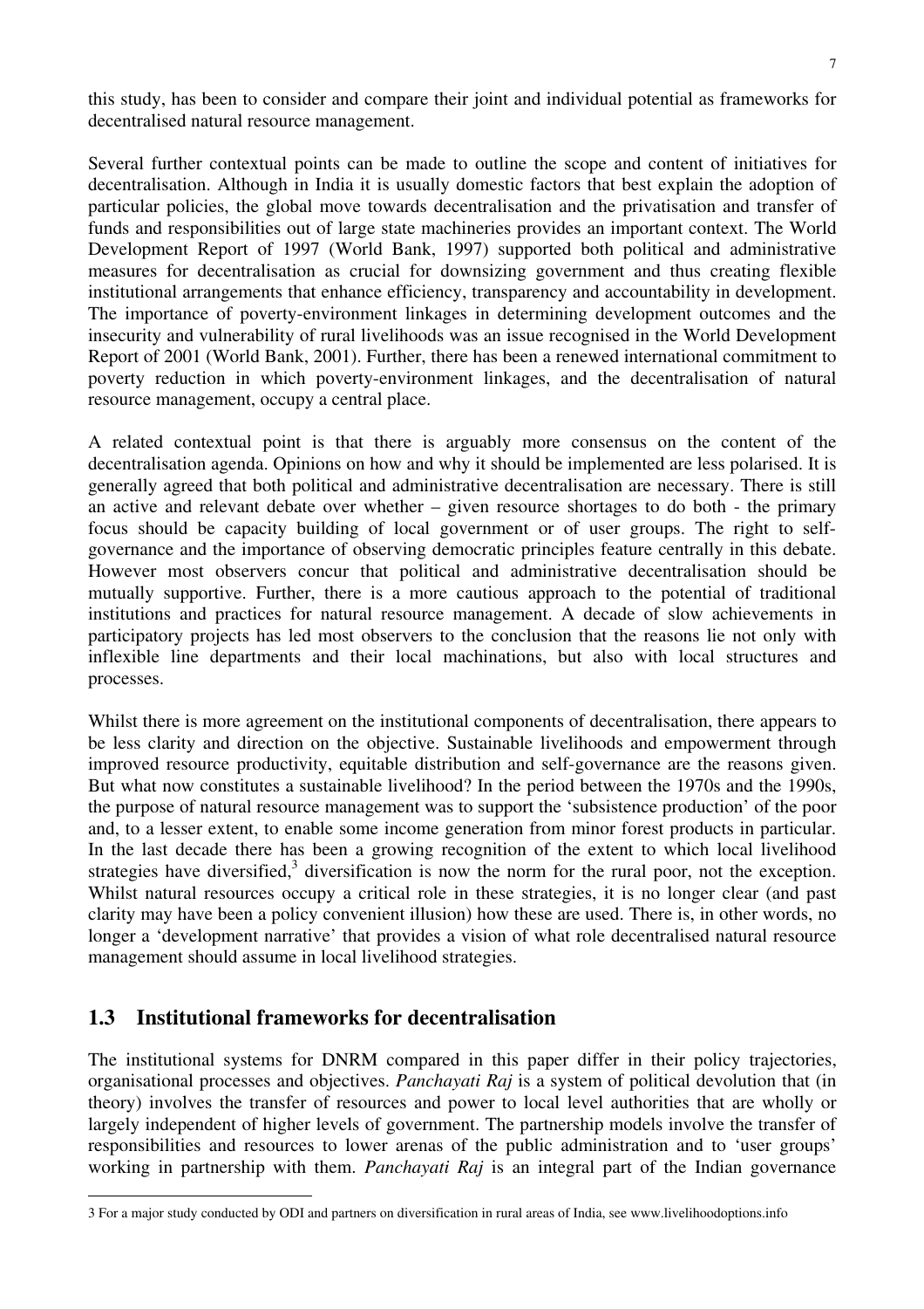this study, has been to consider and compare their joint and individual potential as frameworks for decentralised natural resource management.

Several further contextual points can be made to outline the scope and content of initiatives for decentralisation. Although in India it is usually domestic factors that best explain the adoption of particular policies, the global move towards decentralisation and the privatisation and transfer of funds and responsibilities out of large state machineries provides an important context. The World Development Report of 1997 (World Bank, 1997) supported both political and administrative measures for decentralisation as crucial for downsizing government and thus creating flexible institutional arrangements that enhance efficiency, transparency and accountability in development. The importance of poverty-environment linkages in determining development outcomes and the insecurity and vulnerability of rural livelihoods was an issue recognised in the World Development Report of 2001 (World Bank, 2001). Further, there has been a renewed international commitment to poverty reduction in which poverty-environment linkages, and the decentralisation of natural resource management, occupy a central place.

A related contextual point is that there is arguably more consensus on the content of the decentralisation agenda. Opinions on how and why it should be implemented are less polarised. It is generally agreed that both political and administrative decentralisation are necessary. There is still an active and relevant debate over whether – given resource shortages to do both - the primary focus should be capacity building of local government or of user groups. The right to self-governance and the importance of observing democratic principles feature centrally in this debate. However most observers concur that political and administrative decentralisation should be mutually supportive. Further, there is a more cautious approach to the potential of traditional institutions and practices for natural resource management. A decade of slow achievements in participatory projects has led most observers to the conclusion that the reasons lie not only with inflexible line departments and their local machinations, but also with local structures and processes.

Whilst there is more agreement on the institutional components of decentralisation, there appears to be less clarity and direction on the objective. Sustainable livelihoods and empowerment through improved resource productivity, equitable distribution and self-governance are the reasons given. But what now constitutes a sustainable livelihood? In the period between the 1970s and the 1990s, the purpose of natural resource management was to support the 'subsistence production' of the poor and, to a lesser extent, to enable some income generation from minor forest products in particular. In the last decade there has been a growing recognition of the extent to which local livelihood strategies have diversified,[3] diversification is now the norm for the rural poor, not the exception. Whilst natural resources occupy a critical role in these strategies, it is no longer clear (and past clarity may have been a policy convenient illusion) how these are used. There is, in other words, no longer a 'development narrative' that provides a vision of what role decentralised natural resource management should assume in local livelihood strategies.

## 1.3 Institutional frameworks for decentralisation

The institutional systems for DNRM compared in this paper differ in their policy trajectories, organisational processes and objectives. *Panchayati Raj* is a system of political devolution that (in theory) involves the transfer of resources and power to local level authorities that are wholly or largely independent of higher levels of government. The partnership models involve the transfer of responsibilities and resources to lower arenas of the public administration and to 'user groups' working in partnership with them. *Panchayati Raj* is an integral part of the Indian governance

---

3 For a major study conducted by ODI and partners on diversification in rural areas of India, see www.livelihoodoptions.info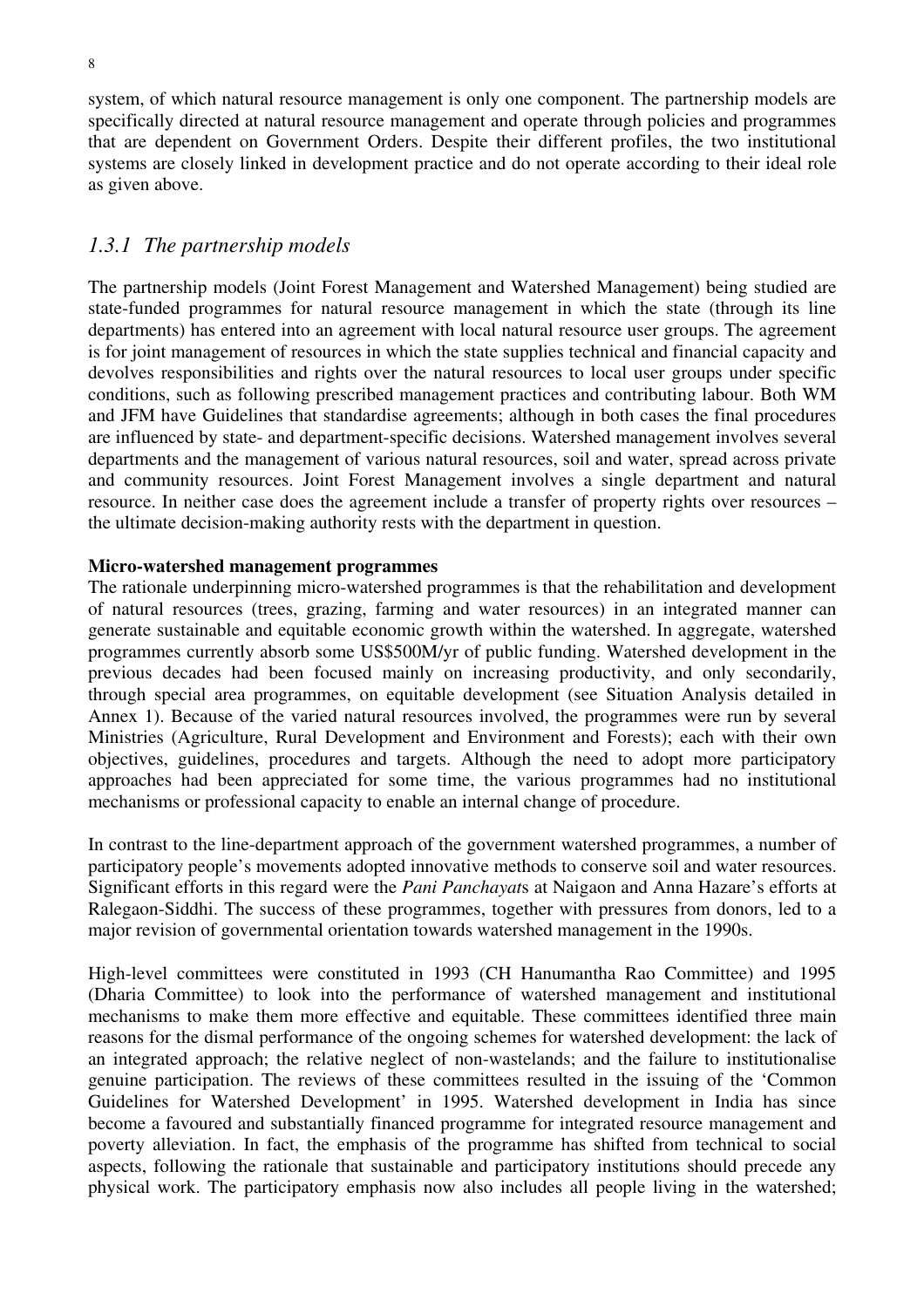system, of which natural resource management is only one component. The partnership models are specifically directed at natural resource management and operate through policies and programmes that are dependent on Government Orders. Despite their different profiles, the two institutional systems are closely linked in development practice and do not operate according to their ideal role as given above.

### *1.3.1 The partnership models*

The partnership models (Joint Forest Management and Watershed Management) being studied are state-funded programmes for natural resource management in which the state (through its line departments) has entered into an agreement with local natural resource user groups. The agreement is for joint management of resources in which the state supplies technical and financial capacity and devolves responsibilities and rights over the natural resources to local user groups under specific conditions, such as following prescribed management practices and contributing labour. Both WM and JFM have Guidelines that standardise agreements; although in both cases the final procedures are influenced by state- and department-specific decisions. Watershed management involves several departments and the management of various natural resources, soil and water, spread across private and community resources. Joint Forest Management involves a single department and natural resource. In neither case does the agreement include a transfer of property rights over resources – the ultimate decision-making authority rests with the department in question.

**Micro-watershed management programmes**

The rationale underpinning micro-watershed programmes is that the rehabilitation and development of natural resources (trees, grazing, farming and water resources) in an integrated manner can generate sustainable and equitable economic growth within the watershed. In aggregate, watershed programmes currently absorb some US$500M/yr of public funding. Watershed development in the previous decades had been focused mainly on increasing productivity, and only secondarily, through special area programmes, on equitable development (see Situation Analysis detailed in Annex 1). Because of the varied natural resources involved, the programmes were run by several Ministries (Agriculture, Rural Development and Environment and Forests); each with their own objectives, guidelines, procedures and targets. Although the need to adopt more participatory approaches had been appreciated for some time, the various programmes had no institutional mechanisms or professional capacity to enable an internal change of procedure.

In contrast to the line-department approach of the government watershed programmes, a number of participatory people's movements adopted innovative methods to conserve soil and water resources. Significant efforts in this regard were the *Pani Panchayat*s at Naigaon and Anna Hazare's efforts at Ralegaon-Siddhi. The success of these programmes, together with pressures from donors, led to a major revision of governmental orientation towards watershed management in the 1990s.

High-level committees were constituted in 1993 (CH Hanumantha Rao Committee) and 1995 (Dharia Committee) to look into the performance of watershed management and institutional mechanisms to make them more effective and equitable. These committees identified three main reasons for the dismal performance of the ongoing schemes for watershed development: the lack of an integrated approach; the relative neglect of non-wastelands; and the failure to institutionalise genuine participation. The reviews of these committees resulted in the issuing of the 'Common Guidelines for Watershed Development' in 1995. Watershed development in India has since become a favoured and substantially financed programme for integrated resource management and poverty alleviation. In fact, the emphasis of the programme has shifted from technical to social aspects, following the rationale that sustainable and participatory institutions should precede any physical work. The participatory emphasis now also includes all people living in the watershed;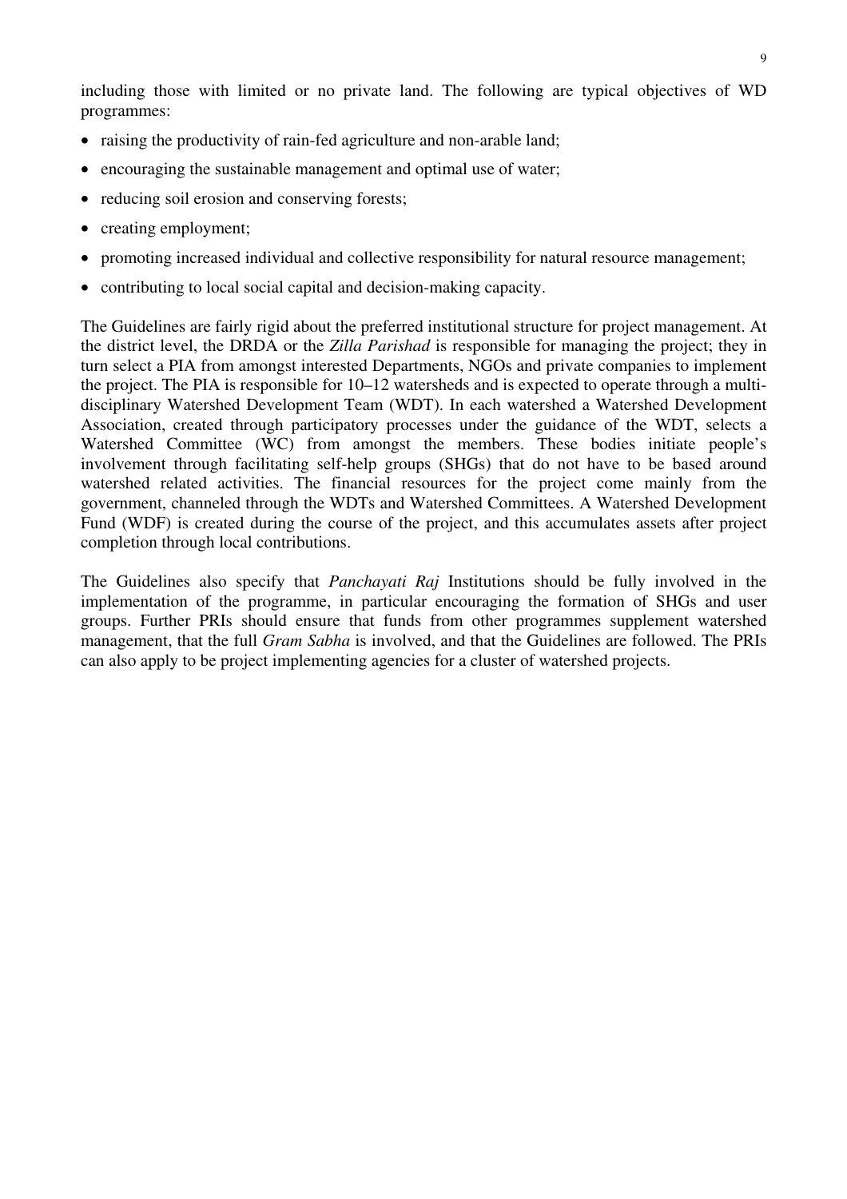including those with limited or no private land. The following are typical objectives of WD programmes:

- raising the productivity of rain-fed agriculture and non-arable land;
- encouraging the sustainable management and optimal use of water;
- reducing soil erosion and conserving forests;
- creating employment;
- promoting increased individual and collective responsibility for natural resource management;
- contributing to local social capital and decision-making capacity.

The Guidelines are fairly rigid about the preferred institutional structure for project management. At the district level, the DRDA or the *Zilla Parishad* is responsible for managing the project; they in turn select a PIA from amongst interested Departments, NGOs and private companies to implement the project. The PIA is responsible for 10–12 watersheds and is expected to operate through a multi-disciplinary Watershed Development Team (WDT). In each watershed a Watershed Development Association, created through participatory processes under the guidance of the WDT, selects a Watershed Committee (WC) from amongst the members. These bodies initiate people's involvement through facilitating self-help groups (SHGs) that do not have to be based around watershed related activities. The financial resources for the project come mainly from the government, channeled through the WDTs and Watershed Committees. A Watershed Development Fund (WDF) is created during the course of the project, and this accumulates assets after project completion through local contributions.

The Guidelines also specify that *Panchayati Raj* Institutions should be fully involved in the implementation of the programme, in particular encouraging the formation of SHGs and user groups. Further PRIs should ensure that funds from other programmes supplement watershed management, that the full *Gram Sabha* is involved, and that the Guidelines are followed. The PRIs can also apply to be project implementing agencies for a cluster of watershed projects.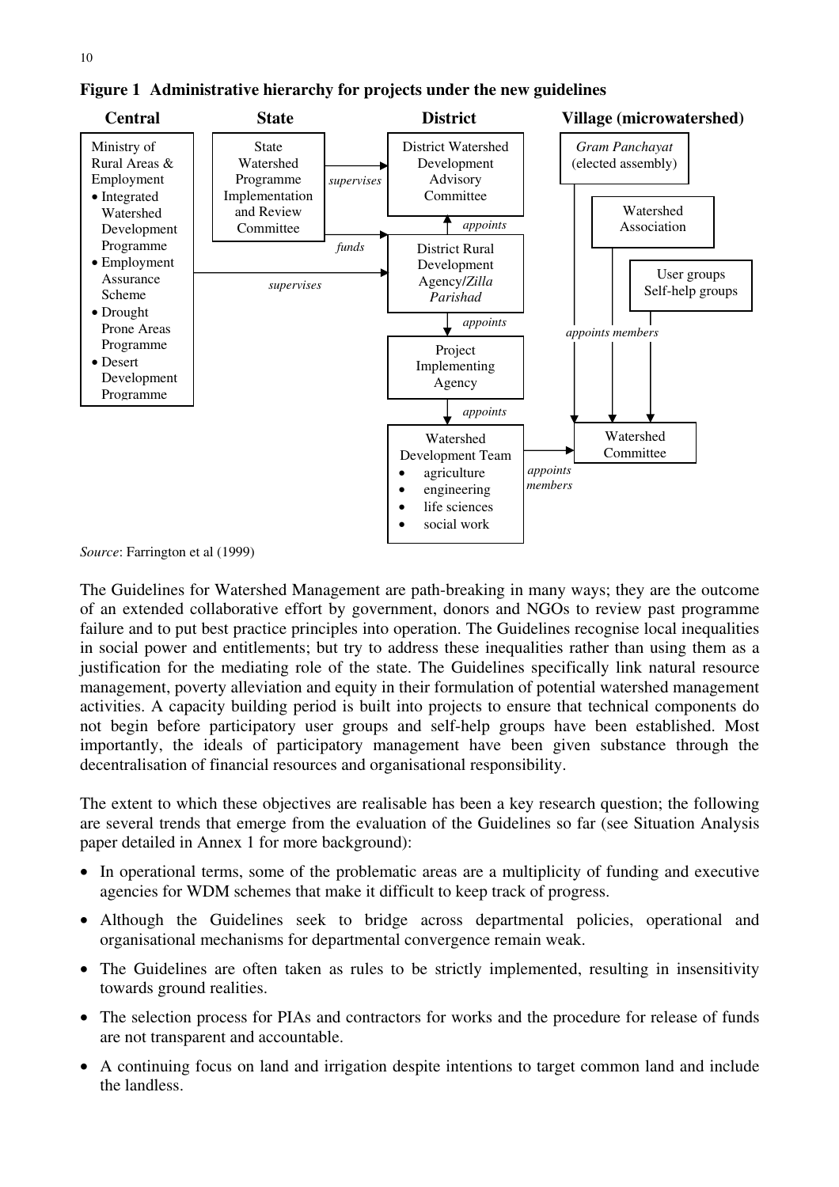**Figure 1 Administrative hierarchy for projects under the new guidelines**

**Central** | **State** | **District** | **Village (microwatershed)**

- **Central**: Ministry of Rural Areas & Employment
  - Integrated Watershed Development Programme
  - Employment Assurance Scheme
  - Drought Prone Areas Programme
  - Desert Development Programme
- **State**: State Watershed Programme Implementation and Review Committee
- **District**: District Watershed Development Advisory Committee; District Rural Development Agency/*Zilla Parishad*; Project Implementing Agency; Watershed Development Team
  - agriculture
  - engineering
  - life sciences
  - social work
- **Village (microwatershed)**: *Gram Panchayat* (elected assembly); Watershed Association; User groups Self-help groups; Watershed Committee

Relationships:

- State Watershed Programme Implementation and Review Committee *supervises* District Watershed Development Advisory Committee
- State Watershed Programme Implementation and Review Committee *funds* District Rural Development Agency/*Zilla Parishad*
- Ministry of Rural Areas & Employment *supervises* District Rural Development Agency/*Zilla Parishad*
- District Rural Development Agency/*Zilla Parishad* *appoints* District Watershed Development Advisory Committee
- District Rural Development Agency/*Zilla Parishad* *appoints* Project Implementing Agency
- Project Implementing Agency *appoints* Watershed Development Team
- Watershed Development Team *appoints members* of Watershed Committee
- *Gram Panchayat*, Watershed Association, and User groups/Self-help groups *appoint members* of Watershed Committee

*Source*: Farrington et al (1999)

The Guidelines for Watershed Management are path-breaking in many ways; they are the outcome of an extended collaborative effort by government, donors and NGOs to review past programme failure and to put best practice principles into operation. The Guidelines recognise local inequalities in social power and entitlements; but try to address these inequalities rather than using them as a justification for the mediating role of the state. The Guidelines specifically link natural resource management, poverty alleviation and equity in their formulation of potential watershed management activities. A capacity building period is built into projects to ensure that technical components do not begin before participatory user groups and self-help groups have been established. Most importantly, the ideals of participatory management have been given substance through the decentralisation of financial resources and organisational responsibility.

The extent to which these objectives are realisable has been a key research question; the following are several trends that emerge from the evaluation of the Guidelines so far (see Situation Analysis paper detailed in Annex 1 for more background):

- In operational terms, some of the problematic areas are a multiplicity of funding and executive agencies for WDM schemes that make it difficult to keep track of progress.
- Although the Guidelines seek to bridge across departmental policies, operational and organisational mechanisms for departmental convergence remain weak.
- The Guidelines are often taken as rules to be strictly implemented, resulting in insensitivity towards ground realities.
- The selection process for PIAs and contractors for works and the procedure for release of funds are not transparent and accountable.
- A continuing focus on land and irrigation despite intentions to target common land and include the landless.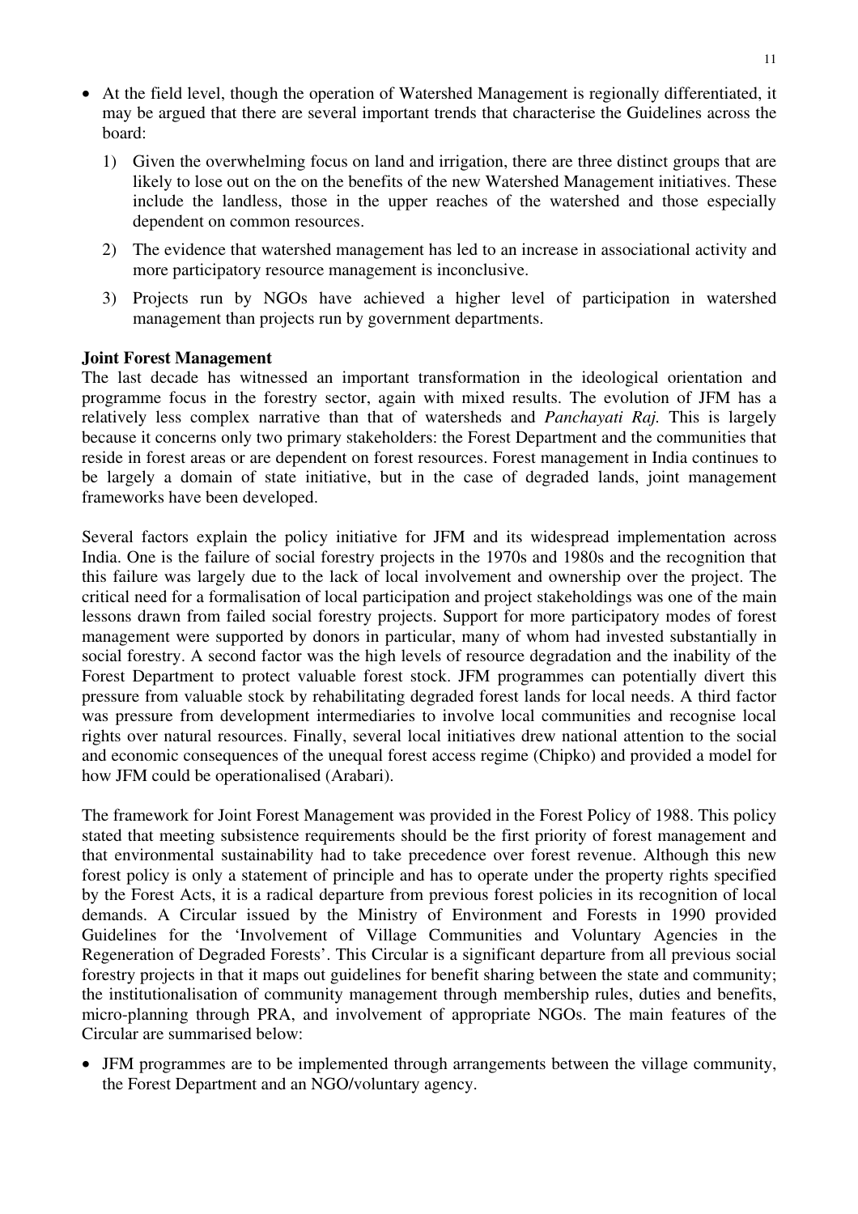- At the field level, though the operation of Watershed Management is regionally differentiated, it may be argued that there are several important trends that characterise the Guidelines across the board:
  1) Given the overwhelming focus on land and irrigation, there are three distinct groups that are likely to lose out on the on the benefits of the new Watershed Management initiatives. These include the landless, those in the upper reaches of the watershed and those especially dependent on common resources.
  2) The evidence that watershed management has led to an increase in associational activity and more participatory resource management is inconclusive.
  3) Projects run by NGOs have achieved a higher level of participation in watershed management than projects run by government departments.

**Joint Forest Management**

The last decade has witnessed an important transformation in the ideological orientation and programme focus in the forestry sector, again with mixed results. The evolution of JFM has a relatively less complex narrative than that of watersheds and *Panchayati Raj.* This is largely because it concerns only two primary stakeholders: the Forest Department and the communities that reside in forest areas or are dependent on forest resources. Forest management in India continues to be largely a domain of state initiative, but in the case of degraded lands, joint management frameworks have been developed.

Several factors explain the policy initiative for JFM and its widespread implementation across India. One is the failure of social forestry projects in the 1970s and 1980s and the recognition that this failure was largely due to the lack of local involvement and ownership over the project. The critical need for a formalisation of local participation and project stakeholdings was one of the main lessons drawn from failed social forestry projects. Support for more participatory modes of forest management were supported by donors in particular, many of whom had invested substantially in social forestry. A second factor was the high levels of resource degradation and the inability of the Forest Department to protect valuable forest stock. JFM programmes can potentially divert this pressure from valuable stock by rehabilitating degraded forest lands for local needs. A third factor was pressure from development intermediaries to involve local communities and recognise local rights over natural resources. Finally, several local initiatives drew national attention to the social and economic consequences of the unequal forest access regime (Chipko) and provided a model for how JFM could be operationalised (Arabari).

The framework for Joint Forest Management was provided in the Forest Policy of 1988. This policy stated that meeting subsistence requirements should be the first priority of forest management and that environmental sustainability had to take precedence over forest revenue. Although this new forest policy is only a statement of principle and has to operate under the property rights specified by the Forest Acts, it is a radical departure from previous forest policies in its recognition of local demands. A Circular issued by the Ministry of Environment and Forests in 1990 provided Guidelines for the 'Involvement of Village Communities and Voluntary Agencies in the Regeneration of Degraded Forests'. This Circular is a significant departure from all previous social forestry projects in that it maps out guidelines for benefit sharing between the state and community; the institutionalisation of community management through membership rules, duties and benefits, micro-planning through PRA, and involvement of appropriate NGOs. The main features of the Circular are summarised below:

- JFM programmes are to be implemented through arrangements between the village community, the Forest Department and an NGO/voluntary agency.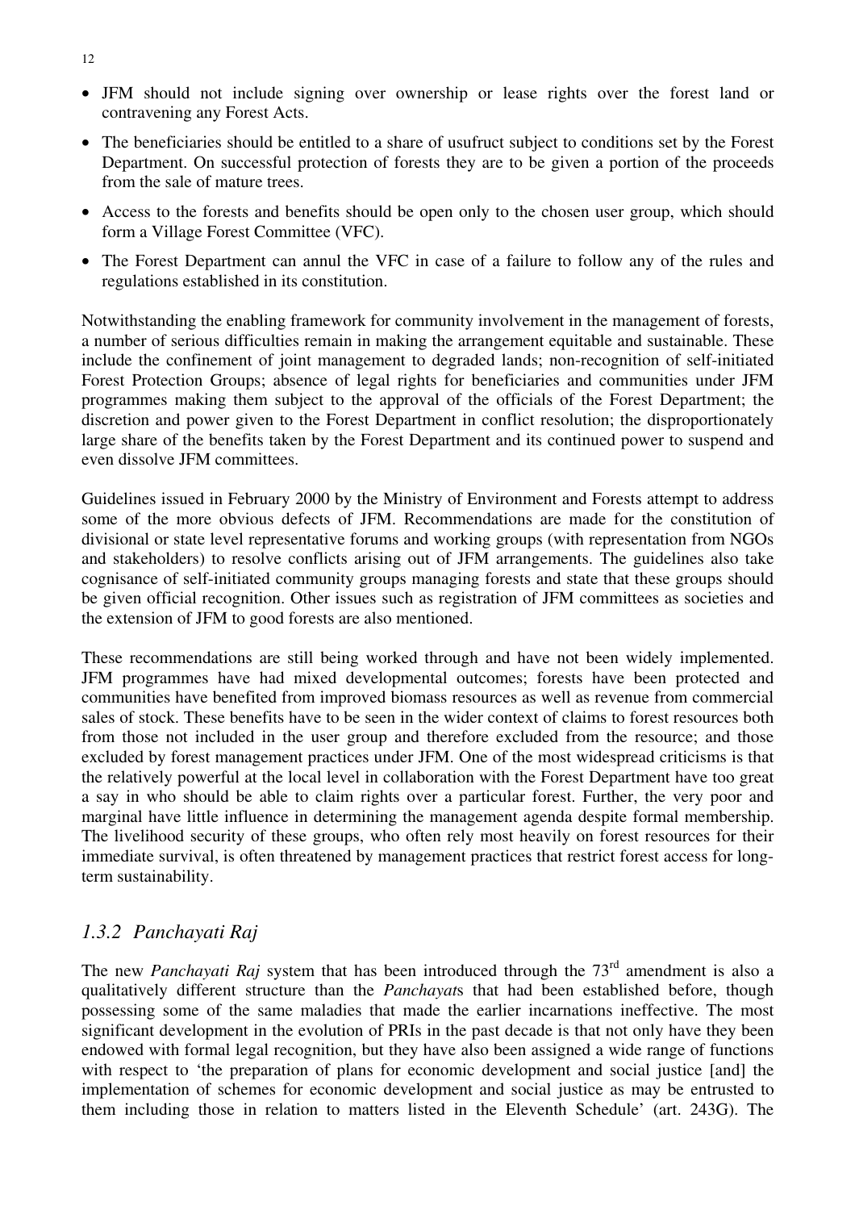- JFM should not include signing over ownership or lease rights over the forest land or contravening any Forest Acts.
- The beneficiaries should be entitled to a share of usufruct subject to conditions set by the Forest Department. On successful protection of forests they are to be given a portion of the proceeds from the sale of mature trees.
- Access to the forests and benefits should be open only to the chosen user group, which should form a Village Forest Committee (VFC).
- The Forest Department can annul the VFC in case of a failure to follow any of the rules and regulations established in its constitution.

Notwithstanding the enabling framework for community involvement in the management of forests, a number of serious difficulties remain in making the arrangement equitable and sustainable. These include the confinement of joint management to degraded lands; non-recognition of self-initiated Forest Protection Groups; absence of legal rights for beneficiaries and communities under JFM programmes making them subject to the approval of the officials of the Forest Department; the discretion and power given to the Forest Department in conflict resolution; the disproportionately large share of the benefits taken by the Forest Department and its continued power to suspend and even dissolve JFM committees.

Guidelines issued in February 2000 by the Ministry of Environment and Forests attempt to address some of the more obvious defects of JFM. Recommendations are made for the constitution of divisional or state level representative forums and working groups (with representation from NGOs and stakeholders) to resolve conflicts arising out of JFM arrangements. The guidelines also take cognisance of self-initiated community groups managing forests and state that these groups should be given official recognition. Other issues such as registration of JFM committees as societies and the extension of JFM to good forests are also mentioned.

These recommendations are still being worked through and have not been widely implemented. JFM programmes have had mixed developmental outcomes; forests have been protected and communities have benefited from improved biomass resources as well as revenue from commercial sales of stock. These benefits have to be seen in the wider context of claims to forest resources both from those not included in the user group and therefore excluded from the resource; and those excluded by forest management practices under JFM. One of the most widespread criticisms is that the relatively powerful at the local level in collaboration with the Forest Department have too great a say in who should be able to claim rights over a particular forest. Further, the very poor and marginal have little influence in determining the management agenda despite formal membership. The livelihood security of these groups, who often rely most heavily on forest resources for their immediate survival, is often threatened by management practices that restrict forest access for long-term sustainability.

### *1.3.2 Panchayati Raj*

The new *Panchayati Raj* system that has been introduced through the 73rd amendment is also a qualitatively different structure than the *Panchayat*s that had been established before, though possessing some of the same maladies that made the earlier incarnations ineffective. The most significant development in the evolution of PRIs in the past decade is that not only have they been endowed with formal legal recognition, but they have also been assigned a wide range of functions with respect to 'the preparation of plans for economic development and social justice [and] the implementation of schemes for economic development and social justice as may be entrusted to them including those in relation to matters listed in the Eleventh Schedule' (art. 243G). The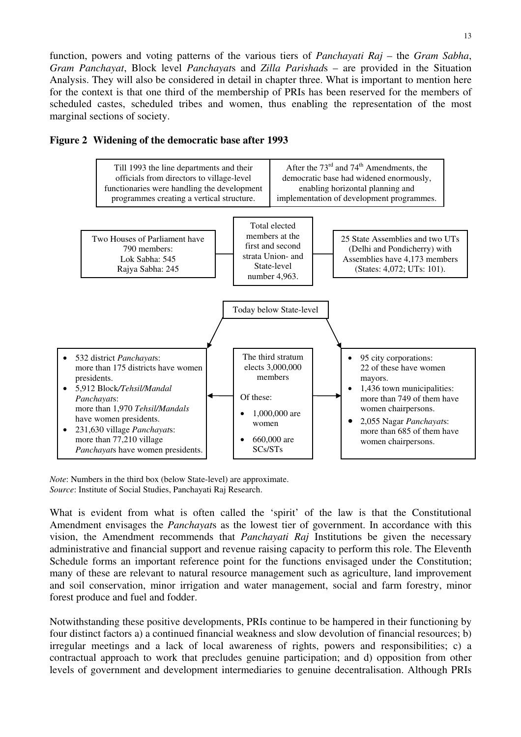function, powers and voting patterns of the various tiers of *Panchayati Raj* – the *Gram Sabha*, *Gram Panchayat*, Block level *Panchayat*s and *Zilla Parishad*s – are provided in the Situation Analysis. They will also be considered in detail in chapter three. What is important to mention here for the context is that one third of the membership of PRIs has been reserved for the members of scheduled castes, scheduled tribes and women, thus enabling the representation of the most marginal sections of society.

**Figure 2 Widening of the democratic base after 1993**

Till 1993 the line departments and their officials from directors to village-level functionaries were handling the development programmes creating a vertical structure.

After the 73rd and 74th Amendments, the democratic base had widened enormously, enabling horizontal planning and implementation of development programmes.

Two Houses of Parliament have 790 members:
Lok Sabha: 545
Rajya Sabha: 245

Total elected members at the first and second strata Union- and State-level number 4,963.

25 State Assemblies and two UTs (Delhi and Pondicherry) with Assemblies have 4,173 members (States: 4,072; UTs: 101).

Today below State-level

- 532 district *Panchayat*s: more than 175 districts have women presidents.
- 5,912 Block*/Tehsil/Mandal Panchayat*s: more than 1,970 *Tehsil/Mandals* have women presidents.
- 231,630 village *Panchayat*s: more than 77,210 village *Panchayat*s have women presidents.

The third stratum elects 3,000,000 members

Of these:

- 1,000,000 are women
- 660,000 are SCs/STs

- 95 city corporations: 22 of these have women mayors.
- 1,436 town municipalities: more than 749 of them have women chairpersons.
- 2,055 Nagar *Panchayat*s: more than 685 of them have women chairpersons.

*Note*: Numbers in the third box (below State-level) are approximate.
*Source*: Institute of Social Studies, Panchayati Raj Research.

What is evident from what is often called the 'spirit' of the law is that the Constitutional Amendment envisages the *Panchayat*s as the lowest tier of government. In accordance with this vision, the Amendment recommends that *Panchayati Raj* Institutions be given the necessary administrative and financial support and revenue raising capacity to perform this role. The Eleventh Schedule forms an important reference point for the functions envisaged under the Constitution; many of these are relevant to natural resource management such as agriculture, land improvement and soil conservation, minor irrigation and water management, social and farm forestry, minor forest produce and fuel and fodder.

Notwithstanding these positive developments, PRIs continue to be hampered in their functioning by four distinct factors a) a continued financial weakness and slow devolution of financial resources; b) irregular meetings and a lack of local awareness of rights, powers and responsibilities; c) a contractual approach to work that precludes genuine participation; and d) opposition from other levels of government and development intermediaries to genuine decentralisation. Although PRIs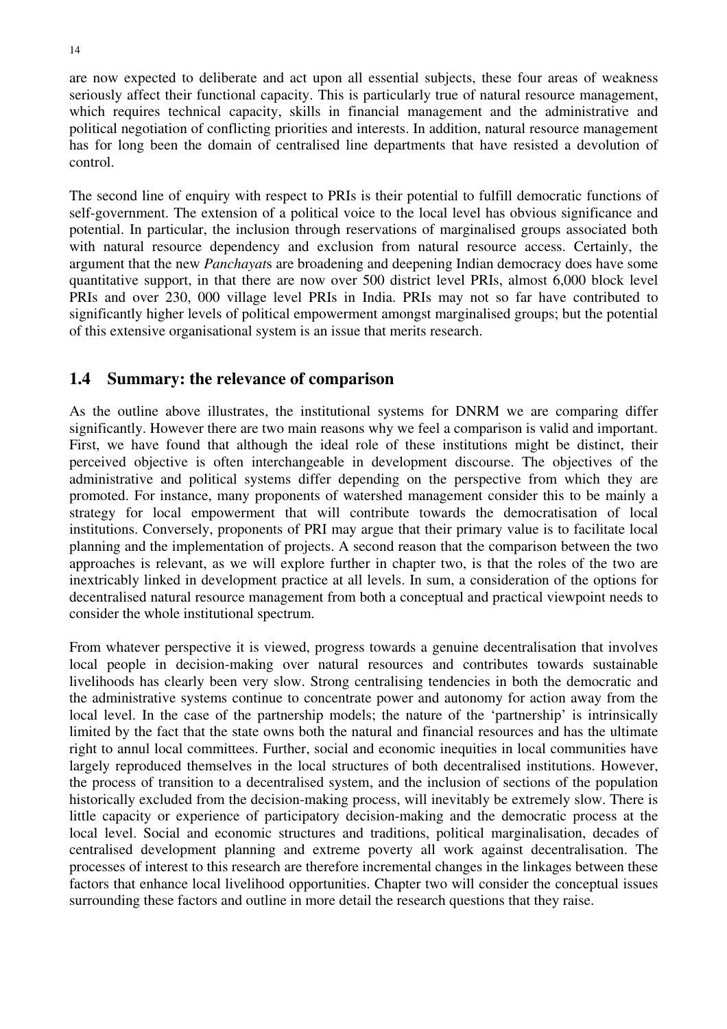are now expected to deliberate and act upon all essential subjects, these four areas of weakness seriously affect their functional capacity. This is particularly true of natural resource management, which requires technical capacity, skills in financial management and the administrative and political negotiation of conflicting priorities and interests. In addition, natural resource management has for long been the domain of centralised line departments that have resisted a devolution of control.

The second line of enquiry with respect to PRIs is their potential to fulfill democratic functions of self-government. The extension of a political voice to the local level has obvious significance and potential. In particular, the inclusion through reservations of marginalised groups associated both with natural resource dependency and exclusion from natural resource access. Certainly, the argument that the new *Panchayat*s are broadening and deepening Indian democracy does have some quantitative support, in that there are now over 500 district level PRIs, almost 6,000 block level PRIs and over 230, 000 village level PRIs in India. PRIs may not so far have contributed to significantly higher levels of political empowerment amongst marginalised groups; but the potential of this extensive organisational system is an issue that merits research.

## 1.4 Summary: the relevance of comparison

As the outline above illustrates, the institutional systems for DNRM we are comparing differ significantly. However there are two main reasons why we feel a comparison is valid and important. First, we have found that although the ideal role of these institutions might be distinct, their perceived objective is often interchangeable in development discourse. The objectives of the administrative and political systems differ depending on the perspective from which they are promoted. For instance, many proponents of watershed management consider this to be mainly a strategy for local empowerment that will contribute towards the democratisation of local institutions. Conversely, proponents of PRI may argue that their primary value is to facilitate local planning and the implementation of projects. A second reason that the comparison between the two approaches is relevant, as we will explore further in chapter two, is that the roles of the two are inextricably linked in development practice at all levels. In sum, a consideration of the options for decentralised natural resource management from both a conceptual and practical viewpoint needs to consider the whole institutional spectrum.

From whatever perspective it is viewed, progress towards a genuine decentralisation that involves local people in decision-making over natural resources and contributes towards sustainable livelihoods has clearly been very slow. Strong centralising tendencies in both the democratic and the administrative systems continue to concentrate power and autonomy for action away from the local level. In the case of the partnership models; the nature of the 'partnership' is intrinsically limited by the fact that the state owns both the natural and financial resources and has the ultimate right to annul local committees. Further, social and economic inequities in local communities have largely reproduced themselves in the local structures of both decentralised institutions. However, the process of transition to a decentralised system, and the inclusion of sections of the population historically excluded from the decision-making process, will inevitably be extremely slow. There is little capacity or experience of participatory decision-making and the democratic process at the local level. Social and economic structures and traditions, political marginalisation, decades of centralised development planning and extreme poverty all work against decentralisation. The processes of interest to this research are therefore incremental changes in the linkages between these factors that enhance local livelihood opportunities. Chapter two will consider the conceptual issues surrounding these factors and outline in more detail the research questions that they raise.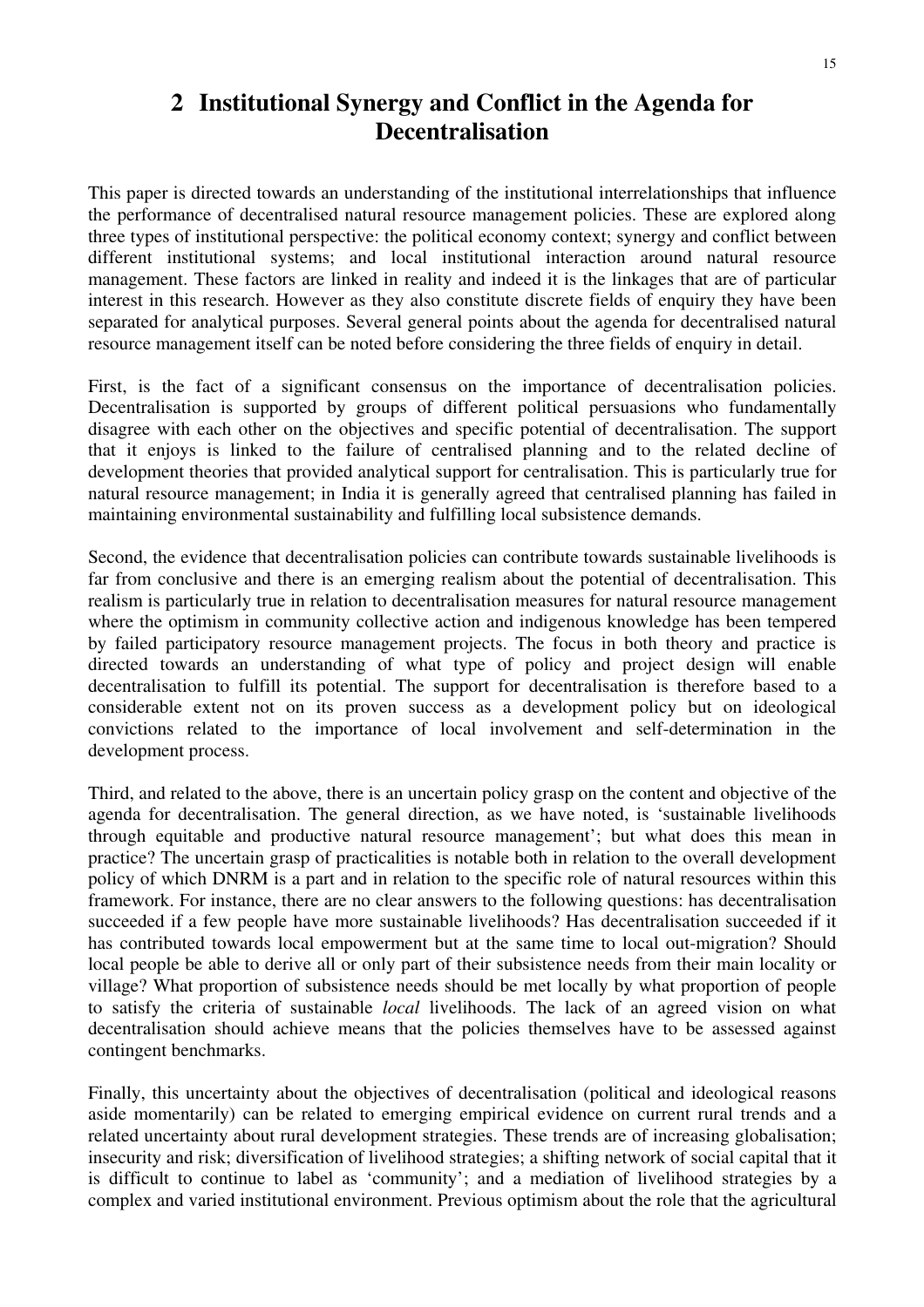# 2 Institutional Synergy and Conflict in the Agenda for Decentralisation

This paper is directed towards an understanding of the institutional interrelationships that influence the performance of decentralised natural resource management policies. These are explored along three types of institutional perspective: the political economy context; synergy and conflict between different institutional systems; and local institutional interaction around natural resource management. These factors are linked in reality and indeed it is the linkages that are of particular interest in this research. However as they also constitute discrete fields of enquiry they have been separated for analytical purposes. Several general points about the agenda for decentralised natural resource management itself can be noted before considering the three fields of enquiry in detail.

First, is the fact of a significant consensus on the importance of decentralisation policies. Decentralisation is supported by groups of different political persuasions who fundamentally disagree with each other on the objectives and specific potential of decentralisation. The support that it enjoys is linked to the failure of centralised planning and to the related decline of development theories that provided analytical support for centralisation. This is particularly true for natural resource management; in India it is generally agreed that centralised planning has failed in maintaining environmental sustainability and fulfilling local subsistence demands.

Second, the evidence that decentralisation policies can contribute towards sustainable livelihoods is far from conclusive and there is an emerging realism about the potential of decentralisation. This realism is particularly true in relation to decentralisation measures for natural resource management where the optimism in community collective action and indigenous knowledge has been tempered by failed participatory resource management projects. The focus in both theory and practice is directed towards an understanding of what type of policy and project design will enable decentralisation to fulfill its potential. The support for decentralisation is therefore based to a considerable extent not on its proven success as a development policy but on ideological convictions related to the importance of local involvement and self-determination in the development process.

Third, and related to the above, there is an uncertain policy grasp on the content and objective of the agenda for decentralisation. The general direction, as we have noted, is 'sustainable livelihoods through equitable and productive natural resource management'; but what does this mean in practice? The uncertain grasp of practicalities is notable both in relation to the overall development policy of which DNRM is a part and in relation to the specific role of natural resources within this framework. For instance, there are no clear answers to the following questions: has decentralisation succeeded if a few people have more sustainable livelihoods? Has decentralisation succeeded if it has contributed towards local empowerment but at the same time to local out-migration? Should local people be able to derive all or only part of their subsistence needs from their main locality or village? What proportion of subsistence needs should be met locally by what proportion of people to satisfy the criteria of sustainable *local* livelihoods. The lack of an agreed vision on what decentralisation should achieve means that the policies themselves have to be assessed against contingent benchmarks.

Finally, this uncertainty about the objectives of decentralisation (political and ideological reasons aside momentarily) can be related to emerging empirical evidence on current rural trends and a related uncertainty about rural development strategies. These trends are of increasing globalisation; insecurity and risk; diversification of livelihood strategies; a shifting network of social capital that it is difficult to continue to label as 'community'; and a mediation of livelihood strategies by a complex and varied institutional environment. Previous optimism about the role that the agricultural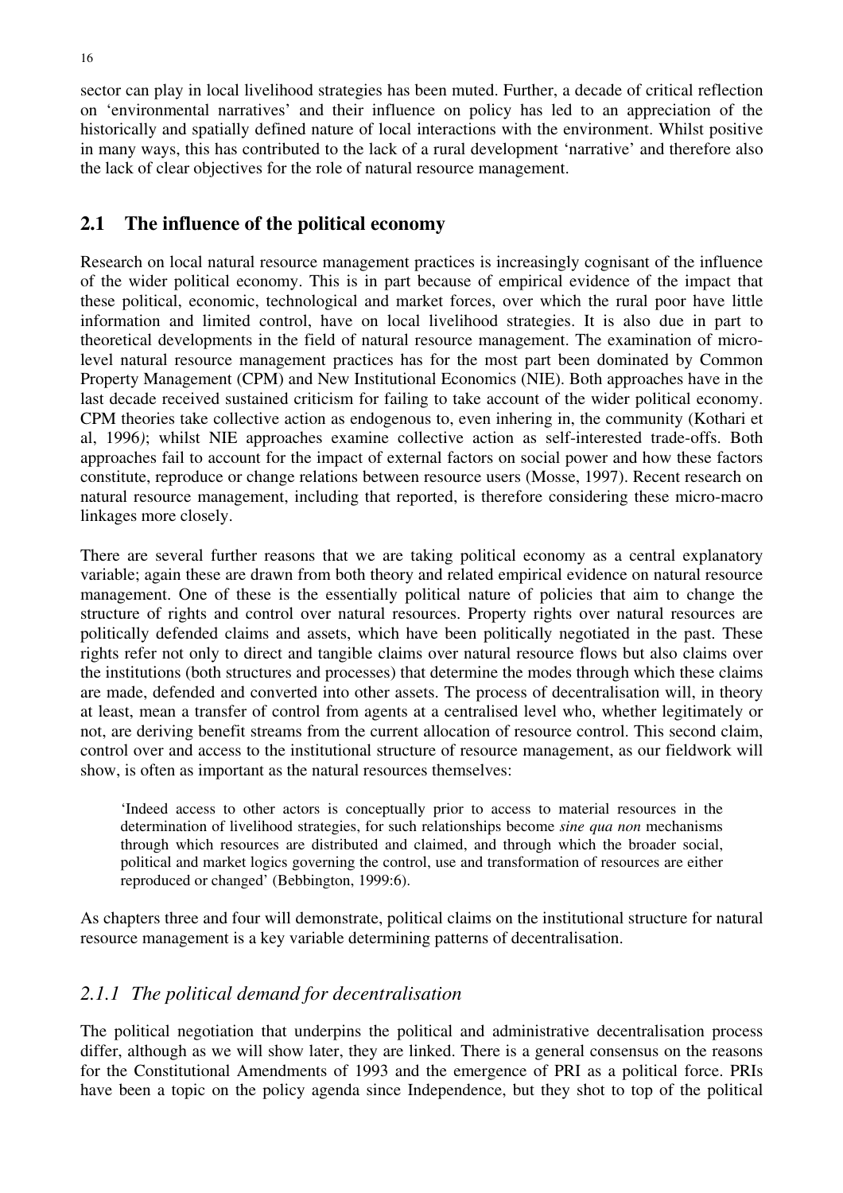sector can play in local livelihood strategies has been muted. Further, a decade of critical reflection on 'environmental narratives' and their influence on policy has led to an appreciation of the historically and spatially defined nature of local interactions with the environment. Whilst positive in many ways, this has contributed to the lack of a rural development 'narrative' and therefore also the lack of clear objectives for the role of natural resource management.

## 2.1 The influence of the political economy

Research on local natural resource management practices is increasingly cognisant of the influence of the wider political economy. This is in part because of empirical evidence of the impact that these political, economic, technological and market forces, over which the rural poor have little information and limited control, have on local livelihood strategies. It is also due in part to theoretical developments in the field of natural resource management. The examination of micro-level natural resource management practices has for the most part been dominated by Common Property Management (CPM) and New Institutional Economics (NIE). Both approaches have in the last decade received sustained criticism for failing to take account of the wider political economy. CPM theories take collective action as endogenous to, even inhering in, the community (Kothari et al, 1996*)*; whilst NIE approaches examine collective action as self-interested trade-offs. Both approaches fail to account for the impact of external factors on social power and how these factors constitute, reproduce or change relations between resource users (Mosse, 1997). Recent research on natural resource management, including that reported, is therefore considering these micro-macro linkages more closely.

There are several further reasons that we are taking political economy as a central explanatory variable; again these are drawn from both theory and related empirical evidence on natural resource management. One of these is the essentially political nature of policies that aim to change the structure of rights and control over natural resources. Property rights over natural resources are politically defended claims and assets, which have been politically negotiated in the past. These rights refer not only to direct and tangible claims over natural resource flows but also claims over the institutions (both structures and processes) that determine the modes through which these claims are made, defended and converted into other assets. The process of decentralisation will, in theory at least, mean a transfer of control from agents at a centralised level who, whether legitimately or not, are deriving benefit streams from the current allocation of resource control. This second claim, control over and access to the institutional structure of resource management, as our fieldwork will show, is often as important as the natural resources themselves:

> 'Indeed access to other actors is conceptually prior to access to material resources in the determination of livelihood strategies, for such relationships become *sine qua non* mechanisms through which resources are distributed and claimed, and through which the broader social, political and market logics governing the control, use and transformation of resources are either reproduced or changed' (Bebbington, 1999:6).

As chapters three and four will demonstrate, political claims on the institutional structure for natural resource management is a key variable determining patterns of decentralisation.

### *2.1.1 The political demand for decentralisation*

The political negotiation that underpins the political and administrative decentralisation process differ, although as we will show later, they are linked. There is a general consensus on the reasons for the Constitutional Amendments of 1993 and the emergence of PRI as a political force. PRIs have been a topic on the policy agenda since Independence, but they shot to top of the political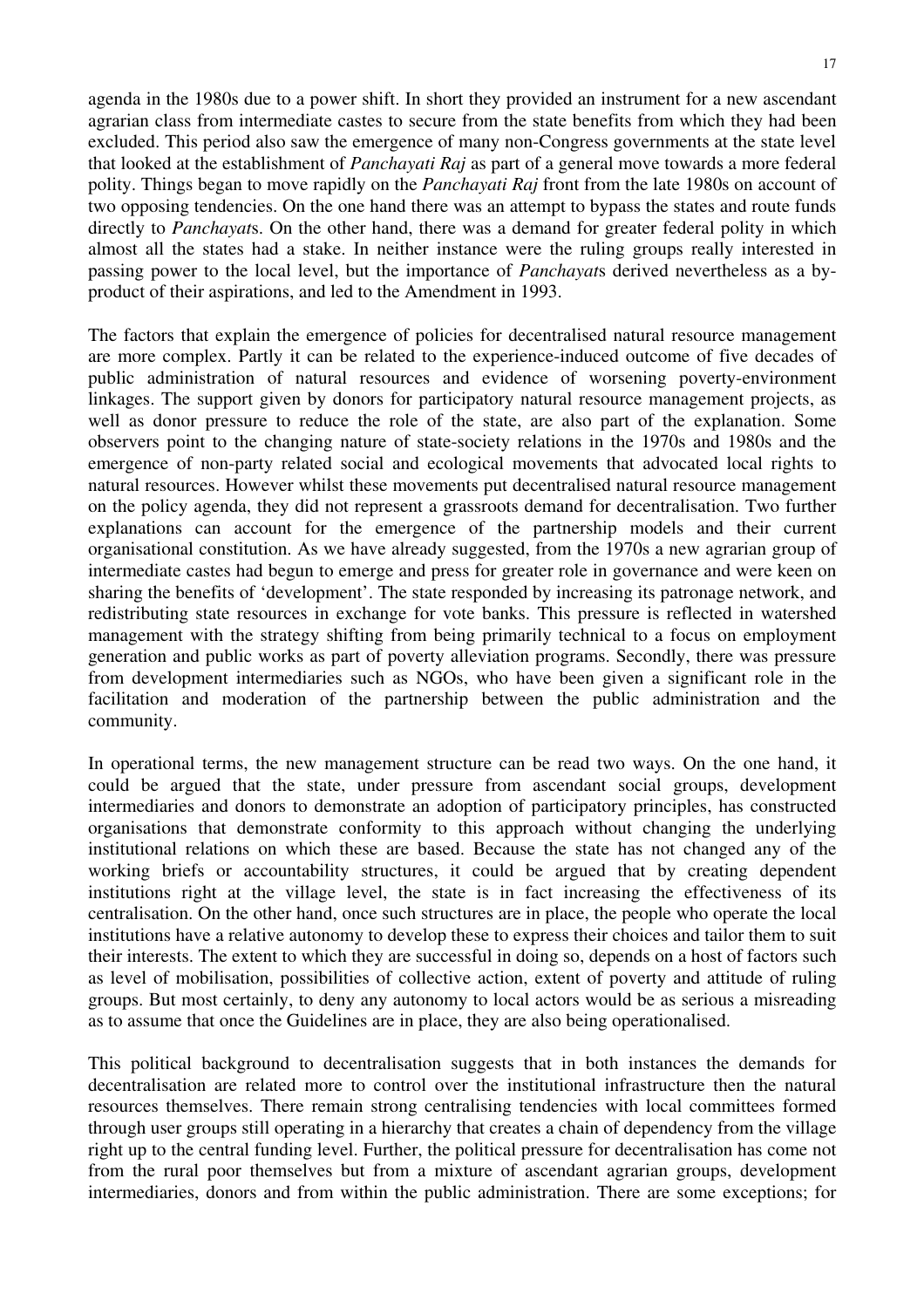agenda in the 1980s due to a power shift. In short they provided an instrument for a new ascendant agrarian class from intermediate castes to secure from the state benefits from which they had been excluded. This period also saw the emergence of many non-Congress governments at the state level that looked at the establishment of *Panchayati Raj* as part of a general move towards a more federal polity. Things began to move rapidly on the *Panchayati Raj* front from the late 1980s on account of two opposing tendencies. On the one hand there was an attempt to bypass the states and route funds directly to *Panchayat*s. On the other hand, there was a demand for greater federal polity in which almost all the states had a stake. In neither instance were the ruling groups really interested in passing power to the local level, but the importance of *Panchayat*s derived nevertheless as a by-product of their aspirations, and led to the Amendment in 1993.

The factors that explain the emergence of policies for decentralised natural resource management are more complex. Partly it can be related to the experience-induced outcome of five decades of public administration of natural resources and evidence of worsening poverty-environment linkages. The support given by donors for participatory natural resource management projects, as well as donor pressure to reduce the role of the state, are also part of the explanation. Some observers point to the changing nature of state-society relations in the 1970s and 1980s and the emergence of non-party related social and ecological movements that advocated local rights to natural resources. However whilst these movements put decentralised natural resource management on the policy agenda, they did not represent a grassroots demand for decentralisation. Two further explanations can account for the emergence of the partnership models and their current organisational constitution. As we have already suggested, from the 1970s a new agrarian group of intermediate castes had begun to emerge and press for greater role in governance and were keen on sharing the benefits of 'development'. The state responded by increasing its patronage network, and redistributing state resources in exchange for vote banks. This pressure is reflected in watershed management with the strategy shifting from being primarily technical to a focus on employment generation and public works as part of poverty alleviation programs. Secondly, there was pressure from development intermediaries such as NGOs, who have been given a significant role in the facilitation and moderation of the partnership between the public administration and the community.

In operational terms, the new management structure can be read two ways. On the one hand, it could be argued that the state, under pressure from ascendant social groups, development intermediaries and donors to demonstrate an adoption of participatory principles, has constructed organisations that demonstrate conformity to this approach without changing the underlying institutional relations on which these are based. Because the state has not changed any of the working briefs or accountability structures, it could be argued that by creating dependent institutions right at the village level, the state is in fact increasing the effectiveness of its centralisation. On the other hand, once such structures are in place, the people who operate the local institutions have a relative autonomy to develop these to express their choices and tailor them to suit their interests. The extent to which they are successful in doing so, depends on a host of factors such as level of mobilisation, possibilities of collective action, extent of poverty and attitude of ruling groups. But most certainly, to deny any autonomy to local actors would be as serious a misreading as to assume that once the Guidelines are in place, they are also being operationalised.

This political background to decentralisation suggests that in both instances the demands for decentralisation are related more to control over the institutional infrastructure then the natural resources themselves. There remain strong centralising tendencies with local committees formed through user groups still operating in a hierarchy that creates a chain of dependency from the village right up to the central funding level. Further, the political pressure for decentralisation has come not from the rural poor themselves but from a mixture of ascendant agrarian groups, development intermediaries, donors and from within the public administration. There are some exceptions; for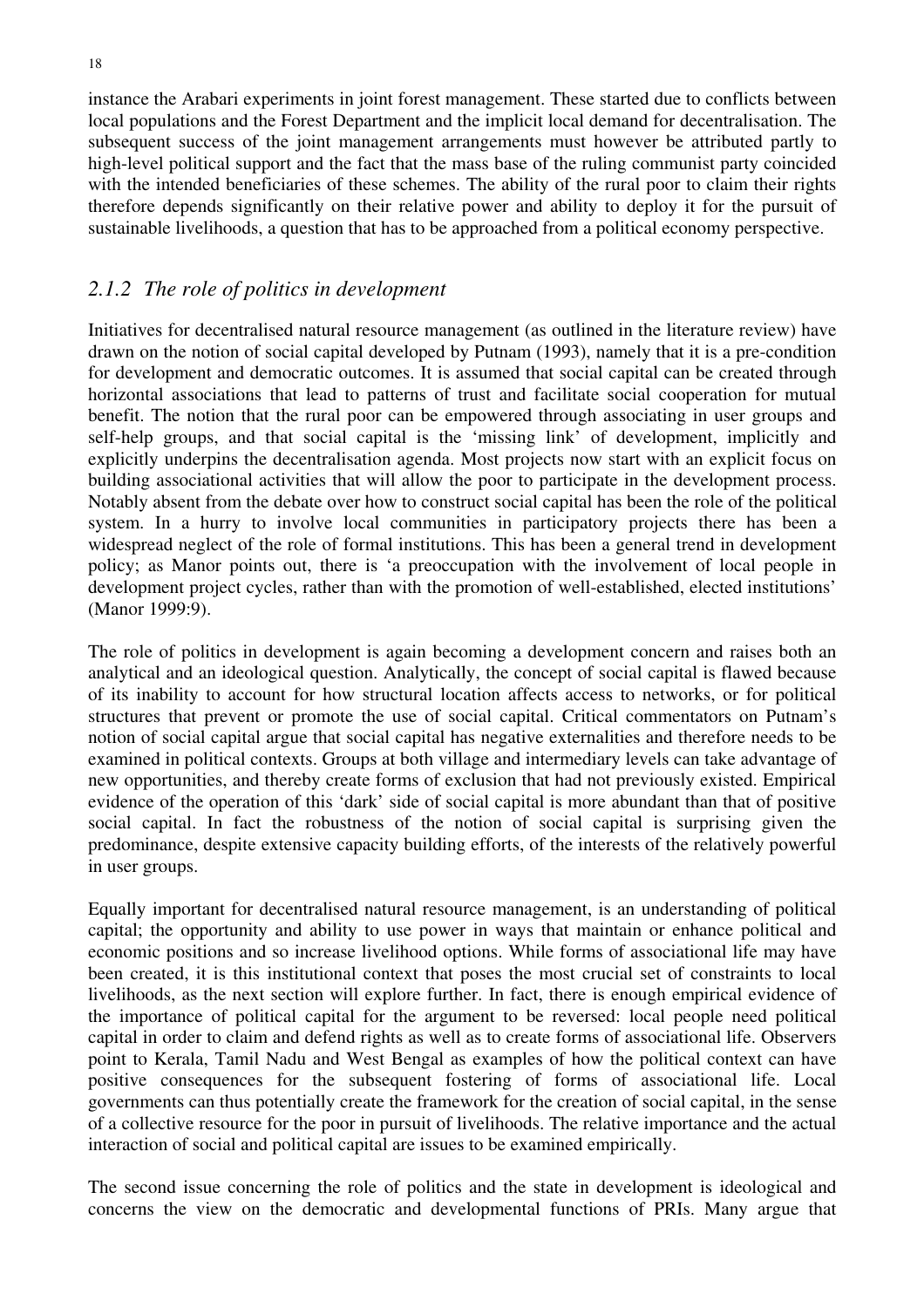instance the Arabari experiments in joint forest management. These started due to conflicts between local populations and the Forest Department and the implicit local demand for decentralisation. The subsequent success of the joint management arrangements must however be attributed partly to high-level political support and the fact that the mass base of the ruling communist party coincided with the intended beneficiaries of these schemes. The ability of the rural poor to claim their rights therefore depends significantly on their relative power and ability to deploy it for the pursuit of sustainable livelihoods, a question that has to be approached from a political economy perspective.

### *2.1.2 The role of politics in development*

Initiatives for decentralised natural resource management (as outlined in the literature review) have drawn on the notion of social capital developed by Putnam (1993), namely that it is a pre-condition for development and democratic outcomes. It is assumed that social capital can be created through horizontal associations that lead to patterns of trust and facilitate social cooperation for mutual benefit. The notion that the rural poor can be empowered through associating in user groups and self-help groups, and that social capital is the 'missing link' of development, implicitly and explicitly underpins the decentralisation agenda. Most projects now start with an explicit focus on building associational activities that will allow the poor to participate in the development process. Notably absent from the debate over how to construct social capital has been the role of the political system. In a hurry to involve local communities in participatory projects there has been a widespread neglect of the role of formal institutions. This has been a general trend in development policy; as Manor points out, there is 'a preoccupation with the involvement of local people in development project cycles, rather than with the promotion of well-established, elected institutions' (Manor 1999:9).

The role of politics in development is again becoming a development concern and raises both an analytical and an ideological question. Analytically, the concept of social capital is flawed because of its inability to account for how structural location affects access to networks, or for political structures that prevent or promote the use of social capital. Critical commentators on Putnam's notion of social capital argue that social capital has negative externalities and therefore needs to be examined in political contexts. Groups at both village and intermediary levels can take advantage of new opportunities, and thereby create forms of exclusion that had not previously existed. Empirical evidence of the operation of this 'dark' side of social capital is more abundant than that of positive social capital. In fact the robustness of the notion of social capital is surprising given the predominance, despite extensive capacity building efforts, of the interests of the relatively powerful in user groups.

Equally important for decentralised natural resource management, is an understanding of political capital; the opportunity and ability to use power in ways that maintain or enhance political and economic positions and so increase livelihood options. While forms of associational life may have been created, it is this institutional context that poses the most crucial set of constraints to local livelihoods, as the next section will explore further. In fact, there is enough empirical evidence of the importance of political capital for the argument to be reversed: local people need political capital in order to claim and defend rights as well as to create forms of associational life. Observers point to Kerala, Tamil Nadu and West Bengal as examples of how the political context can have positive consequences for the subsequent fostering of forms of associational life. Local governments can thus potentially create the framework for the creation of social capital, in the sense of a collective resource for the poor in pursuit of livelihoods. The relative importance and the actual interaction of social and political capital are issues to be examined empirically.

The second issue concerning the role of politics and the state in development is ideological and concerns the view on the democratic and developmental functions of PRIs. Many argue that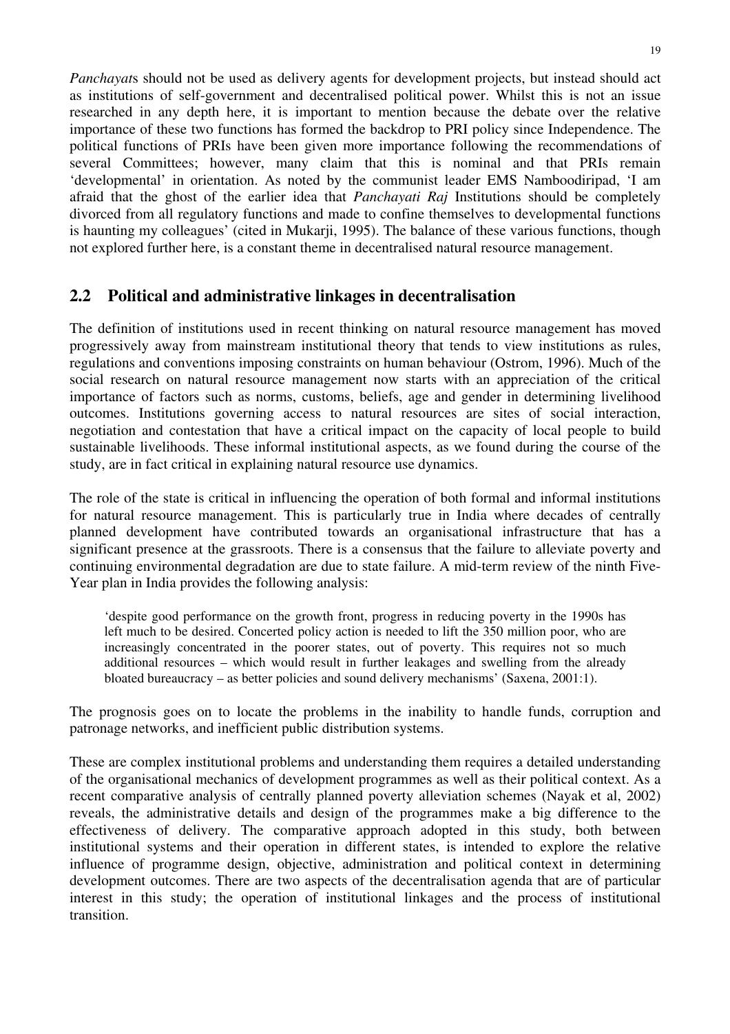*Panchayat*s should not be used as delivery agents for development projects, but instead should act as institutions of self-government and decentralised political power. Whilst this is not an issue researched in any depth here, it is important to mention because the debate over the relative importance of these two functions has formed the backdrop to PRI policy since Independence. The political functions of PRIs have been given more importance following the recommendations of several Committees; however, many claim that this is nominal and that PRIs remain 'developmental' in orientation. As noted by the communist leader EMS Namboodiripad, 'I am afraid that the ghost of the earlier idea that *Panchayati Raj* Institutions should be completely divorced from all regulatory functions and made to confine themselves to developmental functions is haunting my colleagues' (cited in Mukarji, 1995). The balance of these various functions, though not explored further here, is a constant theme in decentralised natural resource management.

## 2.2 Political and administrative linkages in decentralisation

The definition of institutions used in recent thinking on natural resource management has moved progressively away from mainstream institutional theory that tends to view institutions as rules, regulations and conventions imposing constraints on human behaviour (Ostrom, 1996). Much of the social research on natural resource management now starts with an appreciation of the critical importance of factors such as norms, customs, beliefs, age and gender in determining livelihood outcomes. Institutions governing access to natural resources are sites of social interaction, negotiation and contestation that have a critical impact on the capacity of local people to build sustainable livelihoods. These informal institutional aspects, as we found during the course of the study, are in fact critical in explaining natural resource use dynamics.

The role of the state is critical in influencing the operation of both formal and informal institutions for natural resource management. This is particularly true in India where decades of centrally planned development have contributed towards an organisational infrastructure that has a significant presence at the grassroots. There is a consensus that the failure to alleviate poverty and continuing environmental degradation are due to state failure. A mid-term review of the ninth Five-Year plan in India provides the following analysis:

> 'despite good performance on the growth front, progress in reducing poverty in the 1990s has left much to be desired. Concerted policy action is needed to lift the 350 million poor, who are increasingly concentrated in the poorer states, out of poverty. This requires not so much additional resources – which would result in further leakages and swelling from the already bloated bureaucracy – as better policies and sound delivery mechanisms' (Saxena, 2001:1).

The prognosis goes on to locate the problems in the inability to handle funds, corruption and patronage networks, and inefficient public distribution systems.

These are complex institutional problems and understanding them requires a detailed understanding of the organisational mechanics of development programmes as well as their political context. As a recent comparative analysis of centrally planned poverty alleviation schemes (Nayak et al, 2002) reveals, the administrative details and design of the programmes make a big difference to the effectiveness of delivery. The comparative approach adopted in this study, both between institutional systems and their operation in different states, is intended to explore the relative influence of programme design, objective, administration and political context in determining development outcomes. There are two aspects of the decentralisation agenda that are of particular interest in this study; the operation of institutional linkages and the process of institutional transition.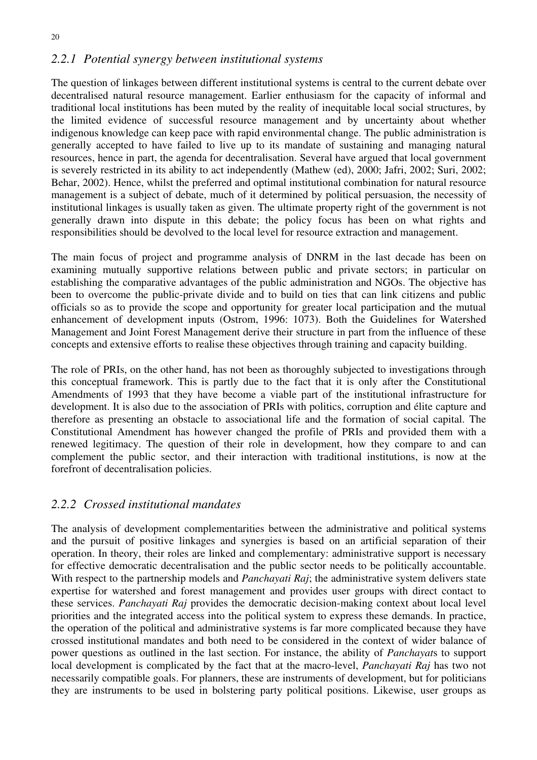### *2.2.1 Potential synergy between institutional systems*

The question of linkages between different institutional systems is central to the current debate over decentralised natural resource management. Earlier enthusiasm for the capacity of informal and traditional local institutions has been muted by the reality of inequitable local social structures, by the limited evidence of successful resource management and by uncertainty about whether indigenous knowledge can keep pace with rapid environmental change. The public administration is generally accepted to have failed to live up to its mandate of sustaining and managing natural resources, hence in part, the agenda for decentralisation. Several have argued that local government is severely restricted in its ability to act independently (Mathew (ed), 2000; Jafri, 2002; Suri, 2002; Behar, 2002). Hence, whilst the preferred and optimal institutional combination for natural resource management is a subject of debate, much of it determined by political persuasion, the necessity of institutional linkages is usually taken as given. The ultimate property right of the government is not generally drawn into dispute in this debate; the policy focus has been on what rights and responsibilities should be devolved to the local level for resource extraction and management.

The main focus of project and programme analysis of DNRM in the last decade has been on examining mutually supportive relations between public and private sectors; in particular on establishing the comparative advantages of the public administration and NGOs. The objective has been to overcome the public-private divide and to build on ties that can link citizens and public officials so as to provide the scope and opportunity for greater local participation and the mutual enhancement of development inputs (Ostrom, 1996: 1073). Both the Guidelines for Watershed Management and Joint Forest Management derive their structure in part from the influence of these concepts and extensive efforts to realise these objectives through training and capacity building.

The role of PRIs, on the other hand, has not been as thoroughly subjected to investigations through this conceptual framework. This is partly due to the fact that it is only after the Constitutional Amendments of 1993 that they have become a viable part of the institutional infrastructure for development. It is also due to the association of PRIs with politics, corruption and élite capture and therefore as presenting an obstacle to associational life and the formation of social capital. The Constitutional Amendment has however changed the profile of PRIs and provided them with a renewed legitimacy. The question of their role in development, how they compare to and can complement the public sector, and their interaction with traditional institutions, is now at the forefront of decentralisation policies.

### *2.2.2 Crossed institutional mandates*

The analysis of development complementarities between the administrative and political systems and the pursuit of positive linkages and synergies is based on an artificial separation of their operation. In theory, their roles are linked and complementary: administrative support is necessary for effective democratic decentralisation and the public sector needs to be politically accountable. With respect to the partnership models and *Panchayati Raj*; the administrative system delivers state expertise for watershed and forest management and provides user groups with direct contact to these services. *Panchayati Raj* provides the democratic decision-making context about local level priorities and the integrated access into the political system to express these demands. In practice, the operation of the political and administrative systems is far more complicated because they have crossed institutional mandates and both need to be considered in the context of wider balance of power questions as outlined in the last section. For instance, the ability of *Panchayat*s to support local development is complicated by the fact that at the macro-level, *Panchayati Raj* has two not necessarily compatible goals. For planners, these are instruments of development, but for politicians they are instruments to be used in bolstering party political positions. Likewise, user groups as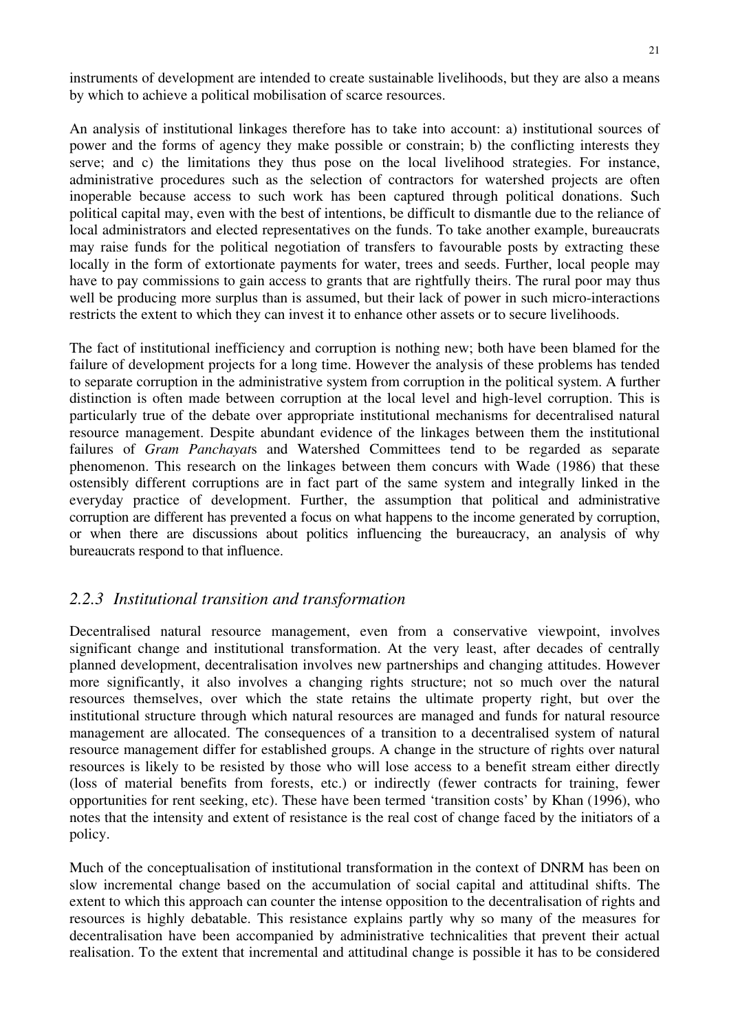instruments of development are intended to create sustainable livelihoods, but they are also a means by which to achieve a political mobilisation of scarce resources.

An analysis of institutional linkages therefore has to take into account: a) institutional sources of power and the forms of agency they make possible or constrain; b) the conflicting interests they serve; and c) the limitations they thus pose on the local livelihood strategies. For instance, administrative procedures such as the selection of contractors for watershed projects are often inoperable because access to such work has been captured through political donations. Such political capital may, even with the best of intentions, be difficult to dismantle due to the reliance of local administrators and elected representatives on the funds. To take another example, bureaucrats may raise funds for the political negotiation of transfers to favourable posts by extracting these locally in the form of extortionate payments for water, trees and seeds. Further, local people may have to pay commissions to gain access to grants that are rightfully theirs. The rural poor may thus well be producing more surplus than is assumed, but their lack of power in such micro-interactions restricts the extent to which they can invest it to enhance other assets or to secure livelihoods.

The fact of institutional inefficiency and corruption is nothing new; both have been blamed for the failure of development projects for a long time. However the analysis of these problems has tended to separate corruption in the administrative system from corruption in the political system. A further distinction is often made between corruption at the local level and high-level corruption. This is particularly true of the debate over appropriate institutional mechanisms for decentralised natural resource management. Despite abundant evidence of the linkages between them the institutional failures of *Gram Panchayat*s and Watershed Committees tend to be regarded as separate phenomenon. This research on the linkages between them concurs with Wade (1986) that these ostensibly different corruptions are in fact part of the same system and integrally linked in the everyday practice of development. Further, the assumption that political and administrative corruption are different has prevented a focus on what happens to the income generated by corruption, or when there are discussions about politics influencing the bureaucracy, an analysis of why bureaucrats respond to that influence.

### *2.2.3 Institutional transition and transformation*

Decentralised natural resource management, even from a conservative viewpoint, involves significant change and institutional transformation. At the very least, after decades of centrally planned development, decentralisation involves new partnerships and changing attitudes. However more significantly, it also involves a changing rights structure; not so much over the natural resources themselves, over which the state retains the ultimate property right, but over the institutional structure through which natural resources are managed and funds for natural resource management are allocated. The consequences of a transition to a decentralised system of natural resource management differ for established groups. A change in the structure of rights over natural resources is likely to be resisted by those who will lose access to a benefit stream either directly (loss of material benefits from forests, etc.) or indirectly (fewer contracts for training, fewer opportunities for rent seeking, etc). These have been termed 'transition costs' by Khan (1996), who notes that the intensity and extent of resistance is the real cost of change faced by the initiators of a policy.

Much of the conceptualisation of institutional transformation in the context of DNRM has been on slow incremental change based on the accumulation of social capital and attitudinal shifts. The extent to which this approach can counter the intense opposition to the decentralisation of rights and resources is highly debatable. This resistance explains partly why so many of the measures for decentralisation have been accompanied by administrative technicalities that prevent their actual realisation. To the extent that incremental and attitudinal change is possible it has to be considered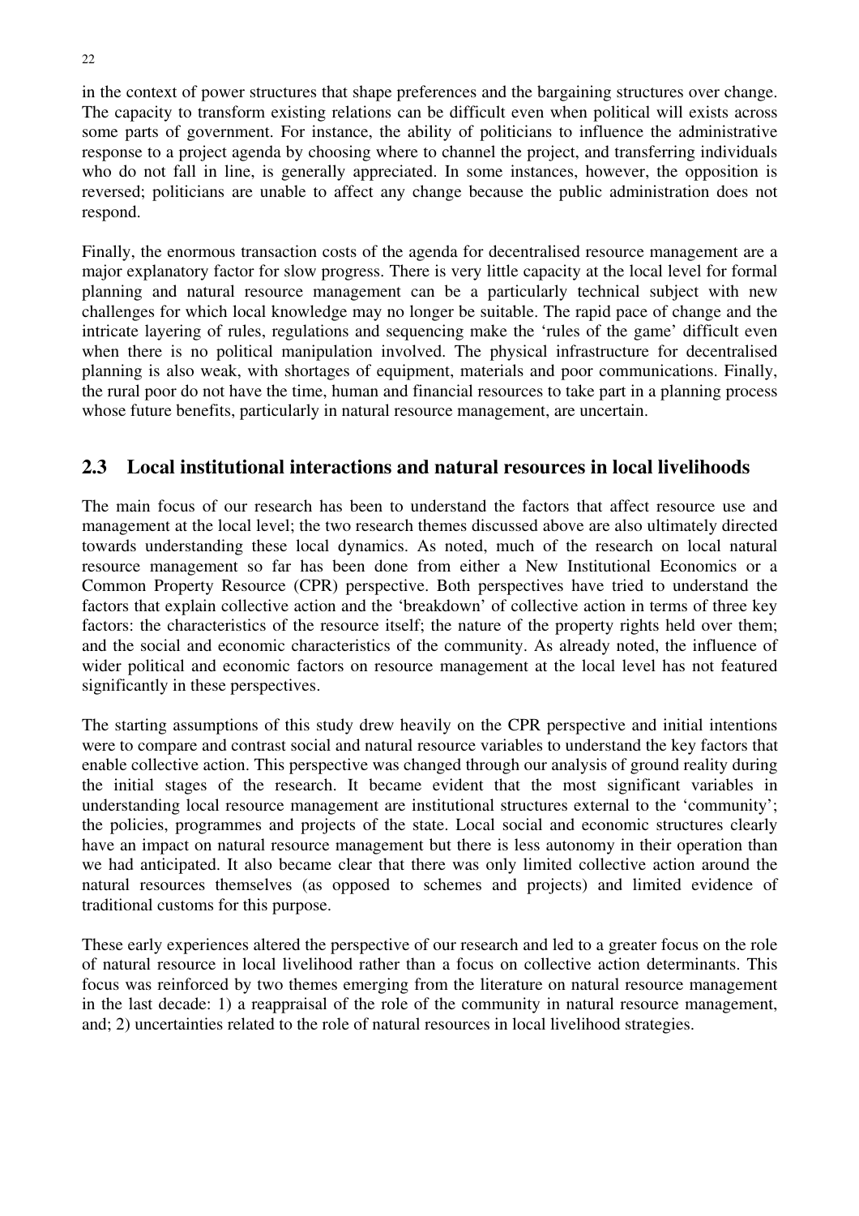in the context of power structures that shape preferences and the bargaining structures over change. The capacity to transform existing relations can be difficult even when political will exists across some parts of government. For instance, the ability of politicians to influence the administrative response to a project agenda by choosing where to channel the project, and transferring individuals who do not fall in line, is generally appreciated. In some instances, however, the opposition is reversed; politicians are unable to affect any change because the public administration does not respond.

Finally, the enormous transaction costs of the agenda for decentralised resource management are a major explanatory factor for slow progress. There is very little capacity at the local level for formal planning and natural resource management can be a particularly technical subject with new challenges for which local knowledge may no longer be suitable. The rapid pace of change and the intricate layering of rules, regulations and sequencing make the 'rules of the game' difficult even when there is no political manipulation involved. The physical infrastructure for decentralised planning is also weak, with shortages of equipment, materials and poor communications. Finally, the rural poor do not have the time, human and financial resources to take part in a planning process whose future benefits, particularly in natural resource management, are uncertain.

## 2.3 Local institutional interactions and natural resources in local livelihoods

The main focus of our research has been to understand the factors that affect resource use and management at the local level; the two research themes discussed above are also ultimately directed towards understanding these local dynamics. As noted, much of the research on local natural resource management so far has been done from either a New Institutional Economics or a Common Property Resource (CPR) perspective. Both perspectives have tried to understand the factors that explain collective action and the 'breakdown' of collective action in terms of three key factors: the characteristics of the resource itself; the nature of the property rights held over them; and the social and economic characteristics of the community. As already noted, the influence of wider political and economic factors on resource management at the local level has not featured significantly in these perspectives.

The starting assumptions of this study drew heavily on the CPR perspective and initial intentions were to compare and contrast social and natural resource variables to understand the key factors that enable collective action. This perspective was changed through our analysis of ground reality during the initial stages of the research. It became evident that the most significant variables in understanding local resource management are institutional structures external to the 'community'; the policies, programmes and projects of the state. Local social and economic structures clearly have an impact on natural resource management but there is less autonomy in their operation than we had anticipated. It also became clear that there was only limited collective action around the natural resources themselves (as opposed to schemes and projects) and limited evidence of traditional customs for this purpose.

These early experiences altered the perspective of our research and led to a greater focus on the role of natural resource in local livelihood rather than a focus on collective action determinants. This focus was reinforced by two themes emerging from the literature on natural resource management in the last decade: 1) a reappraisal of the role of the community in natural resource management, and; 2) uncertainties related to the role of natural resources in local livelihood strategies.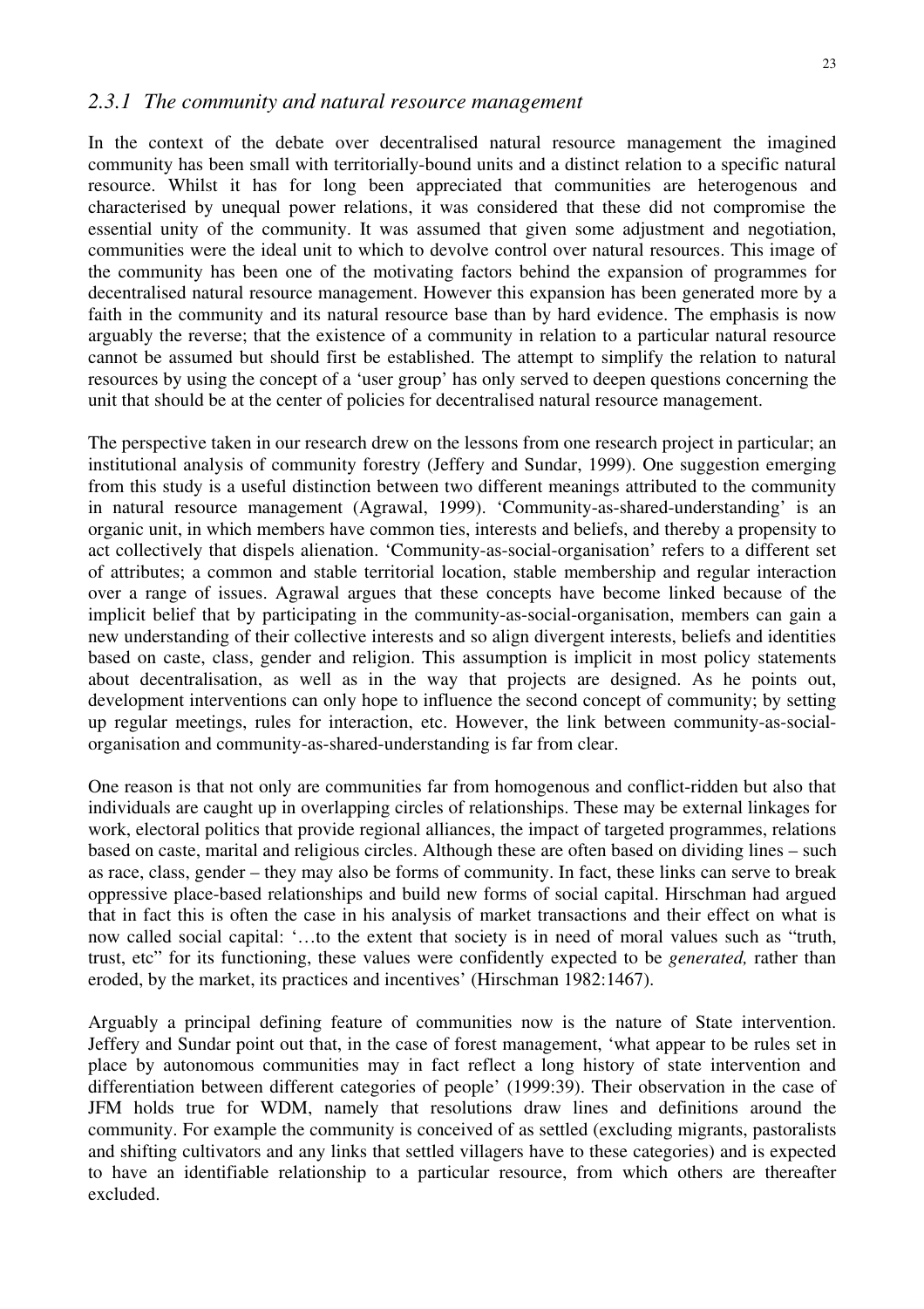### *2.3.1 The community and natural resource management*

In the context of the debate over decentralised natural resource management the imagined community has been small with territorially-bound units and a distinct relation to a specific natural resource. Whilst it has for long been appreciated that communities are heterogenous and characterised by unequal power relations, it was considered that these did not compromise the essential unity of the community. It was assumed that given some adjustment and negotiation, communities were the ideal unit to which to devolve control over natural resources. This image of the community has been one of the motivating factors behind the expansion of programmes for decentralised natural resource management. However this expansion has been generated more by a faith in the community and its natural resource base than by hard evidence. The emphasis is now arguably the reverse; that the existence of a community in relation to a particular natural resource cannot be assumed but should first be established. The attempt to simplify the relation to natural resources by using the concept of a 'user group' has only served to deepen questions concerning the unit that should be at the center of policies for decentralised natural resource management.

The perspective taken in our research drew on the lessons from one research project in particular; an institutional analysis of community forestry (Jeffery and Sundar, 1999). One suggestion emerging from this study is a useful distinction between two different meanings attributed to the community in natural resource management (Agrawal, 1999). 'Community-as-shared-understanding' is an organic unit, in which members have common ties, interests and beliefs, and thereby a propensity to act collectively that dispels alienation. 'Community-as-social-organisation' refers to a different set of attributes; a common and stable territorial location, stable membership and regular interaction over a range of issues. Agrawal argues that these concepts have become linked because of the implicit belief that by participating in the community-as-social-organisation, members can gain a new understanding of their collective interests and so align divergent interests, beliefs and identities based on caste, class, gender and religion. This assumption is implicit in most policy statements about decentralisation, as well as in the way that projects are designed. As he points out, development interventions can only hope to influence the second concept of community; by setting up regular meetings, rules for interaction, etc. However, the link between community-as-social-organisation and community-as-shared-understanding is far from clear.

One reason is that not only are communities far from homogenous and conflict-ridden but also that individuals are caught up in overlapping circles of relationships. These may be external linkages for work, electoral politics that provide regional alliances, the impact of targeted programmes, relations based on caste, marital and religious circles. Although these are often based on dividing lines – such as race, class, gender – they may also be forms of community. In fact, these links can serve to break oppressive place-based relationships and build new forms of social capital. Hirschman had argued that in fact this is often the case in his analysis of market transactions and their effect on what is now called social capital: '…to the extent that society is in need of moral values such as "truth, trust, etc" for its functioning, these values were confidently expected to be *generated,* rather than eroded, by the market, its practices and incentives' (Hirschman 1982:1467).

Arguably a principal defining feature of communities now is the nature of State intervention. Jeffery and Sundar point out that, in the case of forest management, 'what appear to be rules set in place by autonomous communities may in fact reflect a long history of state intervention and differentiation between different categories of people' (1999:39). Their observation in the case of JFM holds true for WDM, namely that resolutions draw lines and definitions around the community. For example the community is conceived of as settled (excluding migrants, pastoralists and shifting cultivators and any links that settled villagers have to these categories) and is expected to have an identifiable relationship to a particular resource, from which others are thereafter excluded.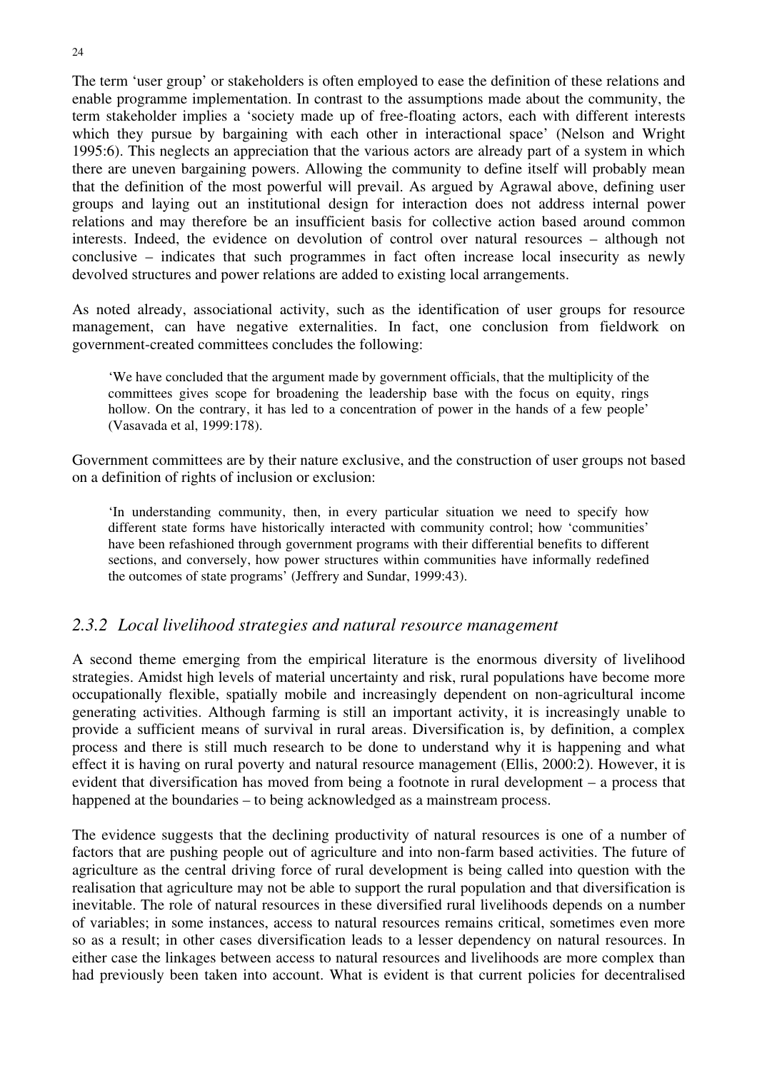The term 'user group' or stakeholders is often employed to ease the definition of these relations and enable programme implementation. In contrast to the assumptions made about the community, the term stakeholder implies a 'society made up of free-floating actors, each with different interests which they pursue by bargaining with each other in interactional space' (Nelson and Wright 1995:6). This neglects an appreciation that the various actors are already part of a system in which there are uneven bargaining powers. Allowing the community to define itself will probably mean that the definition of the most powerful will prevail. As argued by Agrawal above, defining user groups and laying out an institutional design for interaction does not address internal power relations and may therefore be an insufficient basis for collective action based around common interests. Indeed, the evidence on devolution of control over natural resources – although not conclusive – indicates that such programmes in fact often increase local insecurity as newly devolved structures and power relations are added to existing local arrangements.

As noted already, associational activity, such as the identification of user groups for resource management, can have negative externalities. In fact, one conclusion from fieldwork on government-created committees concludes the following:

> 'We have concluded that the argument made by government officials, that the multiplicity of the committees gives scope for broadening the leadership base with the focus on equity, rings hollow. On the contrary, it has led to a concentration of power in the hands of a few people' (Vasavada et al, 1999:178).

Government committees are by their nature exclusive, and the construction of user groups not based on a definition of rights of inclusion or exclusion:

> 'In understanding community, then, in every particular situation we need to specify how different state forms have historically interacted with community control; how 'communities' have been refashioned through government programs with their differential benefits to different sections, and conversely, how power structures within communities have informally redefined the outcomes of state programs' (Jeffrery and Sundar, 1999:43).

### *2.3.2 Local livelihood strategies and natural resource management*

A second theme emerging from the empirical literature is the enormous diversity of livelihood strategies. Amidst high levels of material uncertainty and risk, rural populations have become more occupationally flexible, spatially mobile and increasingly dependent on non-agricultural income generating activities. Although farming is still an important activity, it is increasingly unable to provide a sufficient means of survival in rural areas. Diversification is, by definition, a complex process and there is still much research to be done to understand why it is happening and what effect it is having on rural poverty and natural resource management (Ellis, 2000:2). However, it is evident that diversification has moved from being a footnote in rural development – a process that happened at the boundaries – to being acknowledged as a mainstream process.

The evidence suggests that the declining productivity of natural resources is one of a number of factors that are pushing people out of agriculture and into non-farm based activities. The future of agriculture as the central driving force of rural development is being called into question with the realisation that agriculture may not be able to support the rural population and that diversification is inevitable. The role of natural resources in these diversified rural livelihoods depends on a number of variables; in some instances, access to natural resources remains critical, sometimes even more so as a result; in other cases diversification leads to a lesser dependency on natural resources. In either case the linkages between access to natural resources and livelihoods are more complex than had previously been taken into account. What is evident is that current policies for decentralised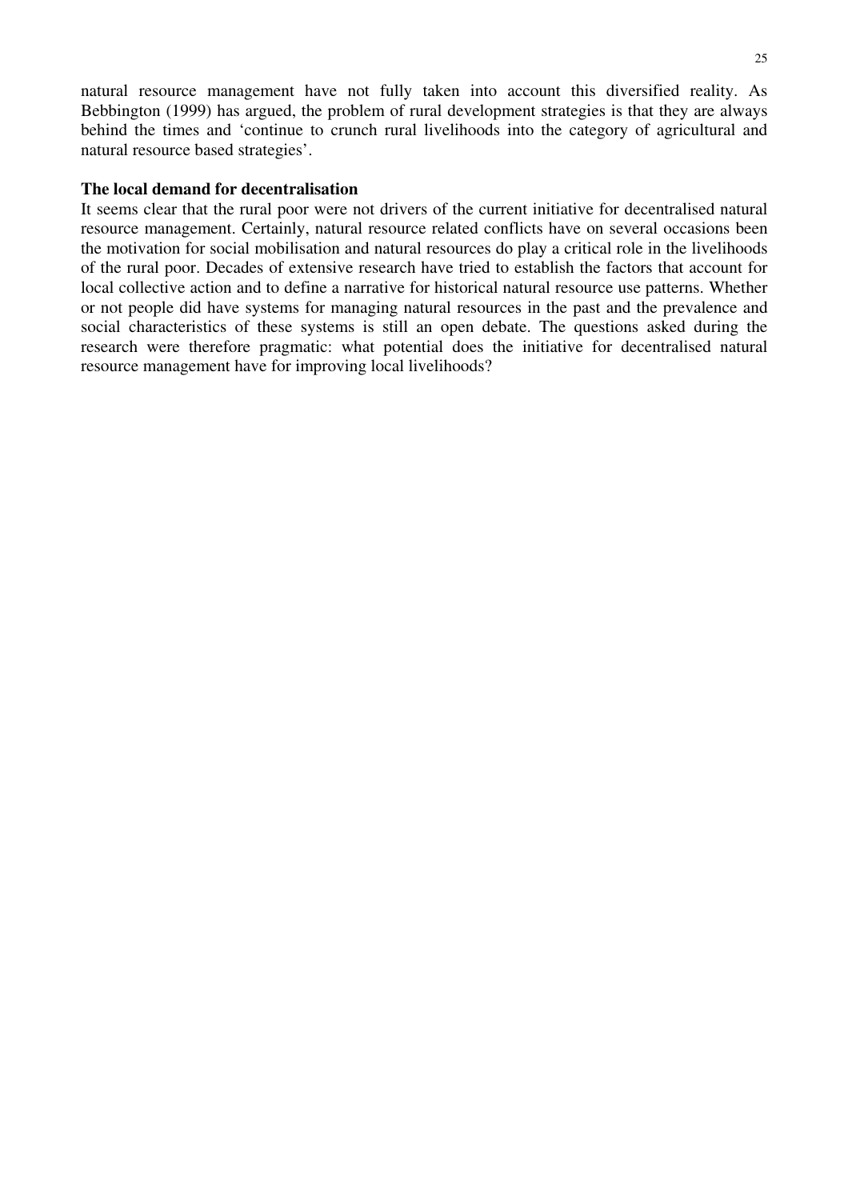natural resource management have not fully taken into account this diversified reality. As Bebbington (1999) has argued, the problem of rural development strategies is that they are always behind the times and 'continue to crunch rural livelihoods into the category of agricultural and natural resource based strategies'.

**The local demand for decentralisation**

It seems clear that the rural poor were not drivers of the current initiative for decentralised natural resource management. Certainly, natural resource related conflicts have on several occasions been the motivation for social mobilisation and natural resources do play a critical role in the livelihoods of the rural poor. Decades of extensive research have tried to establish the factors that account for local collective action and to define a narrative for historical natural resource use patterns. Whether or not people did have systems for managing natural resources in the past and the prevalence and social characteristics of these systems is still an open debate. The questions asked during the research were therefore pragmatic: what potential does the initiative for decentralised natural resource management have for improving local livelihoods?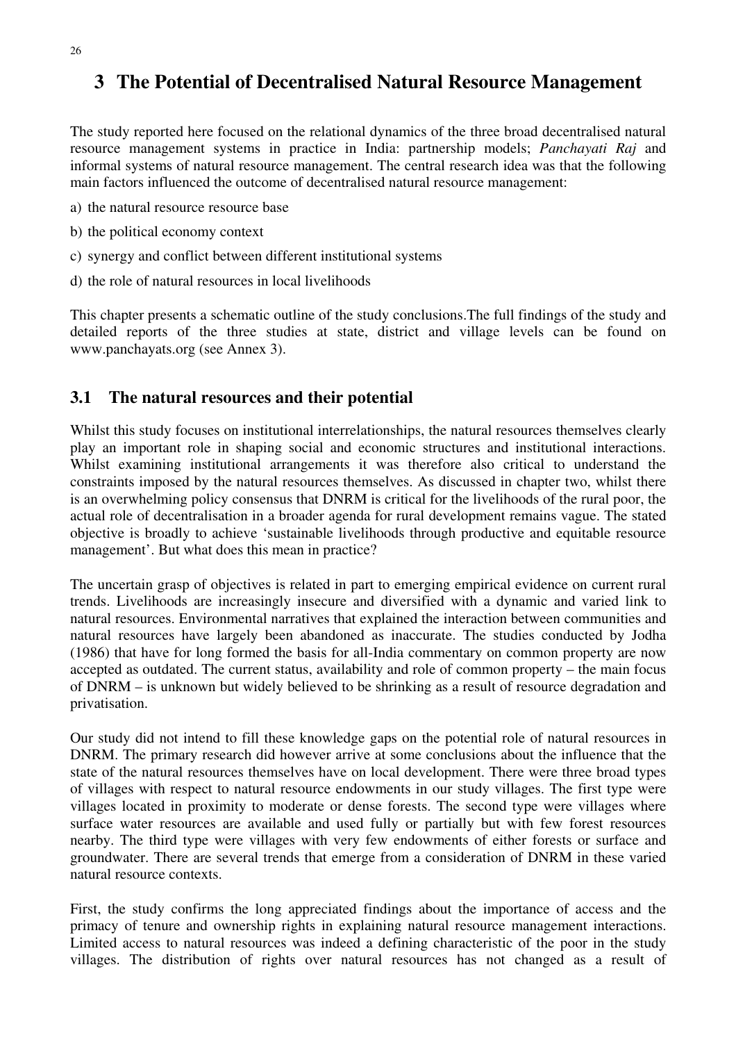# 3 The Potential of Decentralised Natural Resource Management

The study reported here focused on the relational dynamics of the three broad decentralised natural resource management systems in practice in India: partnership models; *Panchayati Raj* and informal systems of natural resource management. The central research idea was that the following main factors influenced the outcome of decentralised natural resource management:

a) the natural resource resource base

b) the political economy context

c) synergy and conflict between different institutional systems

d) the role of natural resources in local livelihoods

This chapter presents a schematic outline of the study conclusions.The full findings of the study and detailed reports of the three studies at state, district and village levels can be found on www.panchayats.org (see Annex 3).

## 3.1 The natural resources and their potential

Whilst this study focuses on institutional interrelationships, the natural resources themselves clearly play an important role in shaping social and economic structures and institutional interactions. Whilst examining institutional arrangements it was therefore also critical to understand the constraints imposed by the natural resources themselves. As discussed in chapter two, whilst there is an overwhelming policy consensus that DNRM is critical for the livelihoods of the rural poor, the actual role of decentralisation in a broader agenda for rural development remains vague. The stated objective is broadly to achieve 'sustainable livelihoods through productive and equitable resource management'. But what does this mean in practice?

The uncertain grasp of objectives is related in part to emerging empirical evidence on current rural trends. Livelihoods are increasingly insecure and diversified with a dynamic and varied link to natural resources. Environmental narratives that explained the interaction between communities and natural resources have largely been abandoned as inaccurate. The studies conducted by Jodha (1986) that have for long formed the basis for all-India commentary on common property are now accepted as outdated. The current status, availability and role of common property – the main focus of DNRM – is unknown but widely believed to be shrinking as a result of resource degradation and privatisation.

Our study did not intend to fill these knowledge gaps on the potential role of natural resources in DNRM. The primary research did however arrive at some conclusions about the influence that the state of the natural resources themselves have on local development. There were three broad types of villages with respect to natural resource endowments in our study villages. The first type were villages located in proximity to moderate or dense forests. The second type were villages where surface water resources are available and used fully or partially but with few forest resources nearby. The third type were villages with very few endowments of either forests or surface and groundwater. There are several trends that emerge from a consideration of DNRM in these varied natural resource contexts.

First, the study confirms the long appreciated findings about the importance of access and the primacy of tenure and ownership rights in explaining natural resource management interactions. Limited access to natural resources was indeed a defining characteristic of the poor in the study villages. The distribution of rights over natural resources has not changed as a result of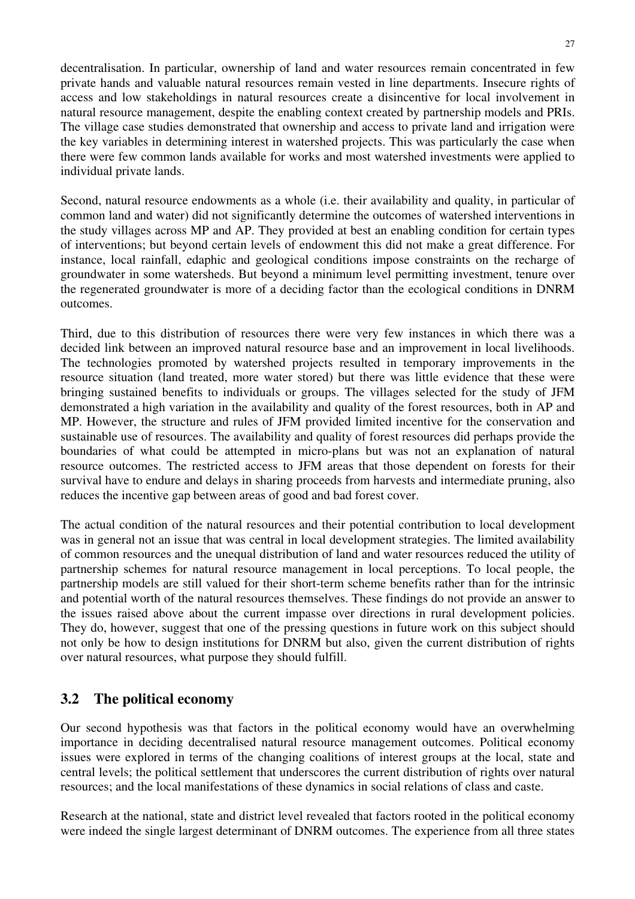decentralisation. In particular, ownership of land and water resources remain concentrated in few private hands and valuable natural resources remain vested in line departments. Insecure rights of access and low stakeholdings in natural resources create a disincentive for local involvement in natural resource management, despite the enabling context created by partnership models and PRIs. The village case studies demonstrated that ownership and access to private land and irrigation were the key variables in determining interest in watershed projects. This was particularly the case when there were few common lands available for works and most watershed investments were applied to individual private lands.

Second, natural resource endowments as a whole (i.e. their availability and quality, in particular of common land and water) did not significantly determine the outcomes of watershed interventions in the study villages across MP and AP. They provided at best an enabling condition for certain types of interventions; but beyond certain levels of endowment this did not make a great difference. For instance, local rainfall, edaphic and geological conditions impose constraints on the recharge of groundwater in some watersheds. But beyond a minimum level permitting investment, tenure over the regenerated groundwater is more of a deciding factor than the ecological conditions in DNRM outcomes.

Third, due to this distribution of resources there were very few instances in which there was a decided link between an improved natural resource base and an improvement in local livelihoods. The technologies promoted by watershed projects resulted in temporary improvements in the resource situation (land treated, more water stored) but there was little evidence that these were bringing sustained benefits to individuals or groups. The villages selected for the study of JFM demonstrated a high variation in the availability and quality of the forest resources, both in AP and MP. However, the structure and rules of JFM provided limited incentive for the conservation and sustainable use of resources. The availability and quality of forest resources did perhaps provide the boundaries of what could be attempted in micro-plans but was not an explanation of natural resource outcomes. The restricted access to JFM areas that those dependent on forests for their survival have to endure and delays in sharing proceeds from harvests and intermediate pruning, also reduces the incentive gap between areas of good and bad forest cover.

The actual condition of the natural resources and their potential contribution to local development was in general not an issue that was central in local development strategies. The limited availability of common resources and the unequal distribution of land and water resources reduced the utility of partnership schemes for natural resource management in local perceptions. To local people, the partnership models are still valued for their short-term scheme benefits rather than for the intrinsic and potential worth of the natural resources themselves. These findings do not provide an answer to the issues raised above about the current impasse over directions in rural development policies. They do, however, suggest that one of the pressing questions in future work on this subject should not only be how to design institutions for DNRM but also, given the current distribution of rights over natural resources, what purpose they should fulfill.

## 3.2 The political economy

Our second hypothesis was that factors in the political economy would have an overwhelming importance in deciding decentralised natural resource management outcomes. Political economy issues were explored in terms of the changing coalitions of interest groups at the local, state and central levels; the political settlement that underscores the current distribution of rights over natural resources; and the local manifestations of these dynamics in social relations of class and caste.

Research at the national, state and district level revealed that factors rooted in the political economy were indeed the single largest determinant of DNRM outcomes. The experience from all three states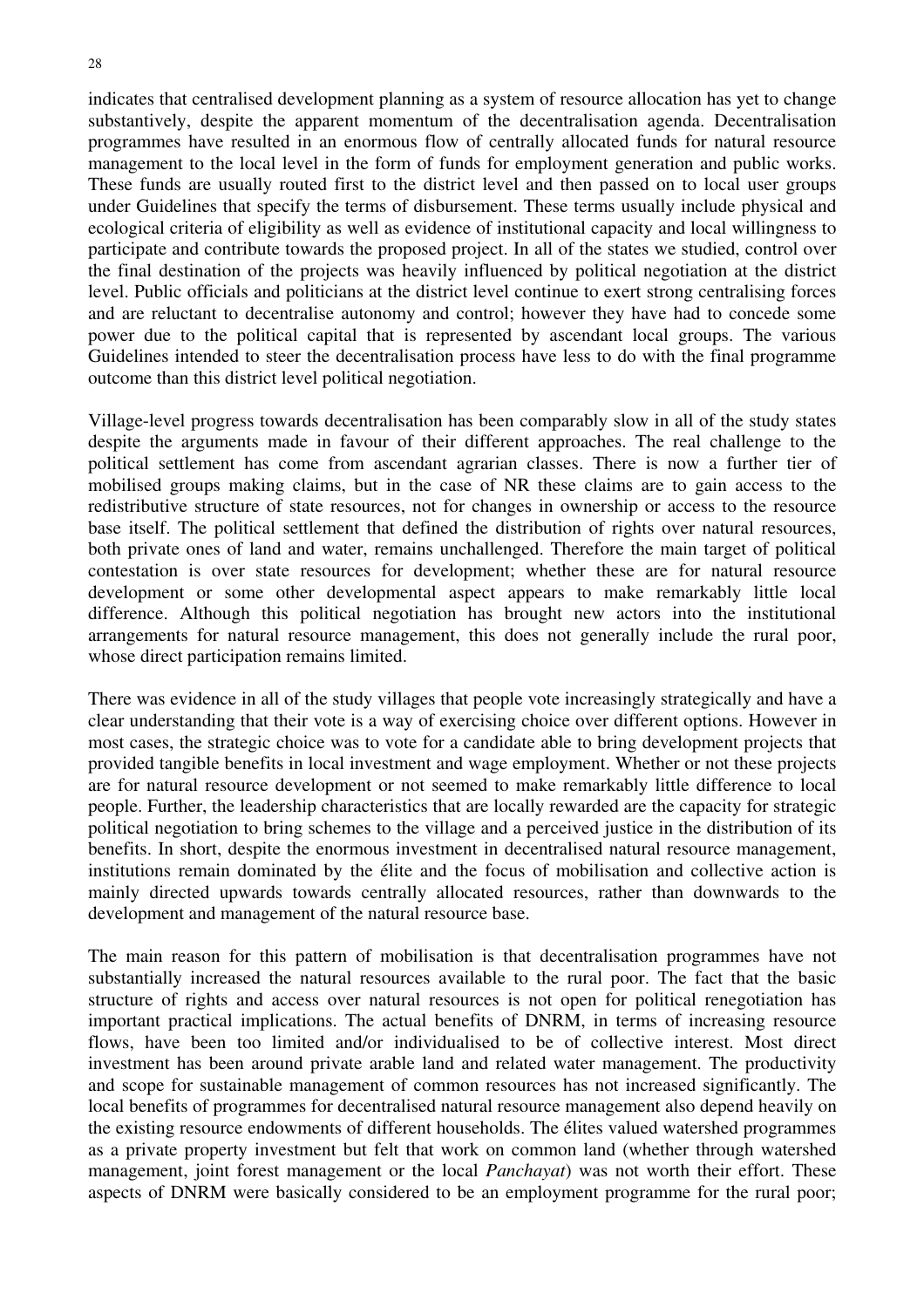indicates that centralised development planning as a system of resource allocation has yet to change substantively, despite the apparent momentum of the decentralisation agenda. Decentralisation programmes have resulted in an enormous flow of centrally allocated funds for natural resource management to the local level in the form of funds for employment generation and public works. These funds are usually routed first to the district level and then passed on to local user groups under Guidelines that specify the terms of disbursement. These terms usually include physical and ecological criteria of eligibility as well as evidence of institutional capacity and local willingness to participate and contribute towards the proposed project. In all of the states we studied, control over the final destination of the projects was heavily influenced by political negotiation at the district level. Public officials and politicians at the district level continue to exert strong centralising forces and are reluctant to decentralise autonomy and control; however they have had to concede some power due to the political capital that is represented by ascendant local groups. The various Guidelines intended to steer the decentralisation process have less to do with the final programme outcome than this district level political negotiation.

Village-level progress towards decentralisation has been comparably slow in all of the study states despite the arguments made in favour of their different approaches. The real challenge to the political settlement has come from ascendant agrarian classes. There is now a further tier of mobilised groups making claims, but in the case of NR these claims are to gain access to the redistributive structure of state resources, not for changes in ownership or access to the resource base itself. The political settlement that defined the distribution of rights over natural resources, both private ones of land and water, remains unchallenged. Therefore the main target of political contestation is over state resources for development; whether these are for natural resource development or some other developmental aspect appears to make remarkably little local difference. Although this political negotiation has brought new actors into the institutional arrangements for natural resource management, this does not generally include the rural poor, whose direct participation remains limited.

There was evidence in all of the study villages that people vote increasingly strategically and have a clear understanding that their vote is a way of exercising choice over different options. However in most cases, the strategic choice was to vote for a candidate able to bring development projects that provided tangible benefits in local investment and wage employment. Whether or not these projects are for natural resource development or not seemed to make remarkably little difference to local people. Further, the leadership characteristics that are locally rewarded are the capacity for strategic political negotiation to bring schemes to the village and a perceived justice in the distribution of its benefits. In short, despite the enormous investment in decentralised natural resource management, institutions remain dominated by the élite and the focus of mobilisation and collective action is mainly directed upwards towards centrally allocated resources, rather than downwards to the development and management of the natural resource base.

The main reason for this pattern of mobilisation is that decentralisation programmes have not substantially increased the natural resources available to the rural poor. The fact that the basic structure of rights and access over natural resources is not open for political renegotiation has important practical implications. The actual benefits of DNRM, in terms of increasing resource flows, have been too limited and/or individualised to be of collective interest. Most direct investment has been around private arable land and related water management. The productivity and scope for sustainable management of common resources has not increased significantly. The local benefits of programmes for decentralised natural resource management also depend heavily on the existing resource endowments of different households. The élites valued watershed programmes as a private property investment but felt that work on common land (whether through watershed management, joint forest management or the local *Panchayat*) was not worth their effort. These aspects of DNRM were basically considered to be an employment programme for the rural poor;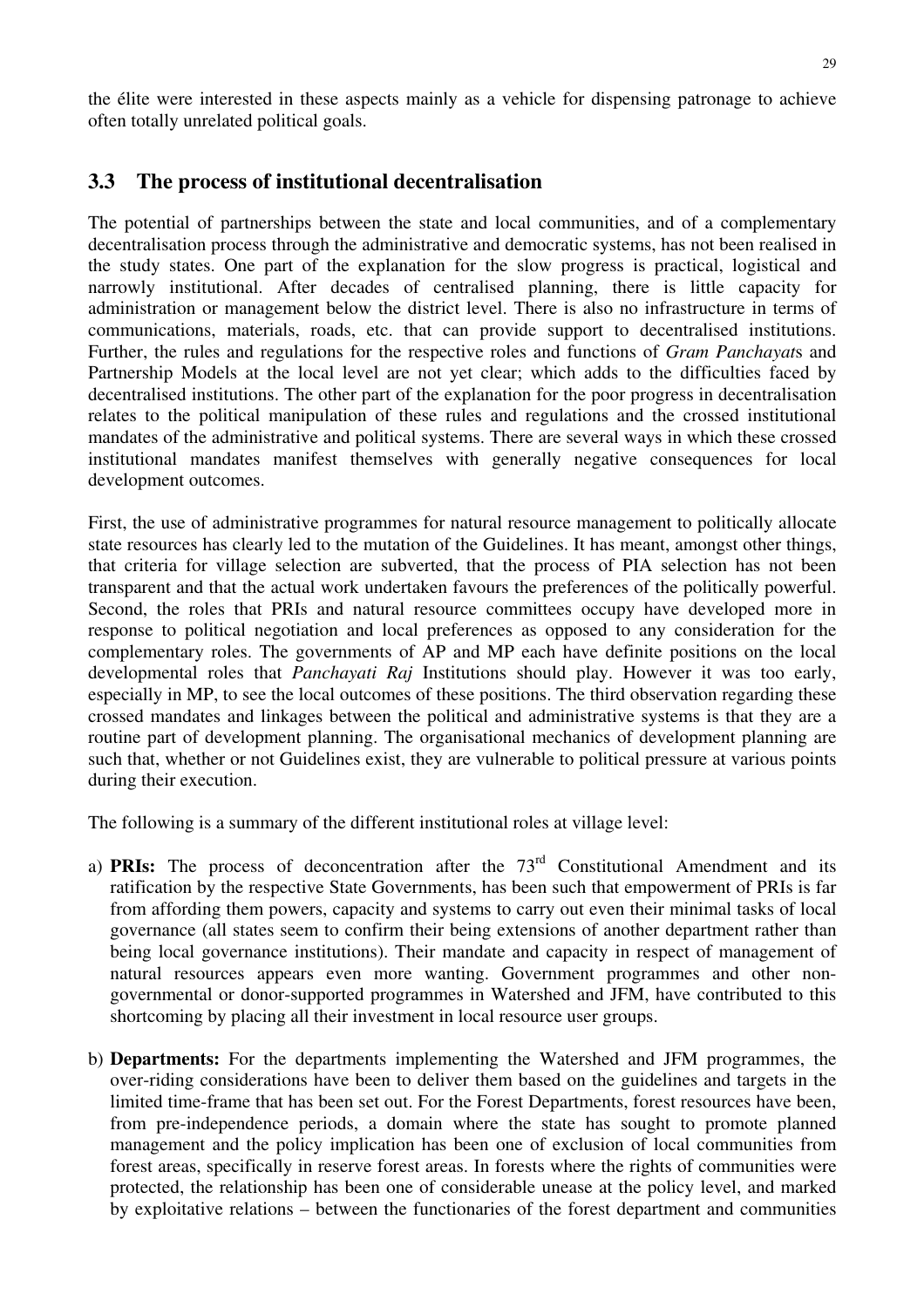the élite were interested in these aspects mainly as a vehicle for dispensing patronage to achieve often totally unrelated political goals.

## 3.3 The process of institutional decentralisation

The potential of partnerships between the state and local communities, and of a complementary decentralisation process through the administrative and democratic systems, has not been realised in the study states. One part of the explanation for the slow progress is practical, logistical and narrowly institutional. After decades of centralised planning, there is little capacity for administration or management below the district level. There is also no infrastructure in terms of communications, materials, roads, etc. that can provide support to decentralised institutions. Further, the rules and regulations for the respective roles and functions of *Gram Panchayat*s and Partnership Models at the local level are not yet clear; which adds to the difficulties faced by decentralised institutions. The other part of the explanation for the poor progress in decentralisation relates to the political manipulation of these rules and regulations and the crossed institutional mandates of the administrative and political systems. There are several ways in which these crossed institutional mandates manifest themselves with generally negative consequences for local development outcomes.

First, the use of administrative programmes for natural resource management to politically allocate state resources has clearly led to the mutation of the Guidelines. It has meant, amongst other things, that criteria for village selection are subverted, that the process of PIA selection has not been transparent and that the actual work undertaken favours the preferences of the politically powerful. Second, the roles that PRIs and natural resource committees occupy have developed more in response to political negotiation and local preferences as opposed to any consideration for the complementary roles. The governments of AP and MP each have definite positions on the local developmental roles that *Panchayati Raj* Institutions should play. However it was too early, especially in MP, to see the local outcomes of these positions. The third observation regarding these crossed mandates and linkages between the political and administrative systems is that they are a routine part of development planning. The organisational mechanics of development planning are such that, whether or not Guidelines exist, they are vulnerable to political pressure at various points during their execution.

The following is a summary of the different institutional roles at village level:

a) **PRIs:** The process of deconcentration after the 73rd Constitutional Amendment and its ratification by the respective State Governments, has been such that empowerment of PRIs is far from affording them powers, capacity and systems to carry out even their minimal tasks of local governance (all states seem to confirm their being extensions of another department rather than being local governance institutions). Their mandate and capacity in respect of management of natural resources appears even more wanting. Government programmes and other non-governmental or donor-supported programmes in Watershed and JFM, have contributed to this shortcoming by placing all their investment in local resource user groups.

b) **Departments:** For the departments implementing the Watershed and JFM programmes, the over-riding considerations have been to deliver them based on the guidelines and targets in the limited time-frame that has been set out. For the Forest Departments, forest resources have been, from pre-independence periods, a domain where the state has sought to promote planned management and the policy implication has been one of exclusion of local communities from forest areas, specifically in reserve forest areas. In forests where the rights of communities were protected, the relationship has been one of considerable unease at the policy level, and marked by exploitative relations – between the functionaries of the forest department and communities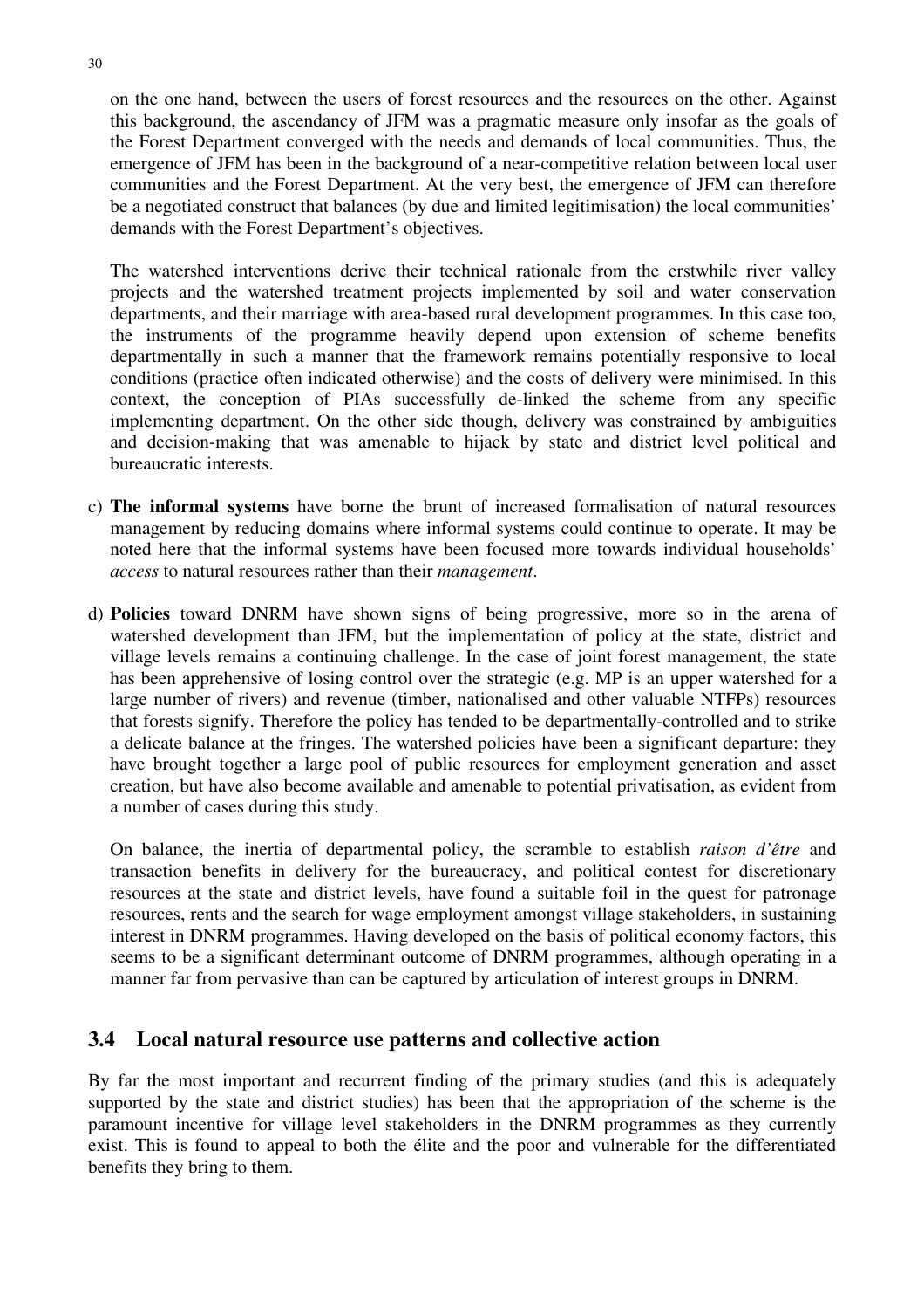on the one hand, between the users of forest resources and the resources on the other. Against this background, the ascendancy of JFM was a pragmatic measure only insofar as the goals of the Forest Department converged with the needs and demands of local communities. Thus, the emergence of JFM has been in the background of a near-competitive relation between local user communities and the Forest Department. At the very best, the emergence of JFM can therefore be a negotiated construct that balances (by due and limited legitimisation) the local communities' demands with the Forest Department's objectives.

The watershed interventions derive their technical rationale from the erstwhile river valley projects and the watershed treatment projects implemented by soil and water conservation departments, and their marriage with area-based rural development programmes. In this case too, the instruments of the programme heavily depend upon extension of scheme benefits departmentally in such a manner that the framework remains potentially responsive to local conditions (practice often indicated otherwise) and the costs of delivery were minimised. In this context, the conception of PIAs successfully de-linked the scheme from any specific implementing department. On the other side though, delivery was constrained by ambiguities and decision-making that was amenable to hijack by state and district level political and bureaucratic interests.

c) **The informal systems** have borne the brunt of increased formalisation of natural resources management by reducing domains where informal systems could continue to operate. It may be noted here that the informal systems have been focused more towards individual households' *access* to natural resources rather than their *management*.

d) **Policies** toward DNRM have shown signs of being progressive, more so in the arena of watershed development than JFM, but the implementation of policy at the state, district and village levels remains a continuing challenge. In the case of joint forest management, the state has been apprehensive of losing control over the strategic (e.g. MP is an upper watershed for a large number of rivers) and revenue (timber, nationalised and other valuable NTFPs) resources that forests signify. Therefore the policy has tended to be departmentally-controlled and to strike a delicate balance at the fringes. The watershed policies have been a significant departure: they have brought together a large pool of public resources for employment generation and asset creation, but have also become available and amenable to potential privatisation, as evident from a number of cases during this study.

On balance, the inertia of departmental policy, the scramble to establish *raison d'être* and transaction benefits in delivery for the bureaucracy, and political contest for discretionary resources at the state and district levels, have found a suitable foil in the quest for patronage resources, rents and the search for wage employment amongst village stakeholders, in sustaining interest in DNRM programmes. Having developed on the basis of political economy factors, this seems to be a significant determinant outcome of DNRM programmes, although operating in a manner far from pervasive than can be captured by articulation of interest groups in DNRM.

## 3.4 Local natural resource use patterns and collective action

By far the most important and recurrent finding of the primary studies (and this is adequately supported by the state and district studies) has been that the appropriation of the scheme is the paramount incentive for village level stakeholders in the DNRM programmes as they currently exist. This is found to appeal to both the élite and the poor and vulnerable for the differentiated benefits they bring to them.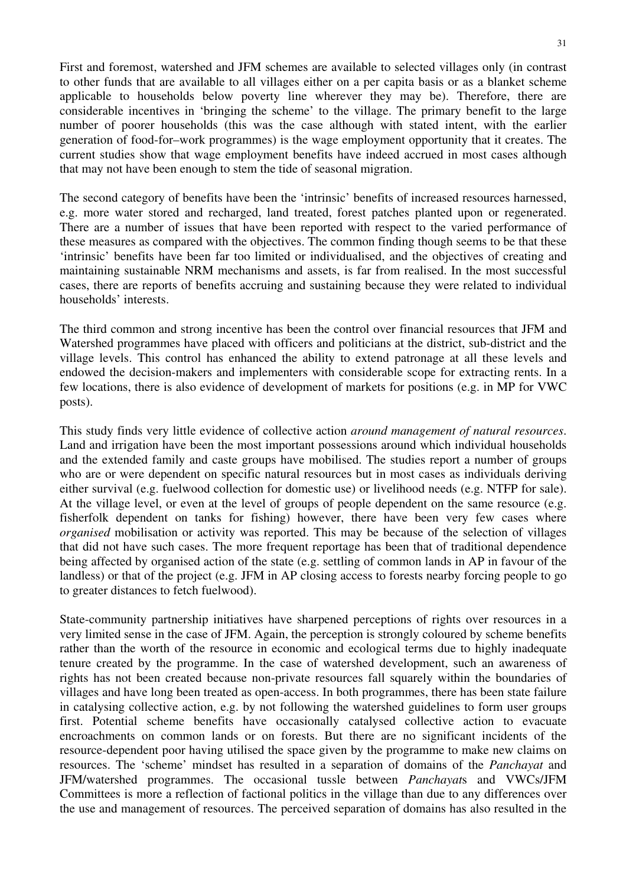First and foremost, watershed and JFM schemes are available to selected villages only (in contrast to other funds that are available to all villages either on a per capita basis or as a blanket scheme applicable to households below poverty line wherever they may be). Therefore, there are considerable incentives in 'bringing the scheme' to the village. The primary benefit to the large number of poorer households (this was the case although with stated intent, with the earlier generation of food-for–work programmes) is the wage employment opportunity that it creates. The current studies show that wage employment benefits have indeed accrued in most cases although that may not have been enough to stem the tide of seasonal migration.

The second category of benefits have been the 'intrinsic' benefits of increased resources harnessed, e.g. more water stored and recharged, land treated, forest patches planted upon or regenerated. There are a number of issues that have been reported with respect to the varied performance of these measures as compared with the objectives. The common finding though seems to be that these 'intrinsic' benefits have been far too limited or individualised, and the objectives of creating and maintaining sustainable NRM mechanisms and assets, is far from realised. In the most successful cases, there are reports of benefits accruing and sustaining because they were related to individual households' interests.

The third common and strong incentive has been the control over financial resources that JFM and Watershed programmes have placed with officers and politicians at the district, sub-district and the village levels. This control has enhanced the ability to extend patronage at all these levels and endowed the decision-makers and implementers with considerable scope for extracting rents. In a few locations, there is also evidence of development of markets for positions (e.g. in MP for VWC posts).

This study finds very little evidence of collective action *around management of natural resources*. Land and irrigation have been the most important possessions around which individual households and the extended family and caste groups have mobilised. The studies report a number of groups who are or were dependent on specific natural resources but in most cases as individuals deriving either survival (e.g. fuelwood collection for domestic use) or livelihood needs (e.g. NTFP for sale). At the village level, or even at the level of groups of people dependent on the same resource (e.g. fisherfolk dependent on tanks for fishing) however, there have been very few cases where *organised* mobilisation or activity was reported. This may be because of the selection of villages that did not have such cases. The more frequent reportage has been that of traditional dependence being affected by organised action of the state (e.g. settling of common lands in AP in favour of the landless) or that of the project (e.g. JFM in AP closing access to forests nearby forcing people to go to greater distances to fetch fuelwood).

State-community partnership initiatives have sharpened perceptions of rights over resources in a very limited sense in the case of JFM. Again, the perception is strongly coloured by scheme benefits rather than the worth of the resource in economic and ecological terms due to highly inadequate tenure created by the programme. In the case of watershed development, such an awareness of rights has not been created because non-private resources fall squarely within the boundaries of villages and have long been treated as open-access. In both programmes, there has been state failure in catalysing collective action, e.g. by not following the watershed guidelines to form user groups first. Potential scheme benefits have occasionally catalysed collective action to evacuate encroachments on common lands or on forests. But there are no significant incidents of the resource-dependent poor having utilised the space given by the programme to make new claims on resources. The 'scheme' mindset has resulted in a separation of domains of the *Panchayat* and JFM/watershed programmes. The occasional tussle between *Panchayat*s and VWCs/JFM Committees is more a reflection of factional politics in the village than due to any differences over the use and management of resources. The perceived separation of domains has also resulted in the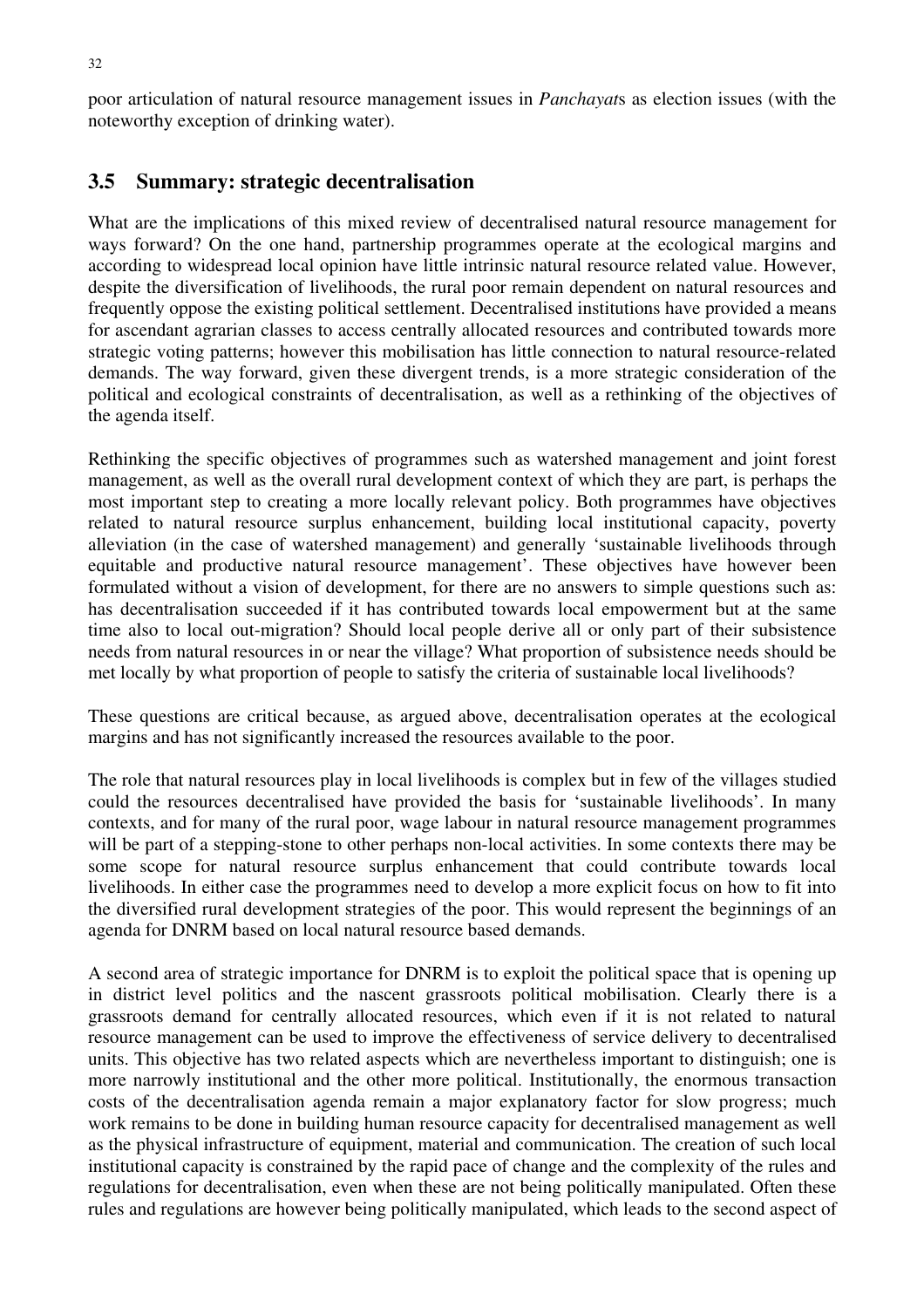poor articulation of natural resource management issues in *Panchayat*s as election issues (with the noteworthy exception of drinking water).

## 3.5 Summary: strategic decentralisation

What are the implications of this mixed review of decentralised natural resource management for ways forward? On the one hand, partnership programmes operate at the ecological margins and according to widespread local opinion have little intrinsic natural resource related value. However, despite the diversification of livelihoods, the rural poor remain dependent on natural resources and frequently oppose the existing political settlement. Decentralised institutions have provided a means for ascendant agrarian classes to access centrally allocated resources and contributed towards more strategic voting patterns; however this mobilisation has little connection to natural resource-related demands. The way forward, given these divergent trends, is a more strategic consideration of the political and ecological constraints of decentralisation, as well as a rethinking of the objectives of the agenda itself.

Rethinking the specific objectives of programmes such as watershed management and joint forest management, as well as the overall rural development context of which they are part, is perhaps the most important step to creating a more locally relevant policy. Both programmes have objectives related to natural resource surplus enhancement, building local institutional capacity, poverty alleviation (in the case of watershed management) and generally 'sustainable livelihoods through equitable and productive natural resource management'. These objectives have however been formulated without a vision of development, for there are no answers to simple questions such as: has decentralisation succeeded if it has contributed towards local empowerment but at the same time also to local out-migration? Should local people derive all or only part of their subsistence needs from natural resources in or near the village? What proportion of subsistence needs should be met locally by what proportion of people to satisfy the criteria of sustainable local livelihoods?

These questions are critical because, as argued above, decentralisation operates at the ecological margins and has not significantly increased the resources available to the poor.

The role that natural resources play in local livelihoods is complex but in few of the villages studied could the resources decentralised have provided the basis for 'sustainable livelihoods'. In many contexts, and for many of the rural poor, wage labour in natural resource management programmes will be part of a stepping-stone to other perhaps non-local activities. In some contexts there may be some scope for natural resource surplus enhancement that could contribute towards local livelihoods. In either case the programmes need to develop a more explicit focus on how to fit into the diversified rural development strategies of the poor. This would represent the beginnings of an agenda for DNRM based on local natural resource based demands.

A second area of strategic importance for DNRM is to exploit the political space that is opening up in district level politics and the nascent grassroots political mobilisation. Clearly there is a grassroots demand for centrally allocated resources, which even if it is not related to natural resource management can be used to improve the effectiveness of service delivery to decentralised units. This objective has two related aspects which are nevertheless important to distinguish; one is more narrowly institutional and the other more political. Institutionally, the enormous transaction costs of the decentralisation agenda remain a major explanatory factor for slow progress; much work remains to be done in building human resource capacity for decentralised management as well as the physical infrastructure of equipment, material and communication. The creation of such local institutional capacity is constrained by the rapid pace of change and the complexity of the rules and regulations for decentralisation, even when these are not being politically manipulated. Often these rules and regulations are however being politically manipulated, which leads to the second aspect of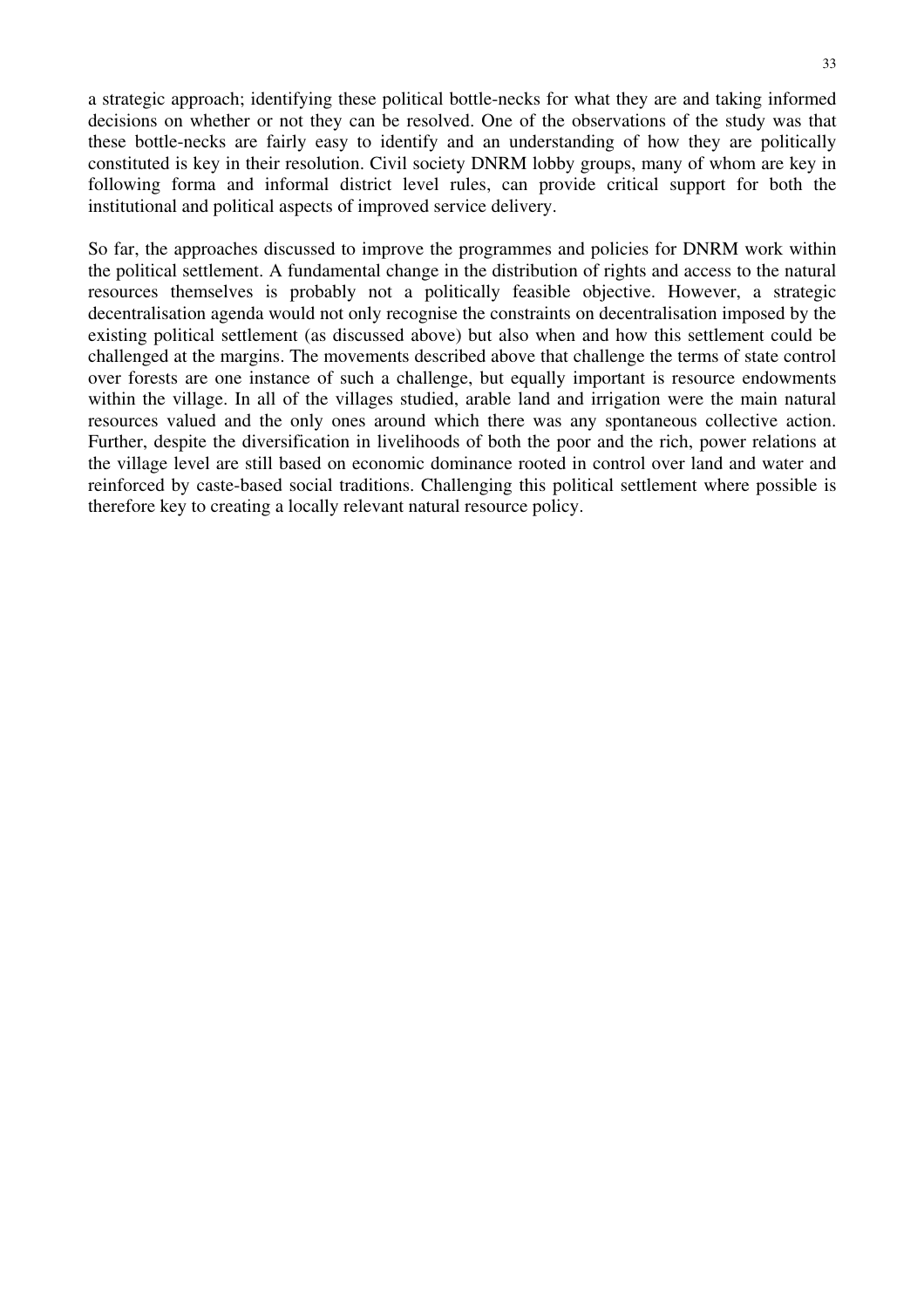a strategic approach; identifying these political bottle-necks for what they are and taking informed decisions on whether or not they can be resolved. One of the observations of the study was that these bottle-necks are fairly easy to identify and an understanding of how they are politically constituted is key in their resolution. Civil society DNRM lobby groups, many of whom are key in following forma and informal district level rules, can provide critical support for both the institutional and political aspects of improved service delivery.

So far, the approaches discussed to improve the programmes and policies for DNRM work within the political settlement. A fundamental change in the distribution of rights and access to the natural resources themselves is probably not a politically feasible objective. However, a strategic decentralisation agenda would not only recognise the constraints on decentralisation imposed by the existing political settlement (as discussed above) but also when and how this settlement could be challenged at the margins. The movements described above that challenge the terms of state control over forests are one instance of such a challenge, but equally important is resource endowments within the village. In all of the villages studied, arable land and irrigation were the main natural resources valued and the only ones around which there was any spontaneous collective action. Further, despite the diversification in livelihoods of both the poor and the rich, power relations at the village level are still based on economic dominance rooted in control over land and water and reinforced by caste-based social traditions. Challenging this political settlement where possible is therefore key to creating a locally relevant natural resource policy.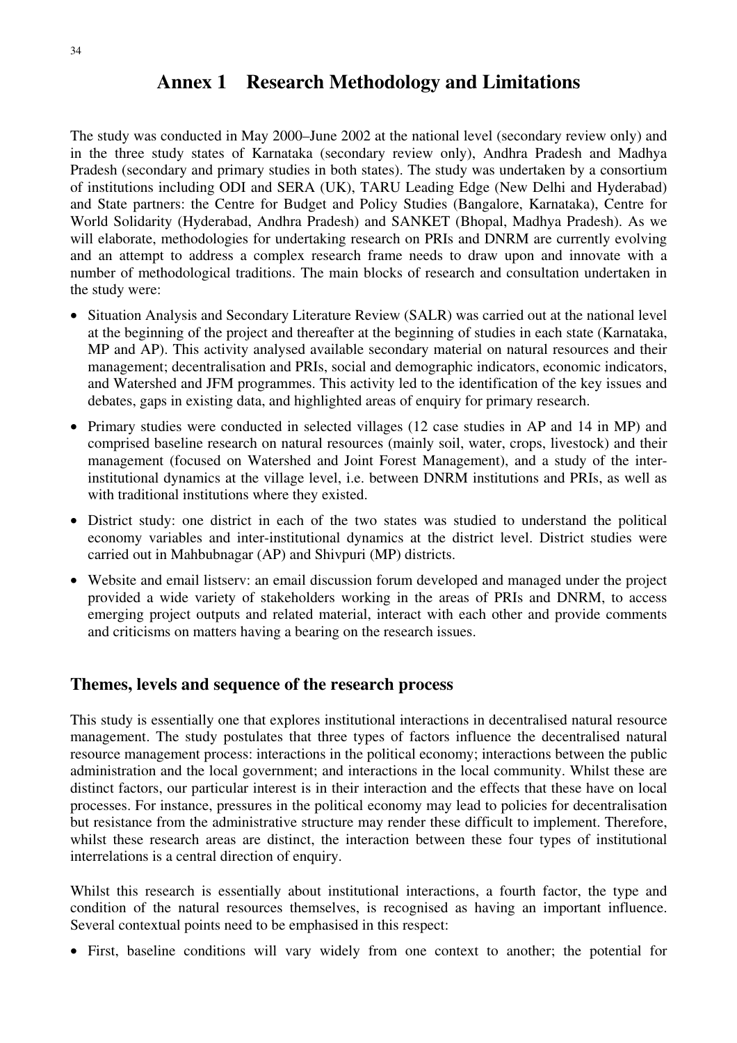# Annex 1 Research Methodology and Limitations

The study was conducted in May 2000–June 2002 at the national level (secondary review only) and in the three study states of Karnataka (secondary review only), Andhra Pradesh and Madhya Pradesh (secondary and primary studies in both states). The study was undertaken by a consortium of institutions including ODI and SERA (UK), TARU Leading Edge (New Delhi and Hyderabad) and State partners: the Centre for Budget and Policy Studies (Bangalore, Karnataka), Centre for World Solidarity (Hyderabad, Andhra Pradesh) and SANKET (Bhopal, Madhya Pradesh). As we will elaborate, methodologies for undertaking research on PRIs and DNRM are currently evolving and an attempt to address a complex research frame needs to draw upon and innovate with a number of methodological traditions. The main blocks of research and consultation undertaken in the study were:

- Situation Analysis and Secondary Literature Review (SALR) was carried out at the national level at the beginning of the project and thereafter at the beginning of studies in each state (Karnataka, MP and AP). This activity analysed available secondary material on natural resources and their management; decentralisation and PRIs, social and demographic indicators, economic indicators, and Watershed and JFM programmes. This activity led to the identification of the key issues and debates, gaps in existing data, and highlighted areas of enquiry for primary research.
- Primary studies were conducted in selected villages (12 case studies in AP and 14 in MP) and comprised baseline research on natural resources (mainly soil, water, crops, livestock) and their management (focused on Watershed and Joint Forest Management), and a study of the inter-institutional dynamics at the village level, i.e. between DNRM institutions and PRIs, as well as with traditional institutions where they existed.
- District study: one district in each of the two states was studied to understand the political economy variables and inter-institutional dynamics at the district level. District studies were carried out in Mahbubnagar (AP) and Shivpuri (MP) districts.
- Website and email listserv: an email discussion forum developed and managed under the project provided a wide variety of stakeholders working in the areas of PRIs and DNRM, to access emerging project outputs and related material, interact with each other and provide comments and criticisms on matters having a bearing on the research issues.

## Themes, levels and sequence of the research process

This study is essentially one that explores institutional interactions in decentralised natural resource management. The study postulates that three types of factors influence the decentralised natural resource management process: interactions in the political economy; interactions between the public administration and the local government; and interactions in the local community. Whilst these are distinct factors, our particular interest is in their interaction and the effects that these have on local processes. For instance, pressures in the political economy may lead to policies for decentralisation but resistance from the administrative structure may render these difficult to implement. Therefore, whilst these research areas are distinct, the interaction between these four types of institutional interrelations is a central direction of enquiry.

Whilst this research is essentially about institutional interactions, a fourth factor, the type and condition of the natural resources themselves, is recognised as having an important influence. Several contextual points need to be emphasised in this respect:

- First, baseline conditions will vary widely from one context to another; the potential for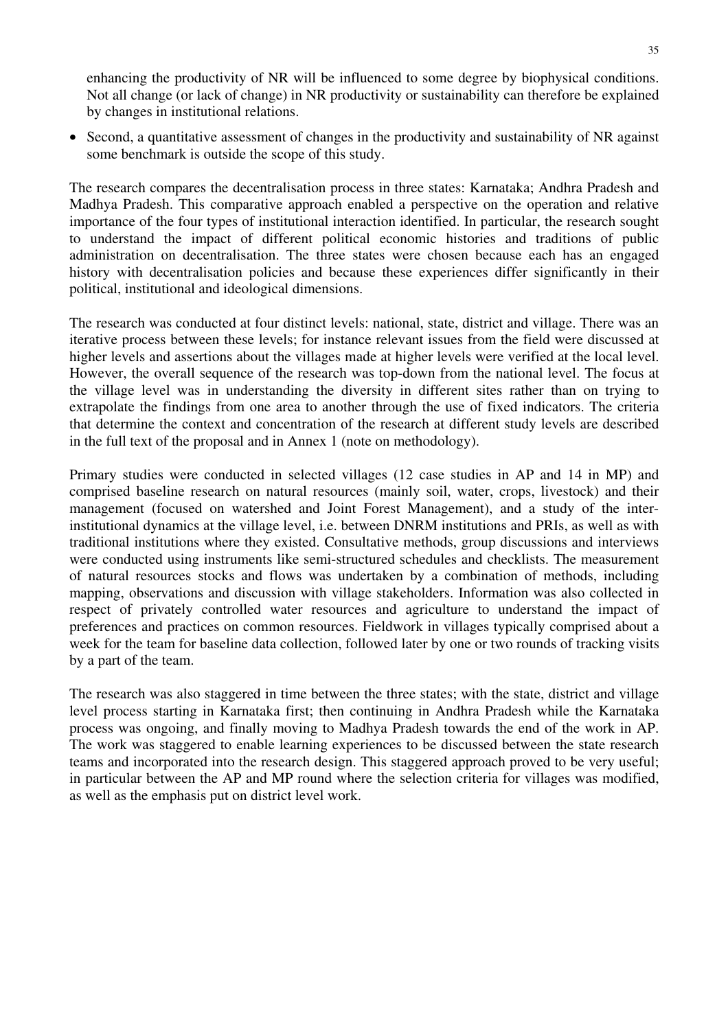enhancing the productivity of NR will be influenced to some degree by biophysical conditions. Not all change (or lack of change) in NR productivity or sustainability can therefore be explained by changes in institutional relations.

- Second, a quantitative assessment of changes in the productivity and sustainability of NR against some benchmark is outside the scope of this study.

The research compares the decentralisation process in three states: Karnataka; Andhra Pradesh and Madhya Pradesh. This comparative approach enabled a perspective on the operation and relative importance of the four types of institutional interaction identified. In particular, the research sought to understand the impact of different political economic histories and traditions of public administration on decentralisation. The three states were chosen because each has an engaged history with decentralisation policies and because these experiences differ significantly in their political, institutional and ideological dimensions.

The research was conducted at four distinct levels: national, state, district and village. There was an iterative process between these levels; for instance relevant issues from the field were discussed at higher levels and assertions about the villages made at higher levels were verified at the local level. However, the overall sequence of the research was top-down from the national level. The focus at the village level was in understanding the diversity in different sites rather than on trying to extrapolate the findings from one area to another through the use of fixed indicators. The criteria that determine the context and concentration of the research at different study levels are described in the full text of the proposal and in Annex 1 (note on methodology).

Primary studies were conducted in selected villages (12 case studies in AP and 14 in MP) and comprised baseline research on natural resources (mainly soil, water, crops, livestock) and their management (focused on watershed and Joint Forest Management), and a study of the inter-institutional dynamics at the village level, i.e. between DNRM institutions and PRIs, as well as with traditional institutions where they existed. Consultative methods, group discussions and interviews were conducted using instruments like semi-structured schedules and checklists. The measurement of natural resources stocks and flows was undertaken by a combination of methods, including mapping, observations and discussion with village stakeholders. Information was also collected in respect of privately controlled water resources and agriculture to understand the impact of preferences and practices on common resources. Fieldwork in villages typically comprised about a week for the team for baseline data collection, followed later by one or two rounds of tracking visits by a part of the team.

The research was also staggered in time between the three states; with the state, district and village level process starting in Karnataka first; then continuing in Andhra Pradesh while the Karnataka process was ongoing, and finally moving to Madhya Pradesh towards the end of the work in AP. The work was staggered to enable learning experiences to be discussed between the state research teams and incorporated into the research design. This staggered approach proved to be very useful; in particular between the AP and MP round where the selection criteria for villages was modified, as well as the emphasis put on district level work.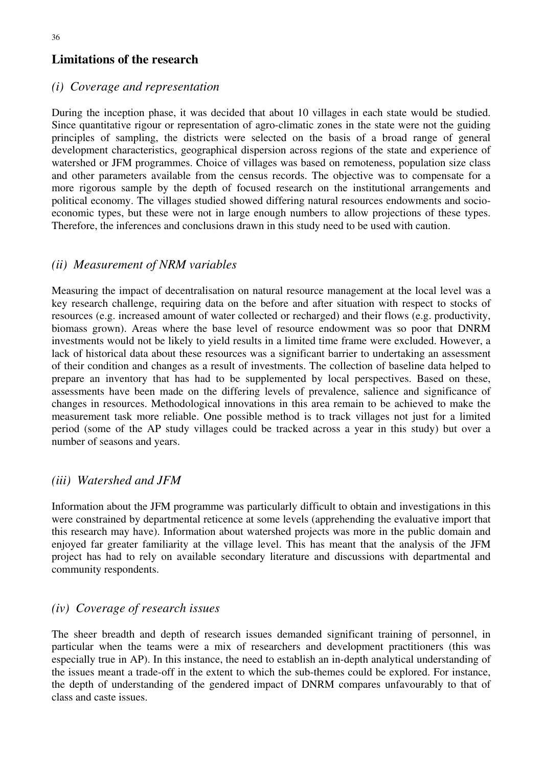## Limitations of the research

### *(i) Coverage and representation*

During the inception phase, it was decided that about 10 villages in each state would be studied. Since quantitative rigour or representation of agro-climatic zones in the state were not the guiding principles of sampling, the districts were selected on the basis of a broad range of general development characteristics, geographical dispersion across regions of the state and experience of watershed or JFM programmes. Choice of villages was based on remoteness, population size class and other parameters available from the census records. The objective was to compensate for a more rigorous sample by the depth of focused research on the institutional arrangements and political economy. The villages studied showed differing natural resources endowments and socio-economic types, but these were not in large enough numbers to allow projections of these types. Therefore, the inferences and conclusions drawn in this study need to be used with caution.

### *(ii) Measurement of NRM variables*

Measuring the impact of decentralisation on natural resource management at the local level was a key research challenge, requiring data on the before and after situation with respect to stocks of resources (e.g. increased amount of water collected or recharged) and their flows (e.g. productivity, biomass grown). Areas where the base level of resource endowment was so poor that DNRM investments would not be likely to yield results in a limited time frame were excluded. However, a lack of historical data about these resources was a significant barrier to undertaking an assessment of their condition and changes as a result of investments. The collection of baseline data helped to prepare an inventory that has had to be supplemented by local perspectives. Based on these, assessments have been made on the differing levels of prevalence, salience and significance of changes in resources. Methodological innovations in this area remain to be achieved to make the measurement task more reliable. One possible method is to track villages not just for a limited period (some of the AP study villages could be tracked across a year in this study) but over a number of seasons and years.

### *(iii) Watershed and JFM*

Information about the JFM programme was particularly difficult to obtain and investigations in this were constrained by departmental reticence at some levels (apprehending the evaluative import that this research may have). Information about watershed projects was more in the public domain and enjoyed far greater familiarity at the village level. This has meant that the analysis of the JFM project has had to rely on available secondary literature and discussions with departmental and community respondents.

### *(iv) Coverage of research issues*

The sheer breadth and depth of research issues demanded significant training of personnel, in particular when the teams were a mix of researchers and development practitioners (this was especially true in AP). In this instance, the need to establish an in-depth analytical understanding of the issues meant a trade-off in the extent to which the sub-themes could be explored. For instance, the depth of understanding of the gendered impact of DNRM compares unfavourably to that of class and caste issues.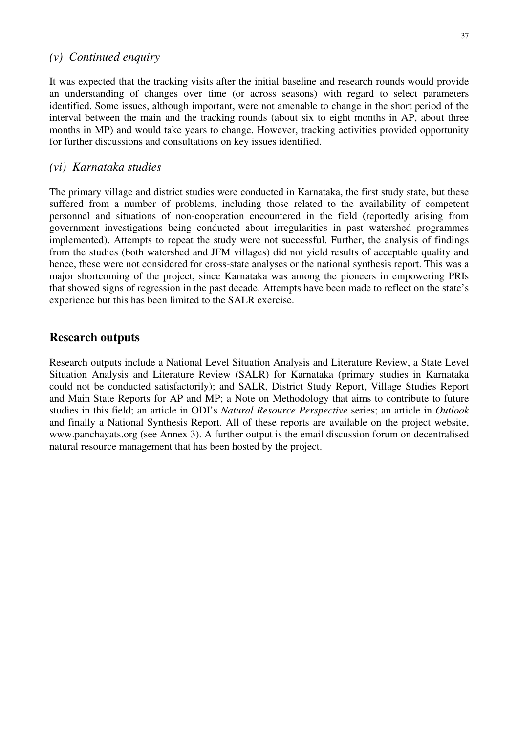### *(v) Continued enquiry*

It was expected that the tracking visits after the initial baseline and research rounds would provide an understanding of changes over time (or across seasons) with regard to select parameters identified. Some issues, although important, were not amenable to change in the short period of the interval between the main and the tracking rounds (about six to eight months in AP, about three months in MP) and would take years to change. However, tracking activities provided opportunity for further discussions and consultations on key issues identified.

### *(vi) Karnataka studies*

The primary village and district studies were conducted in Karnataka, the first study state, but these suffered from a number of problems, including those related to the availability of competent personnel and situations of non-cooperation encountered in the field (reportedly arising from government investigations being conducted about irregularities in past watershed programmes implemented). Attempts to repeat the study were not successful. Further, the analysis of findings from the studies (both watershed and JFM villages) did not yield results of acceptable quality and hence, these were not considered for cross-state analyses or the national synthesis report. This was a major shortcoming of the project, since Karnataka was among the pioneers in empowering PRIs that showed signs of regression in the past decade. Attempts have been made to reflect on the state's experience but this has been limited to the SALR exercise.

## Research outputs

Research outputs include a National Level Situation Analysis and Literature Review, a State Level Situation Analysis and Literature Review (SALR) for Karnataka (primary studies in Karnataka could not be conducted satisfactorily); and SALR, District Study Report, Village Studies Report and Main State Reports for AP and MP; a Note on Methodology that aims to contribute to future studies in this field; an article in ODI's *Natural Resource Perspective* series; an article in *Outlook* and finally a National Synthesis Report. All of these reports are available on the project website, www.panchayats.org (see Annex 3). A further output is the email discussion forum on decentralised natural resource management that has been hosted by the project.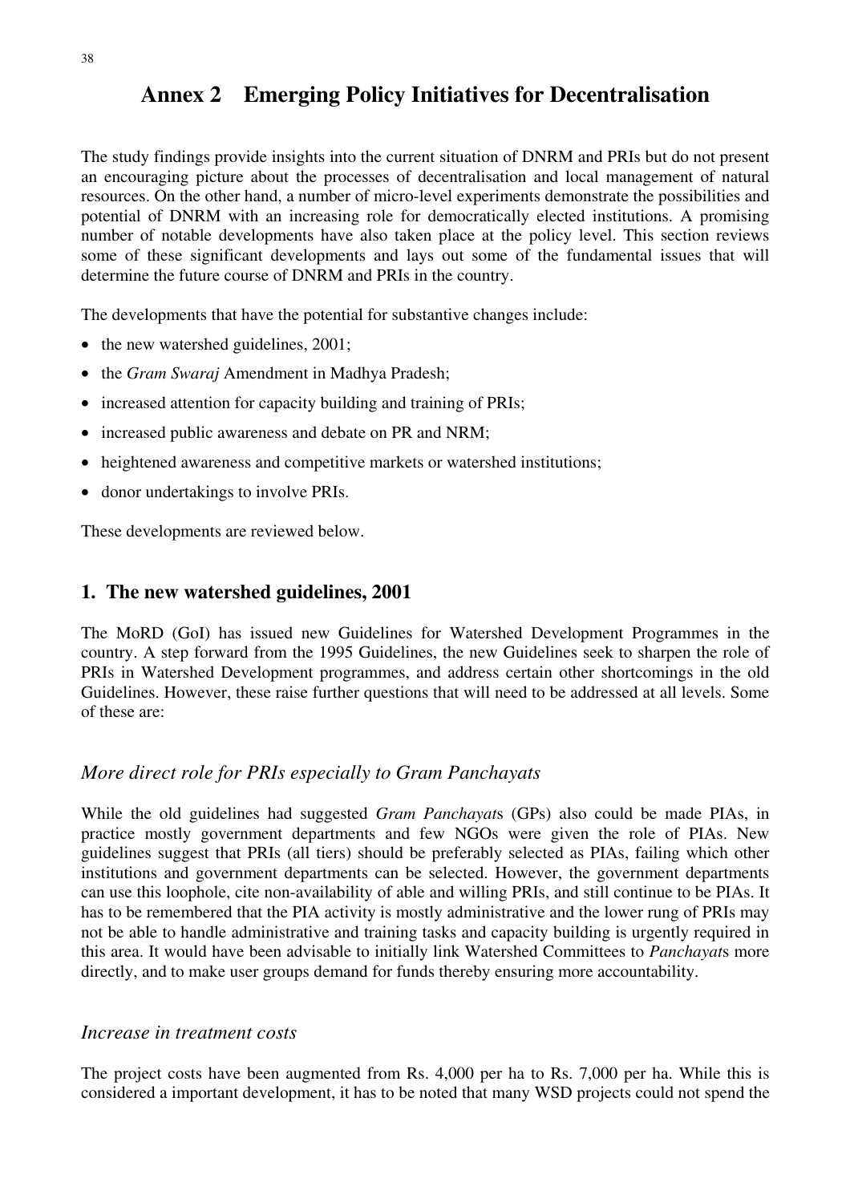# Annex 2 Emerging Policy Initiatives for Decentralisation

The study findings provide insights into the current situation of DNRM and PRIs but do not present an encouraging picture about the processes of decentralisation and local management of natural resources. On the other hand, a number of micro-level experiments demonstrate the possibilities and potential of DNRM with an increasing role for democratically elected institutions. A promising number of notable developments have also taken place at the policy level. This section reviews some of these significant developments and lays out some of the fundamental issues that will determine the future course of DNRM and PRIs in the country.

The developments that have the potential for substantive changes include:

- the new watershed guidelines, 2001;
- the *Gram Swaraj* Amendment in Madhya Pradesh;
- increased attention for capacity building and training of PRIs;
- increased public awareness and debate on PR and NRM;
- heightened awareness and competitive markets or watershed institutions;
- donor undertakings to involve PRIs.

These developments are reviewed below.

## 1. The new watershed guidelines, 2001

The MoRD (GoI) has issued new Guidelines for Watershed Development Programmes in the country. A step forward from the 1995 Guidelines, the new Guidelines seek to sharpen the role of PRIs in Watershed Development programmes, and address certain other shortcomings in the old Guidelines. However, these raise further questions that will need to be addressed at all levels. Some of these are:

### *More direct role for PRIs especially to Gram Panchayats*

While the old guidelines had suggested *Gram Panchayat*s (GPs) also could be made PIAs, in practice mostly government departments and few NGOs were given the role of PIAs. New guidelines suggest that PRIs (all tiers) should be preferably selected as PIAs, failing which other institutions and government departments can be selected. However, the government departments can use this loophole, cite non-availability of able and willing PRIs, and still continue to be PIAs. It has to be remembered that the PIA activity is mostly administrative and the lower rung of PRIs may not be able to handle administrative and training tasks and capacity building is urgently required in this area. It would have been advisable to initially link Watershed Committees to *Panchayat*s more directly, and to make user groups demand for funds thereby ensuring more accountability.

### *Increase in treatment costs*

The project costs have been augmented from Rs. 4,000 per ha to Rs. 7,000 per ha. While this is considered a important development, it has to be noted that many WSD projects could not spend the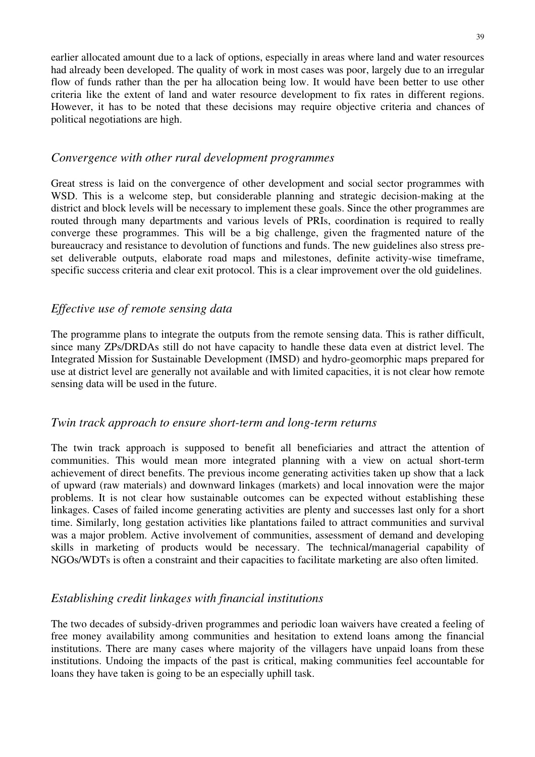earlier allocated amount due to a lack of options, especially in areas where land and water resources had already been developed. The quality of work in most cases was poor, largely due to an irregular flow of funds rather than the per ha allocation being low. It would have been better to use other criteria like the extent of land and water resource development to fix rates in different regions. However, it has to be noted that these decisions may require objective criteria and chances of political negotiations are high.

### *Convergence with other rural development programmes*

Great stress is laid on the convergence of other development and social sector programmes with WSD. This is a welcome step, but considerable planning and strategic decision-making at the district and block levels will be necessary to implement these goals. Since the other programmes are routed through many departments and various levels of PRIs, coordination is required to really converge these programmes. This will be a big challenge, given the fragmented nature of the bureaucracy and resistance to devolution of functions and funds. The new guidelines also stress pre-set deliverable outputs, elaborate road maps and milestones, definite activity-wise timeframe, specific success criteria and clear exit protocol. This is a clear improvement over the old guidelines.

### *Effective use of remote sensing data*

The programme plans to integrate the outputs from the remote sensing data. This is rather difficult, since many ZPs/DRDAs still do not have capacity to handle these data even at district level. The Integrated Mission for Sustainable Development (IMSD) and hydro-geomorphic maps prepared for use at district level are generally not available and with limited capacities, it is not clear how remote sensing data will be used in the future.

### *Twin track approach to ensure short-term and long-term returns*

The twin track approach is supposed to benefit all beneficiaries and attract the attention of communities. This would mean more integrated planning with a view on actual short-term achievement of direct benefits. The previous income generating activities taken up show that a lack of upward (raw materials) and downward linkages (markets) and local innovation were the major problems. It is not clear how sustainable outcomes can be expected without establishing these linkages. Cases of failed income generating activities are plenty and successes last only for a short time. Similarly, long gestation activities like plantations failed to attract communities and survival was a major problem. Active involvement of communities, assessment of demand and developing skills in marketing of products would be necessary. The technical/managerial capability of NGOs/WDTs is often a constraint and their capacities to facilitate marketing are also often limited.

### *Establishing credit linkages with financial institutions*

The two decades of subsidy-driven programmes and periodic loan waivers have created a feeling of free money availability among communities and hesitation to extend loans among the financial institutions. There are many cases where majority of the villagers have unpaid loans from these institutions. Undoing the impacts of the past is critical, making communities feel accountable for loans they have taken is going to be an especially uphill task.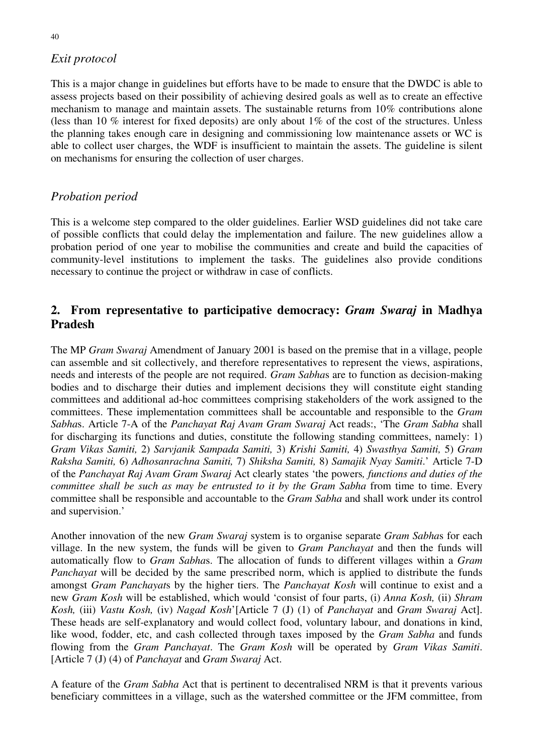### *Exit protocol*

This is a major change in guidelines but efforts have to be made to ensure that the DWDC is able to assess projects based on their possibility of achieving desired goals as well as to create an effective mechanism to manage and maintain assets. The sustainable returns from 10% contributions alone (less than 10 % interest for fixed deposits) are only about 1% of the cost of the structures. Unless the planning takes enough care in designing and commissioning low maintenance assets or WC is able to collect user charges, the WDF is insufficient to maintain the assets. The guideline is silent on mechanisms for ensuring the collection of user charges.

### *Probation period*

This is a welcome step compared to the older guidelines. Earlier WSD guidelines did not take care of possible conflicts that could delay the implementation and failure. The new guidelines allow a probation period of one year to mobilise the communities and create and build the capacities of community-level institutions to implement the tasks. The guidelines also provide conditions necessary to continue the project or withdraw in case of conflicts.

## 2. From representative to participative democracy: *Gram Swaraj* in Madhya Pradesh

The MP *Gram Swaraj* Amendment of January 2001 is based on the premise that in a village, people can assemble and sit collectively, and therefore representatives to represent the views, aspirations, needs and interests of the people are not required. *Gram Sabha*s are to function as decision-making bodies and to discharge their duties and implement decisions they will constitute eight standing committees and additional ad-hoc committees comprising stakeholders of the work assigned to the committees. These implementation committees shall be accountable and responsible to the *Gram Sabha*s. Article 7-A of the *Panchayat Raj Avam Gram Swaraj* Act reads:, 'The *Gram Sabha* shall for discharging its functions and duties, constitute the following standing committees, namely: 1) *Gram Vikas Samiti,* 2) *Sarvjanik Sampada Samiti,* 3) *Krishi Samiti,* 4) *Swasthya Samiti,* 5) *Gram Raksha Samiti,* 6) *Adhosanrachna Samiti,* 7) *Shiksha Samiti,* 8) *Samajik Nyay Samiti*.' Article 7-D of the *Panchayat Raj Avam Gram Swaraj* Act clearly states 'the powers*, functions and duties of the committee shall be such as may be entrusted to it by the Gram Sabha* from time to time. Every committee shall be responsible and accountable to the *Gram Sabha* and shall work under its control and supervision.'

Another innovation of the new *Gram Swaraj* system is to organise separate *Gram Sabha*s for each village. In the new system, the funds will be given to *Gram Panchayat* and then the funds will automatically flow to *Gram Sabha*s. The allocation of funds to different villages within a *Gram Panchayat* will be decided by the same prescribed norm, which is applied to distribute the funds amongst *Gram Panchayat*s by the higher tiers. The *Panchayat Kosh* will continue to exist and a new *Gram Kosh* will be established, which would 'consist of four parts, (i) *Anna Kosh,* (ii) *Shram Kosh,* (iii) *Vastu Kosh,* (iv) *Nagad Kosh*'[Article 7 (J) (1) of *Panchayat* and *Gram Swaraj* Act]. These heads are self-explanatory and would collect food, voluntary labour, and donations in kind, like wood, fodder, etc, and cash collected through taxes imposed by the *Gram Sabha* and funds flowing from the *Gram Panchayat*. The *Gram Kosh* will be operated by *Gram Vikas Samiti*. [Article 7 (J) (4) of *Panchayat* and *Gram Swaraj* Act.

A feature of the *Gram Sabha* Act that is pertinent to decentralised NRM is that it prevents various beneficiary committees in a village, such as the watershed committee or the JFM committee, from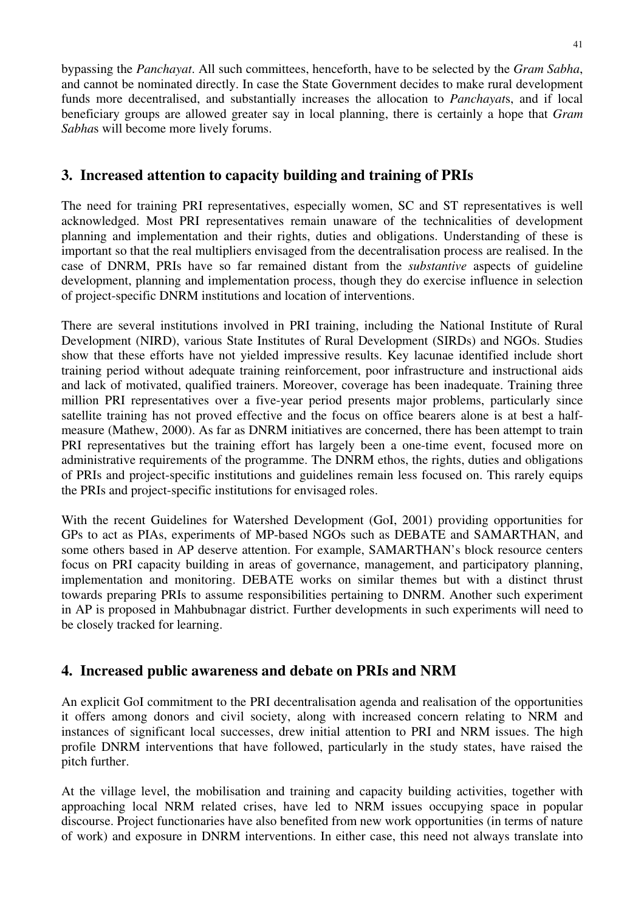bypassing the *Panchayat*. All such committees, henceforth, have to be selected by the *Gram Sabha*, and cannot be nominated directly. In case the State Government decides to make rural development funds more decentralised, and substantially increases the allocation to *Panchayat*s, and if local beneficiary groups are allowed greater say in local planning, there is certainly a hope that *Gram Sabha*s will become more lively forums.

## 3. Increased attention to capacity building and training of PRIs

The need for training PRI representatives, especially women, SC and ST representatives is well acknowledged. Most PRI representatives remain unaware of the technicalities of development planning and implementation and their rights, duties and obligations. Understanding of these is important so that the real multipliers envisaged from the decentralisation process are realised. In the case of DNRM, PRIs have so far remained distant from the *substantive* aspects of guideline development, planning and implementation process, though they do exercise influence in selection of project-specific DNRM institutions and location of interventions.

There are several institutions involved in PRI training, including the National Institute of Rural Development (NIRD), various State Institutes of Rural Development (SIRDs) and NGOs. Studies show that these efforts have not yielded impressive results. Key lacunae identified include short training period without adequate training reinforcement, poor infrastructure and instructional aids and lack of motivated, qualified trainers. Moreover, coverage has been inadequate. Training three million PRI representatives over a five-year period presents major problems, particularly since satellite training has not proved effective and the focus on office bearers alone is at best a half-measure (Mathew, 2000). As far as DNRM initiatives are concerned, there has been attempt to train PRI representatives but the training effort has largely been a one-time event, focused more on administrative requirements of the programme. The DNRM ethos, the rights, duties and obligations of PRIs and project-specific institutions and guidelines remain less focused on. This rarely equips the PRIs and project-specific institutions for envisaged roles.

With the recent Guidelines for Watershed Development (GoI, 2001) providing opportunities for GPs to act as PIAs, experiments of MP-based NGOs such as DEBATE and SAMARTHAN, and some others based in AP deserve attention. For example, SAMARTHAN's block resource centers focus on PRI capacity building in areas of governance, management, and participatory planning, implementation and monitoring. DEBATE works on similar themes but with a distinct thrust towards preparing PRIs to assume responsibilities pertaining to DNRM. Another such experiment in AP is proposed in Mahbubnagar district. Further developments in such experiments will need to be closely tracked for learning.

## 4. Increased public awareness and debate on PRIs and NRM

An explicit GoI commitment to the PRI decentralisation agenda and realisation of the opportunities it offers among donors and civil society, along with increased concern relating to NRM and instances of significant local successes, drew initial attention to PRI and NRM issues. The high profile DNRM interventions that have followed, particularly in the study states, have raised the pitch further.

At the village level, the mobilisation and training and capacity building activities, together with approaching local NRM related crises, have led to NRM issues occupying space in popular discourse. Project functionaries have also benefited from new work opportunities (in terms of nature of work) and exposure in DNRM interventions. In either case, this need not always translate into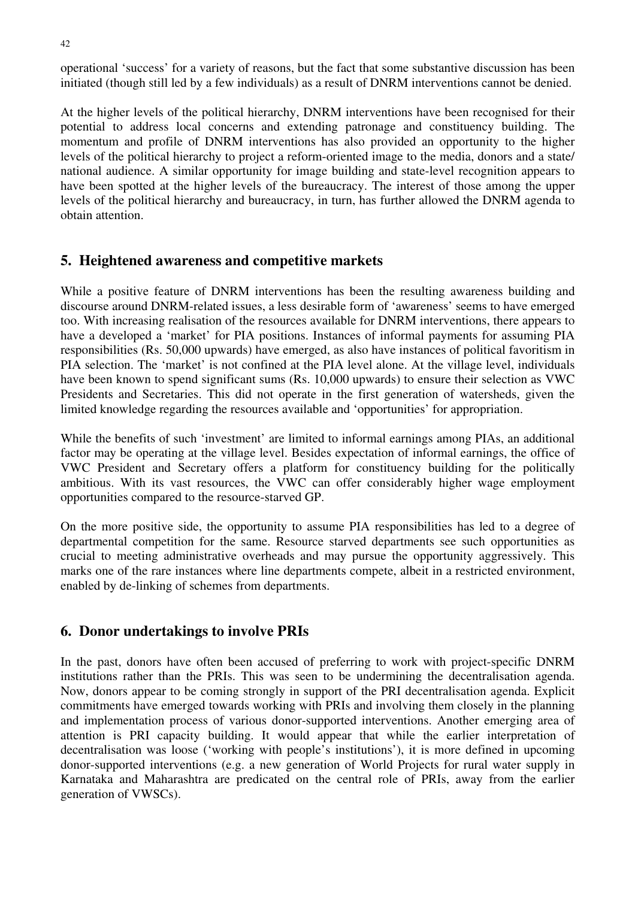operational 'success' for a variety of reasons, but the fact that some substantive discussion has been initiated (though still led by a few individuals) as a result of DNRM interventions cannot be denied.

At the higher levels of the political hierarchy, DNRM interventions have been recognised for their potential to address local concerns and extending patronage and constituency building. The momentum and profile of DNRM interventions has also provided an opportunity to the higher levels of the political hierarchy to project a reform-oriented image to the media, donors and a state/ national audience. A similar opportunity for image building and state-level recognition appears to have been spotted at the higher levels of the bureaucracy. The interest of those among the upper levels of the political hierarchy and bureaucracy, in turn, has further allowed the DNRM agenda to obtain attention.

## 5. Heightened awareness and competitive markets

While a positive feature of DNRM interventions has been the resulting awareness building and discourse around DNRM-related issues, a less desirable form of 'awareness' seems to have emerged too. With increasing realisation of the resources available for DNRM interventions, there appears to have a developed a 'market' for PIA positions. Instances of informal payments for assuming PIA responsibilities (Rs. 50,000 upwards) have emerged, as also have instances of political favoritism in PIA selection. The 'market' is not confined at the PIA level alone. At the village level, individuals have been known to spend significant sums (Rs. 10,000 upwards) to ensure their selection as VWC Presidents and Secretaries. This did not operate in the first generation of watersheds, given the limited knowledge regarding the resources available and 'opportunities' for appropriation.

While the benefits of such 'investment' are limited to informal earnings among PIAs, an additional factor may be operating at the village level. Besides expectation of informal earnings, the office of VWC President and Secretary offers a platform for constituency building for the politically ambitious. With its vast resources, the VWC can offer considerably higher wage employment opportunities compared to the resource-starved GP.

On the more positive side, the opportunity to assume PIA responsibilities has led to a degree of departmental competition for the same. Resource starved departments see such opportunities as crucial to meeting administrative overheads and may pursue the opportunity aggressively. This marks one of the rare instances where line departments compete, albeit in a restricted environment, enabled by de-linking of schemes from departments.

## 6. Donor undertakings to involve PRIs

In the past, donors have often been accused of preferring to work with project-specific DNRM institutions rather than the PRIs. This was seen to be undermining the decentralisation agenda. Now, donors appear to be coming strongly in support of the PRI decentralisation agenda. Explicit commitments have emerged towards working with PRIs and involving them closely in the planning and implementation process of various donor-supported interventions. Another emerging area of attention is PRI capacity building. It would appear that while the earlier interpretation of decentralisation was loose ('working with people's institutions'), it is more defined in upcoming donor-supported interventions (e.g. a new generation of World Projects for rural water supply in Karnataka and Maharashtra are predicated on the central role of PRIs, away from the earlier generation of VWSCs).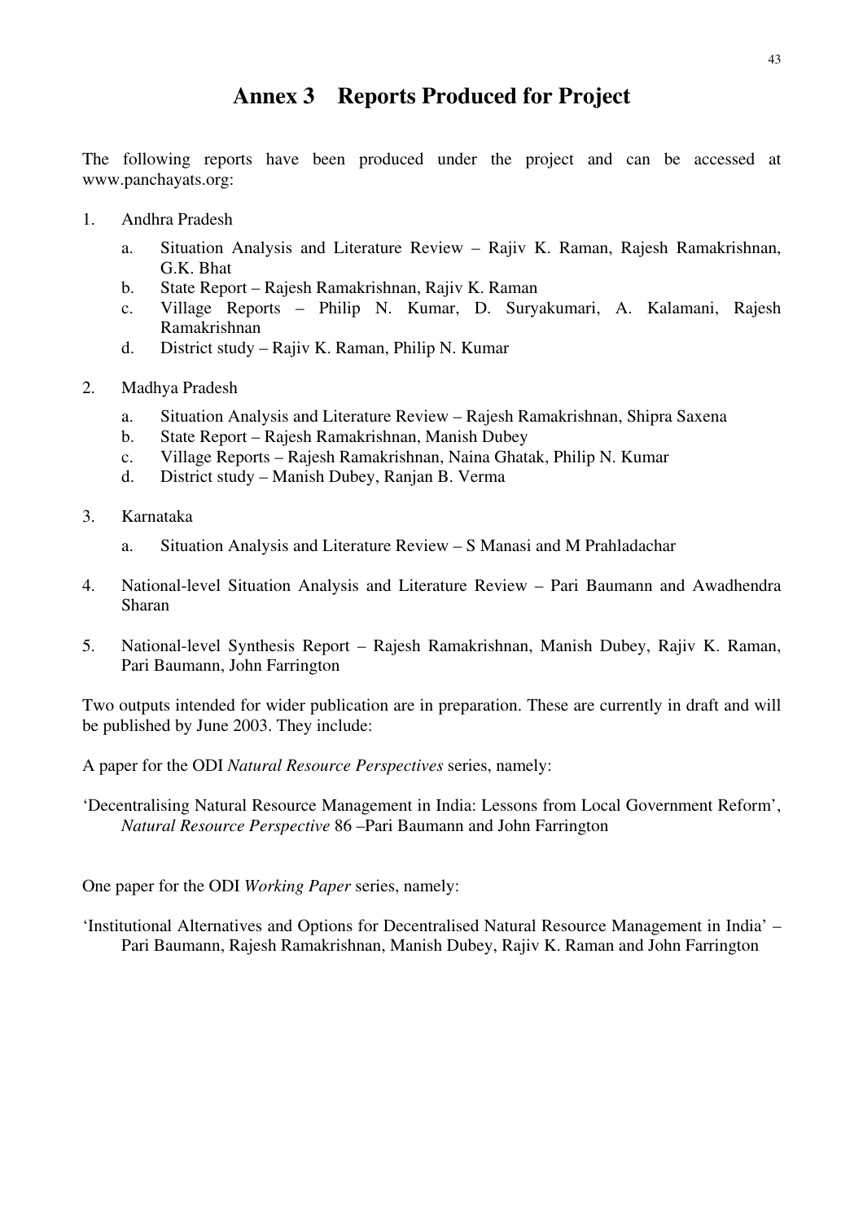# Annex 3 Reports Produced for Project

The following reports have been produced under the project and can be accessed at www.panchayats.org:

1. Andhra Pradesh
    a. Situation Analysis and Literature Review – Rajiv K. Raman, Rajesh Ramakrishnan, G.K. Bhat
    b. State Report – Rajesh Ramakrishnan, Rajiv K. Raman
    c. Village Reports – Philip N. Kumar, D. Suryakumari, A. Kalamani, Rajesh Ramakrishnan
    d. District study – Rajiv K. Raman, Philip N. Kumar

2. Madhya Pradesh
    a. Situation Analysis and Literature Review – Rajesh Ramakrishnan, Shipra Saxena
    b. State Report – Rajesh Ramakrishnan, Manish Dubey
    c. Village Reports – Rajesh Ramakrishnan, Naina Ghatak, Philip N. Kumar
    d. District study – Manish Dubey, Ranjan B. Verma

3. Karnataka
    a. Situation Analysis and Literature Review – S Manasi and M Prahladachar

4. National-level Situation Analysis and Literature Review – Pari Baumann and Awadhendra Sharan

5. National-level Synthesis Report – Rajesh Ramakrishnan, Manish Dubey, Rajiv K. Raman, Pari Baumann, John Farrington

Two outputs intended for wider publication are in preparation. These are currently in draft and will be published by June 2003. They include:

A paper for the ODI *Natural Resource Perspectives* series, namely:

'Decentralising Natural Resource Management in India: Lessons from Local Government Reform', *Natural Resource Perspective* 86 –Pari Baumann and John Farrington

One paper for the ODI *Working Paper* series, namely:

'Institutional Alternatives and Options for Decentralised Natural Resource Management in India' – Pari Baumann, Rajesh Ramakrishnan, Manish Dubey, Rajiv K. Raman and John Farrington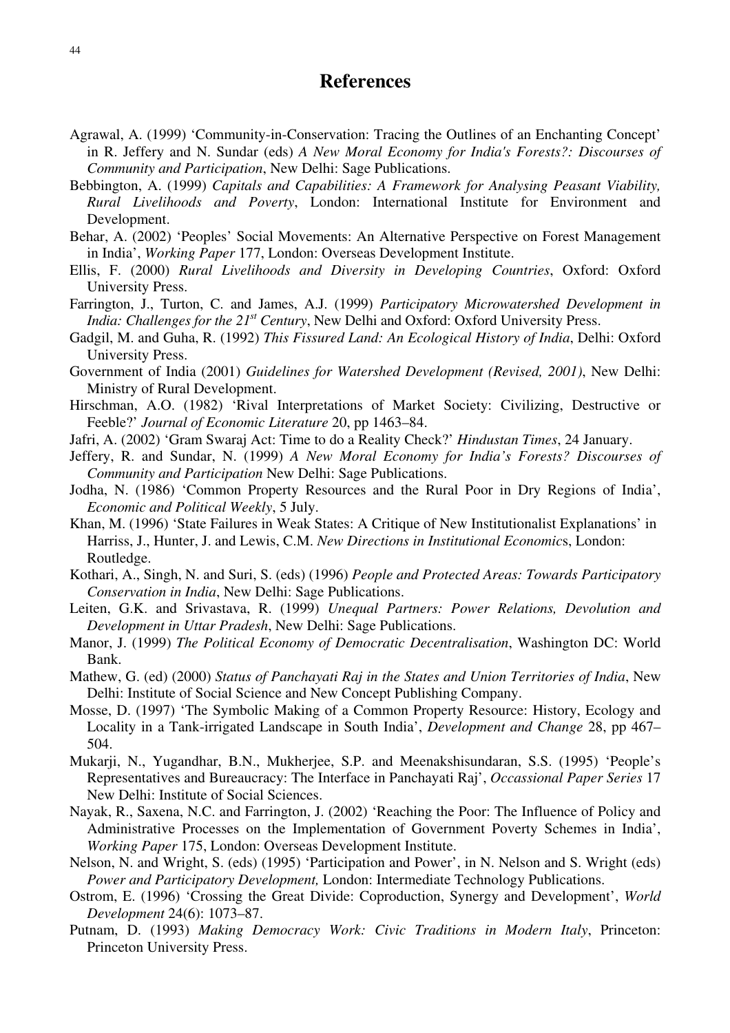# References

Agrawal, A. (1999) 'Community-in-Conservation: Tracing the Outlines of an Enchanting Concept' in R. Jeffery and N. Sundar (eds) *A New Moral Economy for India's Forests?: Discourses of Community and Participation*, New Delhi: Sage Publications.

Bebbington, A. (1999) *Capitals and Capabilities: A Framework for Analysing Peasant Viability, Rural Livelihoods and Poverty*, London: International Institute for Environment and Development.

Behar, A. (2002) 'Peoples' Social Movements: An Alternative Perspective on Forest Management in India', *Working Paper* 177, London: Overseas Development Institute.

Ellis, F. (2000) *Rural Livelihoods and Diversity in Developing Countries*, Oxford: Oxford University Press.

Farrington, J., Turton, C. and James, A.J. (1999) *Participatory Microwatershed Development in India: Challenges for the 21st Century*, New Delhi and Oxford: Oxford University Press.

Gadgil, M. and Guha, R. (1992) *This Fissured Land: An Ecological History of India*, Delhi: Oxford University Press.

Government of India (2001) *Guidelines for Watershed Development (Revised, 2001)*, New Delhi: Ministry of Rural Development.

Hirschman, A.O. (1982) 'Rival Interpretations of Market Society: Civilizing, Destructive or Feeble?' *Journal of Economic Literature* 20, pp 1463–84.

Jafri, A. (2002) 'Gram Swaraj Act: Time to do a Reality Check?' *Hindustan Times*, 24 January.

Jeffery, R. and Sundar, N. (1999) *A New Moral Economy for India's Forests? Discourses of Community and Participation* New Delhi: Sage Publications.

Jodha, N. (1986) 'Common Property Resources and the Rural Poor in Dry Regions of India', *Economic and Political Weekly*, 5 July.

Khan, M. (1996) 'State Failures in Weak States: A Critique of New Institutionalist Explanations' in Harriss, J., Hunter, J. and Lewis, C.M. *New Directions in Institutional Economics*, London: Routledge.

Kothari, A., Singh, N. and Suri, S. (eds) (1996) *People and Protected Areas: Towards Participatory Conservation in India*, New Delhi: Sage Publications.

Leiten, G.K. and Srivastava, R. (1999) *Unequal Partners: Power Relations, Devolution and Development in Uttar Pradesh*, New Delhi: Sage Publications.

Manor, J. (1999) *The Political Economy of Democratic Decentralisation*, Washington DC: World Bank.

Mathew, G. (ed) (2000) *Status of Panchayati Raj in the States and Union Territories of India*, New Delhi: Institute of Social Science and New Concept Publishing Company.

Mosse, D. (1997) 'The Symbolic Making of a Common Property Resource: History, Ecology and Locality in a Tank-irrigated Landscape in South India', *Development and Change* 28, pp 467–504.

Mukarji, N., Yugandhar, B.N., Mukherjee, S.P. and Meenakshisundaran, S.S. (1995) 'People's Representatives and Bureaucracy: The Interface in Panchayati Raj', *Occassional Paper Series* 17 New Delhi: Institute of Social Sciences.

Nayak, R., Saxena, N.C. and Farrington, J. (2002) 'Reaching the Poor: The Influence of Policy and Administrative Processes on the Implementation of Government Poverty Schemes in India', *Working Paper* 175, London: Overseas Development Institute.

Nelson, N. and Wright, S. (eds) (1995) 'Participation and Power', in N. Nelson and S. Wright (eds) *Power and Participatory Development,* London: Intermediate Technology Publications.

Ostrom, E. (1996) 'Crossing the Great Divide: Coproduction, Synergy and Development', *World Development* 24(6): 1073–87.

Putnam, D. (1993) *Making Democracy Work: Civic Traditions in Modern Italy*, Princeton: Princeton University Press.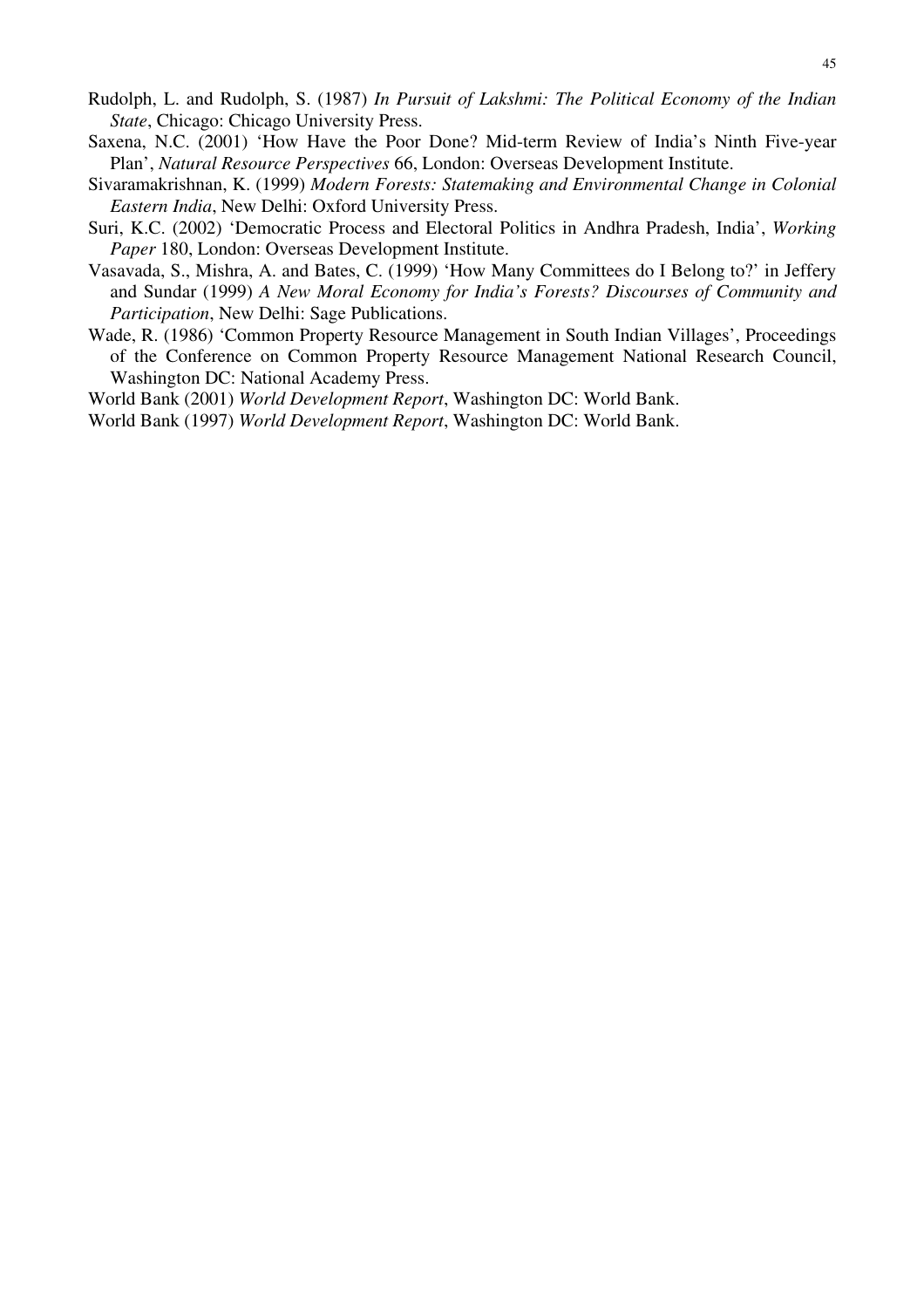Rudolph, L. and Rudolph, S. (1987) *In Pursuit of Lakshmi: The Political Economy of the Indian State*, Chicago: Chicago University Press.

Saxena, N.C. (2001) 'How Have the Poor Done? Mid-term Review of India's Ninth Five-year Plan', *Natural Resource Perspectives* 66, London: Overseas Development Institute.

Sivaramakrishnan, K. (1999) *Modern Forests: Statemaking and Environmental Change in Colonial Eastern India*, New Delhi: Oxford University Press.

Suri, K.C. (2002) 'Democratic Process and Electoral Politics in Andhra Pradesh, India', *Working Paper* 180, London: Overseas Development Institute.

Vasavada, S., Mishra, A. and Bates, C. (1999) 'How Many Committees do I Belong to?' in Jeffery and Sundar (1999) *A New Moral Economy for India's Forests? Discourses of Community and Participation*, New Delhi: Sage Publications.

Wade, R. (1986) 'Common Property Resource Management in South Indian Villages', Proceedings of the Conference on Common Property Resource Management National Research Council, Washington DC: National Academy Press.

World Bank (2001) *World Development Report*, Washington DC: World Bank.

World Bank (1997) *World Development Report*, Washington DC: World Bank.